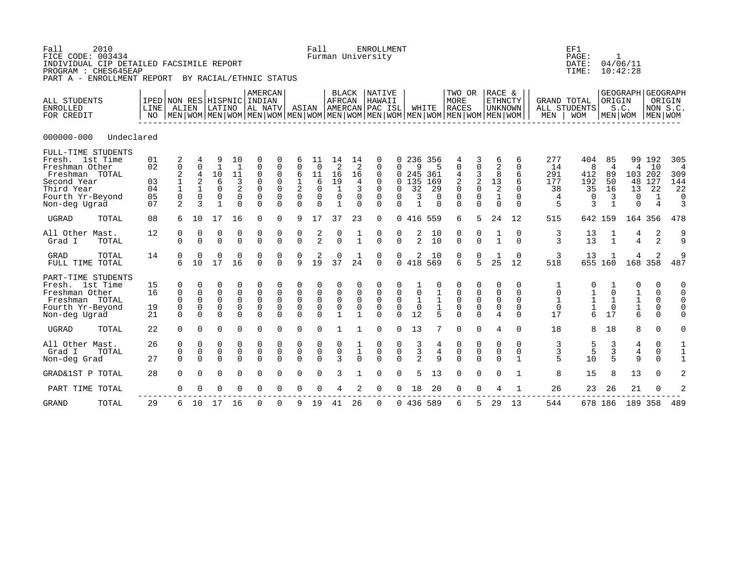Fall 2010
FICE CODE: 003434
INDIVIDUAL CIP DETAILED FACSIMILE REPORT
PROGRAM : CHES645EAP
PART A - ENROLLMENT REPORT BY RACIAL/ETHNIC STATUS

Fall ENROLLMENT
Furman University

EF1
PAGE: 1
DATE: 04/06/11
TIME: 10:42:28

000000-000 Undeclared

| ALL STUDENTS ENROLLED FOR CREDIT | IPED LINE NO | NON RES ALIEN | | HISPNIC LATINO | | AMERCAN INDIAN AL NATV | | ASIAN | | BLACK AFRCAN AMERCAN | | NATIVE HAWAII PAC ISL | | WHITE | | TWO OR MORE RACES | | RACE & ETHNCTY UNKNOWN | | GRAND TOTAL ALL STUDENTS | | GEOGRAPH ORIGIN S.C. | | GEOGRAPH ORIGIN NON S.C. | |
|---|---|---|---|---|---|---|---|---|---|---|---|---|---|---|---|---|---|---|---|---|---|---|---|---|---|
| | | MEN | WOM | MEN | WOM | MEN | WOM | MEN | WOM | MEN | WOM | MEN | WOM | MEN | WOM | MEN | WOM | MEN | WOM | MEN | WOM | MEN | WOM | MEN | WOM |
| FULL-TIME STUDENTS | | | | | | | | | | | | | | | | | | | | | | | | | |
| Fresh. 1st Time | 01 | 2 | 4 | 9 | 10 | 0 | 0 | 6 | 11 | 14 | 14 | 0 | 0 | 236 | 356 | 4 | 3 | 6 | 6 | 277 | 404 | 85 | 99 | 192 | 305 |
| Freshman Other | 02 | 0 | 0 | 1 | 1 | 0 | 0 | 0 | 0 | 2 | 2 | 0 | 0 | 9 | 5 | 0 | 0 | 2 | 0 | 14 | 8 | 4 | 4 | 10 | 4 |
| Freshman TOTAL | | 2 | 4 | 10 | 11 | 0 | 0 | 6 | 11 | 16 | 16 | 0 | 0 | 245 | 361 | 4 | 3 | 8 | 6 | 291 | 412 | 89 | 103 | 202 | 309 |
| Second Year | 03 | 1 | 2 | 6 | 3 | 0 | 0 | 1 | 6 | 19 | 4 | 0 | 0 | 135 | 169 | 2 | 2 | 13 | 6 | 177 | 192 | 50 | 48 | 127 | 144 |
| Third Year | 04 | 1 | 1 | 0 | 2 | 0 | 0 | 2 | 0 | 1 | 3 | 0 | 0 | 32 | 29 | 0 | 0 | 2 | 0 | 38 | 35 | 16 | 13 | 22 | 22 |
| Fourth Yr-Beyond | 05 | 0 | 0 | 0 | 0 | 0 | 0 | 0 | 0 | 0 | 0 | 0 | 0 | 3 | 0 | 0 | 0 | 1 | 0 | 4 | 0 | 3 | 0 | 1 | 0 |
| Non-deg Ugrad | 07 | 2 | 3 | 1 | 0 | 0 | 0 | 0 | 0 | 1 | 0 | 0 | 0 | 1 | 0 | 0 | 0 | 0 | 0 | 5 | 3 | 1 | 0 | 4 | 3 |
| UGRAD TOTAL | 08 | 6 | 10 | 17 | 16 | 0 | 0 | 9 | 17 | 37 | 23 | 0 | 0 | 416 | 559 | 6 | 5 | 24 | 12 | 515 | 642 | 159 | 164 | 356 | 478 |
| All Other Mast. | 12 | 0 | 0 | 0 | 0 | 0 | 0 | 0 | 2 | 0 | 1 | 0 | 0 | 2 | 10 | 0 | 0 | 1 | 0 | 3 | 13 | 1 | 4 | 2 | 9 |
| Grad I TOTAL | | 0 | 0 | 0 | 0 | 0 | 0 | 0 | 2 | 0 | 1 | 0 | 0 | 2 | 10 | 0 | 0 | 1 | 0 | 3 | 13 | 1 | 4 | 2 | 9 |
| GRAD TOTAL | 14 | 0 | 0 | 0 | 0 | 0 | 0 | 0 | 2 | 0 | 1 | 0 | 0 | 2 | 10 | 0 | 0 | 1 | 0 | 3 | 13 | 1 | 4 | 2 | 9 |
| FULL TIME TOTAL | | 6 | 10 | 17 | 16 | 0 | 0 | 9 | 19 | 37 | 24 | 0 | 0 | 418 | 569 | 6 | 5 | 25 | 12 | 518 | 655 | 160 | 168 | 358 | 487 |
| PART-TIME STUDENTS | | | | | | | | | | | | | | | | | | | | | | | | | |
| Fresh. 1st Time | 15 | 0 | 0 | 0 | 0 | 0 | 0 | 0 | 0 | 0 | 0 | 0 | 0 | 1 | 0 | 0 | 0 | 0 | 0 | 1 | 0 | 1 | 0 | 0 | 0 |
| Freshman Other | 16 | 0 | 0 | 0 | 0 | 0 | 0 | 0 | 0 | 0 | 0 | 0 | 0 | 0 | 1 | 0 | 0 | 0 | 0 | 0 | 1 | 0 | 1 | 0 | 0 |
| Freshman TOTAL | | 0 | 0 | 0 | 0 | 0 | 0 | 0 | 0 | 0 | 0 | 0 | 0 | 1 | 1 | 0 | 0 | 0 | 0 | 1 | 1 | 1 | 1 | 0 | 0 |
| Fourth Yr-Beyond | 19 | 0 | 0 | 0 | 0 | 0 | 0 | 0 | 0 | 0 | 0 | 0 | 0 | 0 | 1 | 0 | 0 | 0 | 0 | 0 | 1 | 0 | 1 | 0 | 0 |
| Non-deg Ugrad | 21 | 0 | 0 | 0 | 0 | 0 | 0 | 0 | 0 | 1 | 1 | 0 | 0 | 12 | 5 | 0 | 0 | 4 | 0 | 17 | 6 | 17 | 6 | 0 | 0 |
| UGRAD TOTAL | 22 | 0 | 0 | 0 | 0 | 0 | 0 | 0 | 0 | 1 | 1 | 0 | 0 | 13 | 7 | 0 | 0 | 4 | 0 | 18 | 8 | 18 | 8 | 0 | 0 |
| All Other Mast. | 26 | 0 | 0 | 0 | 0 | 0 | 0 | 0 | 0 | 0 | 1 | 0 | 0 | 3 | 4 | 0 | 0 | 0 | 0 | 3 | 5 | 3 | 4 | 0 | 1 |
| Grad I TOTAL | | 0 | 0 | 0 | 0 | 0 | 0 | 0 | 0 | 0 | 1 | 0 | 0 | 3 | 4 | 0 | 0 | 0 | 0 | 3 | 5 | 3 | 4 | 0 | 1 |
| Non-deg Grad | 27 | 0 | 0 | 0 | 0 | 0 | 0 | 0 | 0 | 3 | 0 | 0 | 0 | 2 | 9 | 0 | 0 | 0 | 1 | 5 | 10 | 5 | 9 | 0 | 1 |
| GRAD&1ST P TOTAL | 28 | 0 | 0 | 0 | 0 | 0 | 0 | 0 | 0 | 3 | 1 | 0 | 0 | 5 | 13 | 0 | 0 | 0 | 1 | 8 | 15 | 8 | 13 | 0 | 2 |
| PART TIME TOTAL | | 0 | 0 | 0 | 0 | 0 | 0 | 0 | 0 | 4 | 2 | 0 | 0 | 18 | 20 | 0 | 0 | 4 | 1 | 26 | 23 | 26 | 21 | 0 | 2 |
| GRAND TOTAL | 29 | 6 | 10 | 17 | 16 | 0 | 0 | 9 | 19 | 41 | 26 | 0 | 0 | 436 | 589 | 6 | 5 | 29 | 13 | 544 | 678 | 186 | 189 | 358 | 489 |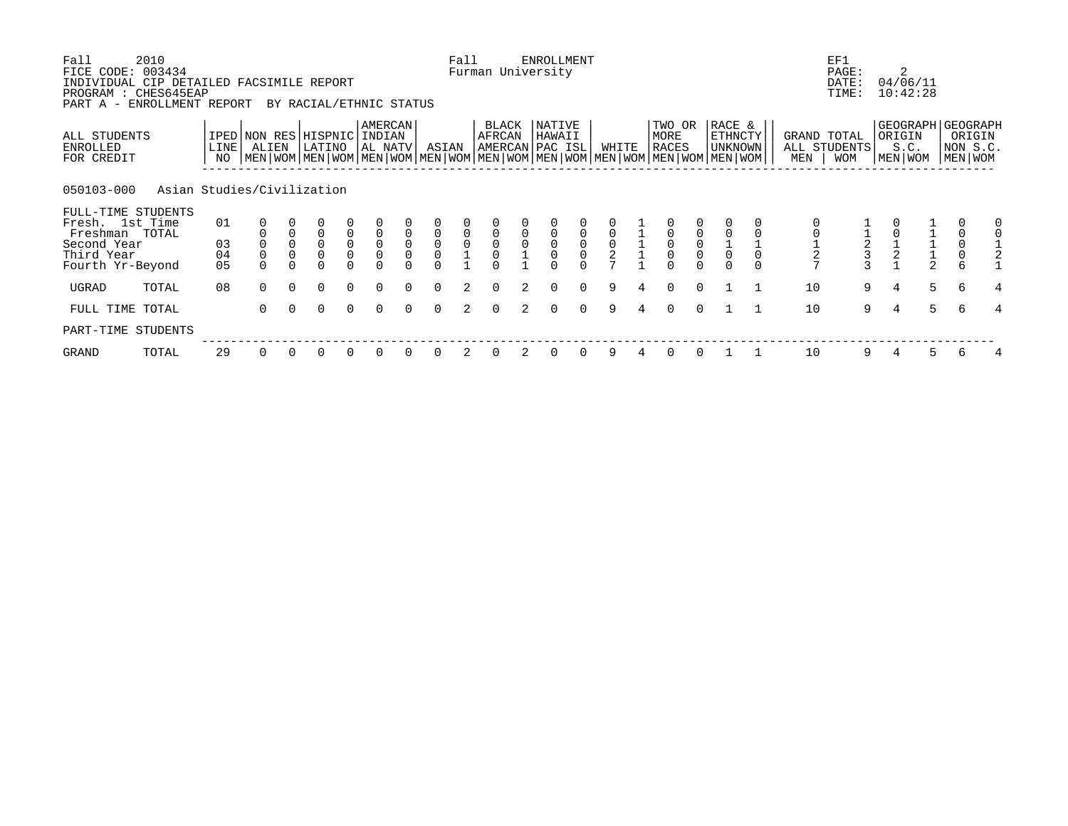Fall 2010 Fall ENROLLMENT EF1
FICE CODE: 003434 Furman University PAGE: 2
INDIVIDUAL CIP DETAILED FACSIMILE REPORT DATE: 04/06/11
PROGRAM : CHES645EAP TIME: 10:42:28
PART A - ENROLLMENT REPORT BY RACIAL/ETHNIC STATUS

| ALL STUDENTS ENROLLED FOR CREDIT | IPED LINE NO | NON RES ALIEN | | HISPNIC LATINO | | AMERCAN INDIAN AL NATV | | ASIAN | | BLACK AFRCAN AMERCAN | | NATIVE HAWAII PAC ISL | | WHITE | | TWO OR MORE RACES | | RACE & ETHNCTY UNKNOWN | | GRAND TOTAL ALL STUDENTS | | GEOGRAPH ORIGIN S.C. | | GEOGRAPH ORIGIN NON S.C. | |
|---|---|---|---|---|---|---|---|---|---|---|---|---|---|---|---|---|---|---|---|---|---|---|---|---|---|
| | | MEN | WOM | MEN | WOM | MEN | WOM | MEN | WOM | MEN | WOM | MEN | WOM | MEN | WOM | MEN | WOM | MEN | WOM | MEN | WOM | MEN | WOM | MEN | WOM |
| **050103-000 Asian Studies/Civilization** | | | | | | | | | | | | | | | | | | | | | | | | | |
| FULL-TIME STUDENTS | | | | | | | | | | | | | | | | | | | | | | | | | |
| Fresh. 1st Time | 01 | 0 | 0 | 0 | 0 | 0 | 0 | 0 | 0 | 0 | 0 | 0 | 0 | 0 | 1 | 0 | 0 | 0 | 0 | 0 | 1 | 0 | 1 | 0 | 0 |
| Freshman TOTAL | | 0 | 0 | 0 | 0 | 0 | 0 | 0 | 0 | 0 | 0 | 0 | 0 | 0 | 1 | 0 | 0 | 0 | 0 | 0 | 1 | 0 | 1 | 0 | 0 |
| Second Year | 03 | 0 | 0 | 0 | 0 | 0 | 0 | 0 | 0 | 0 | 0 | 0 | 0 | 0 | 1 | 0 | 0 | 1 | 1 | 1 | 2 | 1 | 1 | 0 | 1 |
| Third Year | 04 | 0 | 0 | 0 | 0 | 0 | 0 | 0 | 1 | 0 | 1 | 0 | 0 | 2 | 1 | 0 | 0 | 0 | 0 | 2 | 3 | 2 | 1 | 0 | 2 |
| Fourth Yr-Beyond | 05 | 0 | 0 | 0 | 0 | 0 | 0 | 0 | 1 | 0 | 1 | 0 | 0 | 7 | 1 | 0 | 0 | 0 | 0 | 7 | 3 | 1 | 2 | 6 | 1 |
| UGRAD TOTAL | 08 | 0 | 0 | 0 | 0 | 0 | 0 | 0 | 2 | 0 | 2 | 0 | 0 | 9 | 4 | 0 | 0 | 1 | 1 | 10 | 9 | 4 | 5 | 6 | 4 |
| FULL TIME TOTAL | | 0 | 0 | 0 | 0 | 0 | 0 | 0 | 2 | 0 | 2 | 0 | 0 | 9 | 4 | 0 | 0 | 1 | 1 | 10 | 9 | 4 | 5 | 6 | 4 |
| PART-TIME STUDENTS | | | | | | | | | | | | | | | | | | | | | | | | | |
| GRAND TOTAL | 29 | 0 | 0 | 0 | 0 | 0 | 0 | 0 | 2 | 0 | 2 | 0 | 0 | 9 | 4 | 0 | 0 | 1 | 1 | 10 | 9 | 4 | 5 | 6 | 4 |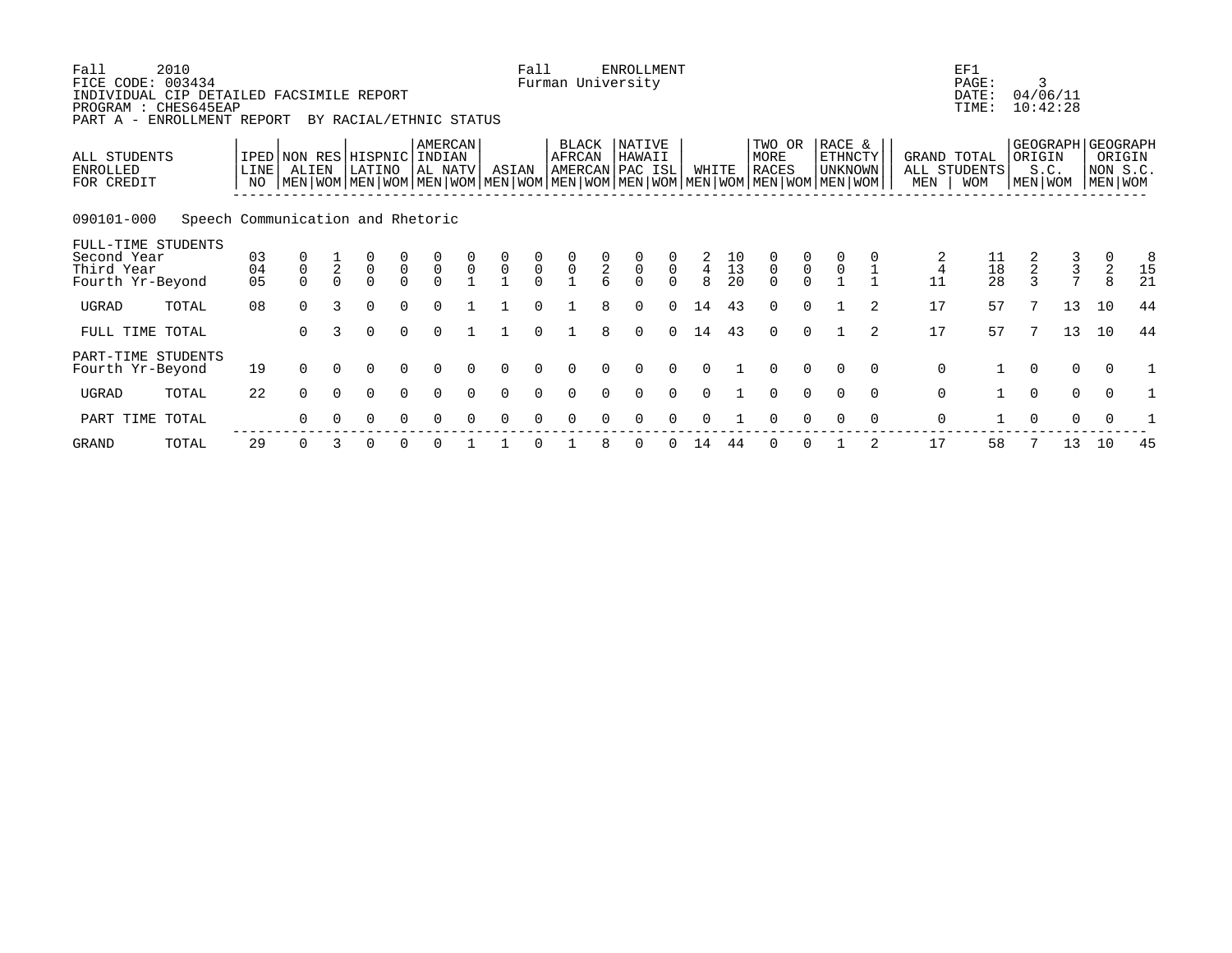Fall 2010
FICE CODE: 003434
INDIVIDUAL CIP DETAILED FACSIMILE REPORT
PROGRAM : CHES645EAP
PART A - ENROLLMENT REPORT BY RACIAL/ETHNIC STATUS

Fall ENROLLMENT
Furman University

EF1
PAGE: 3
DATE: 04/06/11
TIME: 10:42:28

| ALL STUDENTS ENROLLED FOR CREDIT | | IPED LINE NO | NON RES ALIEN | | HISPNIC LATINO | | AMERCAN INDIAN AL NATV | | ASIAN | | BLACK AFRCAN AMERCAN | | NATIVE HAWAII PAC ISL | | WHITE | | TWO OR MORE RACES | | RACE & ETHNCTY UNKNOWN | | GRAND TOTAL ALL STUDENTS | | GEOGRAPH ORIGIN S.C. | | GEOGRAPH ORIGIN NON S.C. | |
|---|---|---|---|---|---|---|---|---|---|---|---|---|---|---|---|---|---|---|---|---|---|---|---|---|---|---|
| | | | MEN | WOM | MEN | WOM | MEN | WOM | MEN | WOM | MEN | WOM | MEN | WOM | MEN | WOM | MEN | WOM | MEN | WOM | MEN | WOM | MEN | WOM | MEN | WOM |
| **090101-000 Speech Communication and Rhetoric** | | | | | | | | | | | | | | | | | | | | | | | | | | |
| FULL-TIME STUDENTS | | | | | | | | | | | | | | | | | | | | | | | | | | |
| Second Year | | 03 | 0 | 1 | 0 | 0 | 0 | 0 | 0 | 0 | 0 | 0 | 0 | 0 | 2 | 10 | 0 | 0 | 0 | 0 | 2 | 11 | 2 | 3 | 0 | 8 |
| Third Year | | 04 | 0 | 2 | 0 | 0 | 0 | 0 | 0 | 0 | 0 | 2 | 0 | 0 | 4 | 13 | 0 | 0 | 0 | 1 | 4 | 18 | 2 | 3 | 2 | 15 |
| Fourth Yr-Beyond | | 05 | 0 | 0 | 0 | 0 | 0 | 1 | 1 | 0 | 1 | 6 | 0 | 0 | 8 | 20 | 0 | 0 | 1 | 1 | 11 | 28 | 3 | 7 | 8 | 21 |
| UGRAD | TOTAL | 08 | 0 | 3 | 0 | 0 | 0 | 1 | 1 | 0 | 1 | 8 | 0 | 0 | 14 | 43 | 0 | 0 | 1 | 2 | 17 | 57 | 7 | 13 | 10 | 44 |
| FULL TIME | TOTAL | | 0 | 3 | 0 | 0 | 0 | 1 | 1 | 0 | 1 | 8 | 0 | 0 | 14 | 43 | 0 | 0 | 1 | 2 | 17 | 57 | 7 | 13 | 10 | 44 |
| PART-TIME STUDENTS | | | | | | | | | | | | | | | | | | | | | | | | | | |
| Fourth Yr-Beyond | | 19 | 0 | 0 | 0 | 0 | 0 | 0 | 0 | 0 | 0 | 0 | 0 | 0 | 0 | 1 | 0 | 0 | 0 | 0 | 0 | 1 | 0 | 0 | 0 | 1 |
| UGRAD | TOTAL | 22 | 0 | 0 | 0 | 0 | 0 | 0 | 0 | 0 | 0 | 0 | 0 | 0 | 0 | 1 | 0 | 0 | 0 | 0 | 0 | 1 | 0 | 0 | 0 | 1 |
| PART TIME | TOTAL | | 0 | 0 | 0 | 0 | 0 | 0 | 0 | 0 | 0 | 0 | 0 | 0 | 0 | 1 | 0 | 0 | 0 | 0 | 0 | 1 | 0 | 0 | 0 | 1 |
| GRAND | TOTAL | 29 | 0 | 3 | 0 | 0 | 0 | 1 | 1 | 0 | 1 | 8 | 0 | 0 | 14 | 44 | 0 | 0 | 1 | 2 | 17 | 58 | 7 | 13 | 10 | 45 |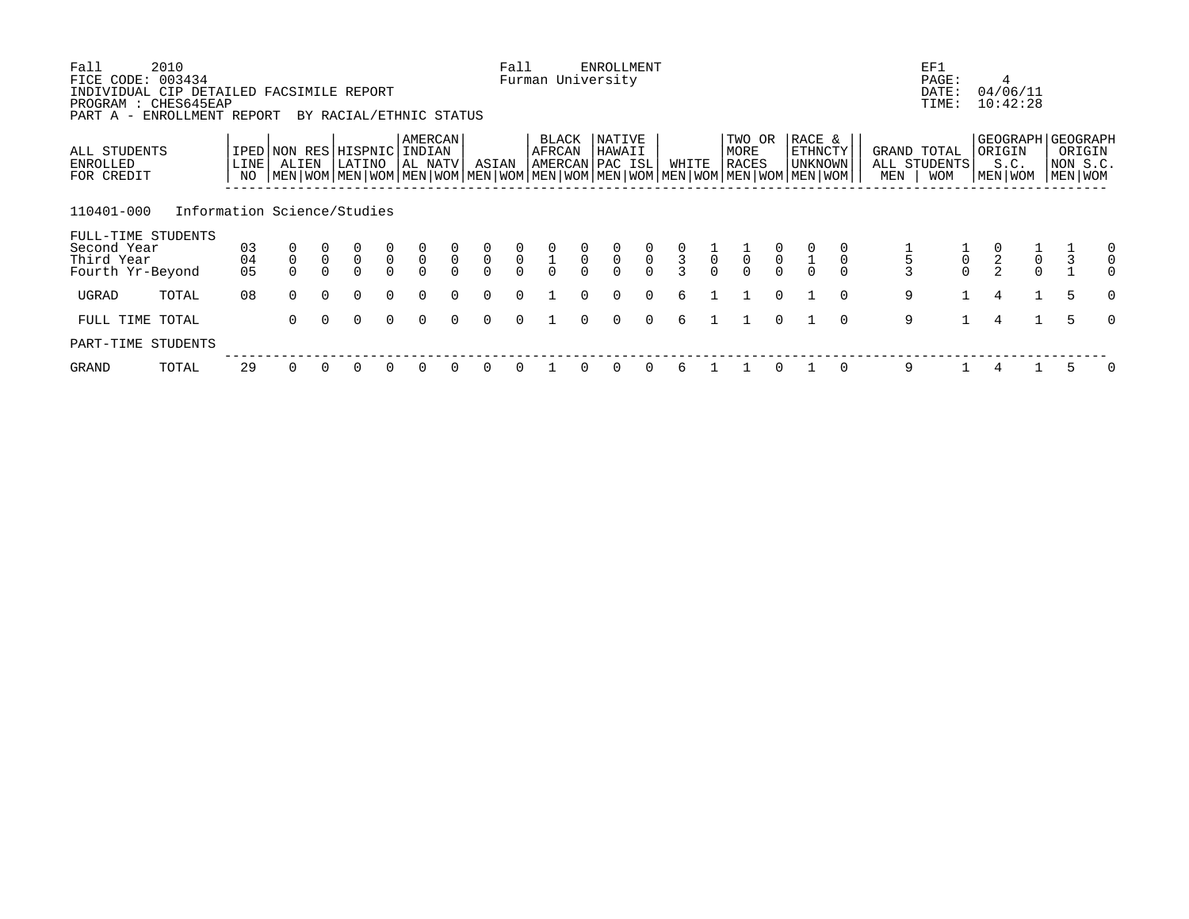Fall 2010 Fall ENROLLMENT EF1
FICE CODE: 003434 Furman University PAGE: 4
INDIVIDUAL CIP DETAILED FACSIMILE REPORT DATE: 04/06/11
PROGRAM : CHES645EAP TIME: 10:42:28
PART A - ENROLLMENT REPORT BY RACIAL/ETHNIC STATUS

| ALL STUDENTS ENROLLED FOR CREDIT | IPED LINE NO | NON RES ALIEN | | HISPNIC LATINO | | AMERCAN INDIAN AL NATV | | ASIAN | | BLACK AFRCAN AMERCAN | | NATIVE HAWAII PAC ISL | | WHITE | | TWO OR MORE RACES | | RACE & ETHNCTY UNKNOWN | | GRAND TOTAL ALL STUDENTS | | GEOGRAPH ORIGIN S.C. | | GEOGRAPH ORIGIN NON S.C. | |
|---|---|---|---|---|---|---|---|---|---|---|---|---|---|---|---|---|---|---|---|---|---|---|---|---|---|
| | | MEN | WOM | MEN | WOM | MEN | WOM | MEN | WOM | MEN | WOM | MEN | WOM | MEN | WOM | MEN | WOM | MEN | WOM | MEN | WOM | MEN | WOM | MEN | WOM |
| **110401-000 Information Science/Studies** | | | | | | | | | | | | | | | | | | | | | | | | | |
| FULL-TIME STUDENTS | | | | | | | | | | | | | | | | | | | | | | | | | |
| Second Year | 03 | 0 | 0 | 0 | 0 | 0 | 0 | 0 | 0 | 0 | 0 | 0 | 0 | 0 | 1 | 1 | 0 | 0 | 0 | 1 | 1 | 0 | 1 | 1 | 0 |
| Third Year | 04 | 0 | 0 | 0 | 0 | 0 | 0 | 0 | 0 | 1 | 0 | 0 | 0 | 3 | 0 | 0 | 0 | 1 | 0 | 5 | 0 | 2 | 0 | 3 | 0 |
| Fourth Yr-Beyond | 05 | 0 | 0 | 0 | 0 | 0 | 0 | 0 | 0 | 0 | 0 | 0 | 0 | 3 | 0 | 0 | 0 | 0 | 0 | 3 | 0 | 2 | 0 | 1 | 0 |
| UGRAD TOTAL | 08 | 0 | 0 | 0 | 0 | 0 | 0 | 0 | 0 | 1 | 0 | 0 | 0 | 6 | 1 | 1 | 0 | 1 | 0 | 9 | 1 | 4 | 1 | 5 | 0 |
| FULL TIME TOTAL | | 0 | 0 | 0 | 0 | 0 | 0 | 0 | 0 | 1 | 0 | 0 | 0 | 6 | 1 | 1 | 0 | 1 | 0 | 9 | 1 | 4 | 1 | 5 | 0 |
| PART-TIME STUDENTS | | | | | | | | | | | | | | | | | | | | | | | | | |
| GRAND TOTAL | 29 | 0 | 0 | 0 | 0 | 0 | 0 | 0 | 0 | 1 | 0 | 0 | 0 | 6 | 1 | 1 | 0 | 1 | 0 | 9 | 1 | 4 | 1 | 5 | 0 |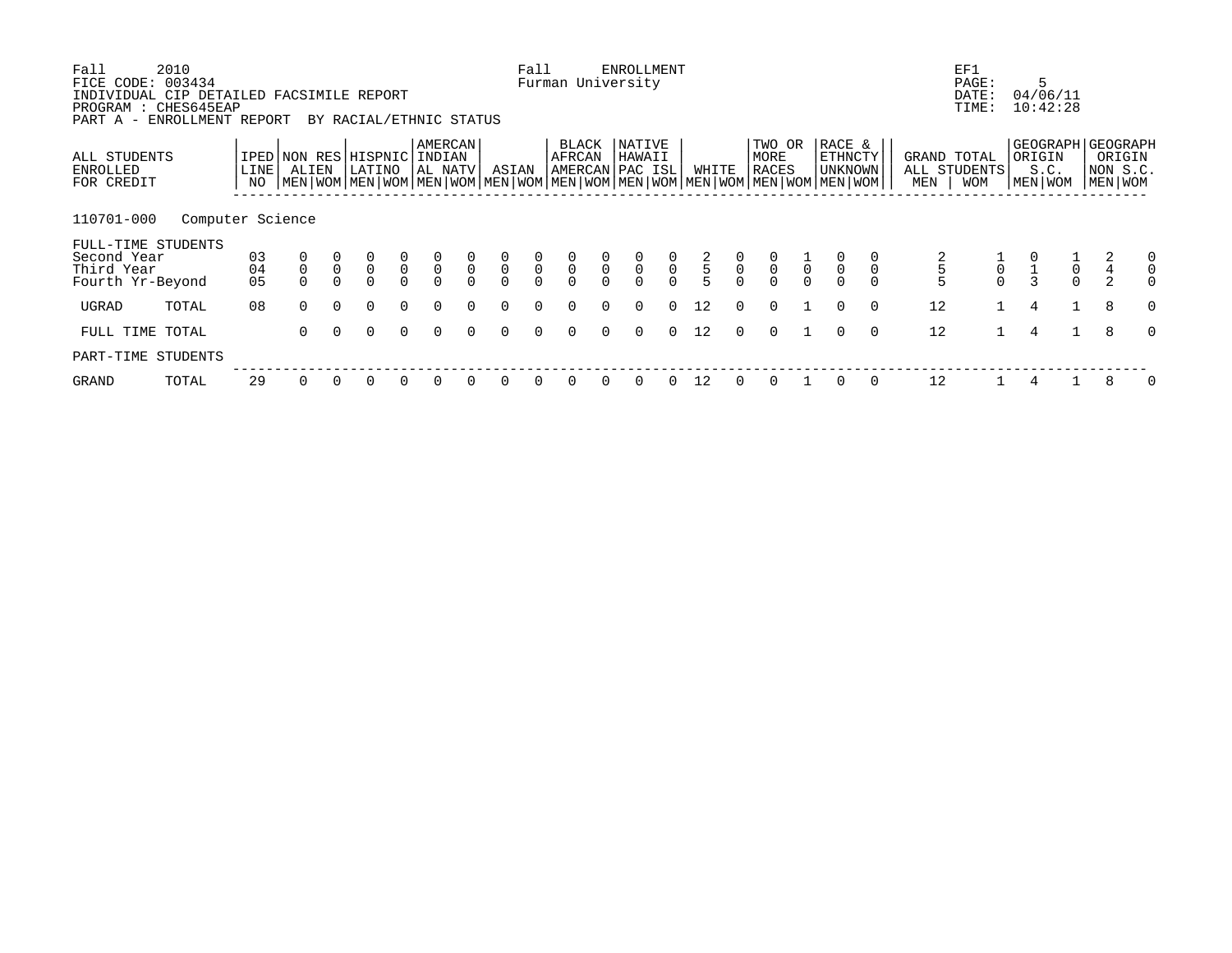Fall 2010 — Fall ENROLLMENT — EF1
FICE CODE: 003434 — Furman University — PAGE: 5
INDIVIDUAL CIP DETAILED FACSIMILE REPORT — DATE: 04/06/11
PROGRAM : CHES645EAP — TIME: 10:42:28
PART A - ENROLLMENT REPORT BY RACIAL/ETHNIC STATUS

| ALL STUDENTS ENROLLED FOR CREDIT | IPED LINE NO | NON RES ALIEN | | HISPNIC LATINO | | AMERCAN INDIAN AL NATV | | ASIAN | | BLACK AFRCAN AMERCAN | | NATIVE HAWAII PAC ISL | | WHITE | | TWO OR MORE RACES | | RACE & ETHNCTY UNKNOWN | | GRAND TOTAL ALL STUDENTS | | GEOGRAPH ORIGIN S.C. | | GEOGRAPH ORIGIN NON S.C. | |
|---|---|---|---|---|---|---|---|---|---|---|---|---|---|---|---|---|---|---|---|---|---|---|---|---|---|
| | | MEN | WOM | MEN | WOM | MEN | WOM | MEN | WOM | MEN | WOM | MEN | WOM | MEN | WOM | MEN | WOM | MEN | WOM | MEN | WOM | MEN | WOM | MEN | WOM |
| **110701-000 Computer Science** | | | | | | | | | | | | | | | | | | | | | | | | | |
| FULL-TIME STUDENTS | | | | | | | | | | | | | | | | | | | | | | | | | |
| Second Year | 03 | 0 | 0 | 0 | 0 | 0 | 0 | 0 | 0 | 0 | 0 | 0 | 0 | 2 | 0 | 0 | 1 | 0 | 0 | 2 | 1 | 0 | 1 | 2 | 0 |
| Third Year | 04 | 0 | 0 | 0 | 0 | 0 | 0 | 0 | 0 | 0 | 0 | 0 | 0 | 5 | 0 | 0 | 0 | 0 | 0 | 5 | 0 | 1 | 0 | 4 | 0 |
| Fourth Yr-Beyond | 05 | 0 | 0 | 0 | 0 | 0 | 0 | 0 | 0 | 0 | 0 | 0 | 0 | 5 | 0 | 0 | 0 | 0 | 0 | 5 | 0 | 3 | 0 | 2 | 0 |
| UGRAD TOTAL | 08 | 0 | 0 | 0 | 0 | 0 | 0 | 0 | 0 | 0 | 0 | 0 | 0 | 12 | 0 | 0 | 1 | 0 | 0 | 12 | 1 | 4 | 1 | 8 | 0 |
| FULL TIME TOTAL | | 0 | 0 | 0 | 0 | 0 | 0 | 0 | 0 | 0 | 0 | 0 | 0 | 12 | 0 | 0 | 1 | 0 | 0 | 12 | 1 | 4 | 1 | 8 | 0 |
| PART-TIME STUDENTS | | | | | | | | | | | | | | | | | | | | | | | | | |
| GRAND TOTAL | 29 | 0 | 0 | 0 | 0 | 0 | 0 | 0 | 0 | 0 | 0 | 0 | 0 | 12 | 0 | 0 | 1 | 0 | 0 | 12 | 1 | 4 | 1 | 8 | 0 |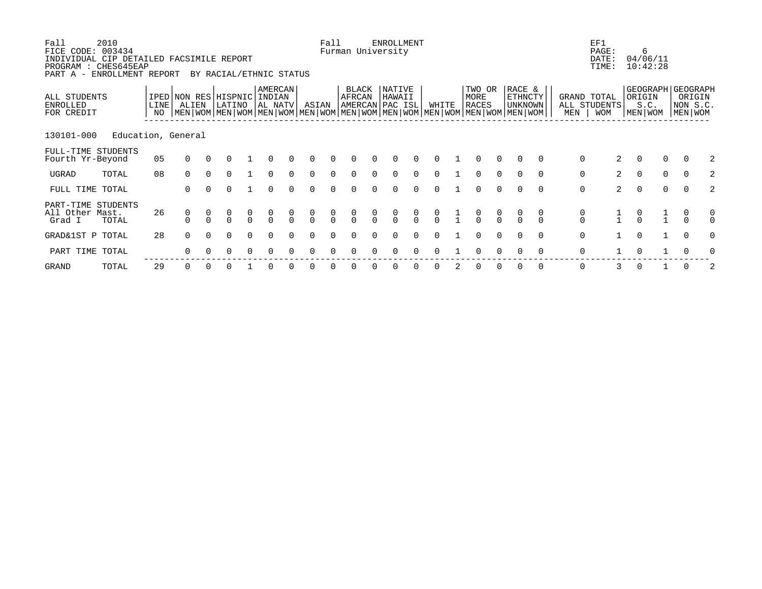Fall 2010
FICE CODE: 003434
INDIVIDUAL CIP DETAILED FACSIMILE REPORT
PROGRAM : CHES645EAP
PART A - ENROLLMENT REPORT BY RACIAL/ETHNIC STATUS

Fall ENROLLMENT
Furman University

EF1
PAGE: 6
DATE: 04/06/11
TIME: 10:42:28

| ALL STUDENTS ENROLLED FOR CREDIT | | IPED LINE NO | NON RES ALIEN | | HISPNIC LATINO | | AMERCAN INDIAN AL NATV | | ASIAN | | BLACK AFRCAN AMERCAN | | NATIVE HAWAII PAC ISL | | WHITE | | TWO OR MORE RACES | | RACE & ETHNCTY UNKNOWN | | GRAND TOTAL ALL STUDENTS | | GEOGRAPH ORIGIN S.C. | | GEOGRAPH ORIGIN NON S.C. | |
|---|---|---|---|---|---|---|---|---|---|---|---|---|---|---|---|---|---|---|---|---|---|---|---|---|---|---|
| | | | MEN | WOM | MEN | WOM | MEN | WOM | MEN | WOM | MEN | WOM | MEN | WOM | MEN | WOM | MEN | WOM | MEN | WOM | MEN | WOM | MEN | WOM | MEN | WOM |
| 130101-000 | Education, General | | | | | | | | | | | | | | | | | | | | | | | | | |
| FULL-TIME STUDENTS Fourth Yr-Beyond | | 05 | 0 | 0 | 0 | 1 | 0 | 0 | 0 | 0 | 0 | 0 | 0 | 0 | 0 | 1 | 0 | 0 | 0 | 0 | 0 | 2 | 0 | 0 | 0 | 2 |
| UGRAD | TOTAL | 08 | 0 | 0 | 0 | 1 | 0 | 0 | 0 | 0 | 0 | 0 | 0 | 0 | 0 | 1 | 0 | 0 | 0 | 0 | 0 | 2 | 0 | 0 | 0 | 2 |
| FULL TIME TOTAL | | | 0 | 0 | 0 | 1 | 0 | 0 | 0 | 0 | 0 | 0 | 0 | 0 | 0 | 1 | 0 | 0 | 0 | 0 | 0 | 2 | 0 | 0 | 0 | 2 |
| PART-TIME STUDENTS All Other Mast. | | 26 | 0 | 0 | 0 | 0 | 0 | 0 | 0 | 0 | 0 | 0 | 0 | 0 | 0 | 1 | 0 | 0 | 0 | 0 | 0 | 1 | 0 | 1 | 0 | 0 |
| Grad I | TOTAL | | 0 | 0 | 0 | 0 | 0 | 0 | 0 | 0 | 0 | 0 | 0 | 0 | 0 | 1 | 0 | 0 | 0 | 0 | 0 | 1 | 0 | 1 | 0 | 0 |
| GRAD&1ST P | TOTAL | 28 | 0 | 0 | 0 | 0 | 0 | 0 | 0 | 0 | 0 | 0 | 0 | 0 | 0 | 1 | 0 | 0 | 0 | 0 | 0 | 1 | 0 | 1 | 0 | 0 |
| PART TIME TOTAL | | | 0 | 0 | 0 | 0 | 0 | 0 | 0 | 0 | 0 | 0 | 0 | 0 | 0 | 1 | 0 | 0 | 0 | 0 | 0 | 1 | 0 | 1 | 0 | 0 |
| GRAND | TOTAL | 29 | 0 | 0 | 0 | 1 | 0 | 0 | 0 | 0 | 0 | 0 | 0 | 0 | 0 | 2 | 0 | 0 | 0 | 0 | 0 | 3 | 0 | 1 | 0 | 2 |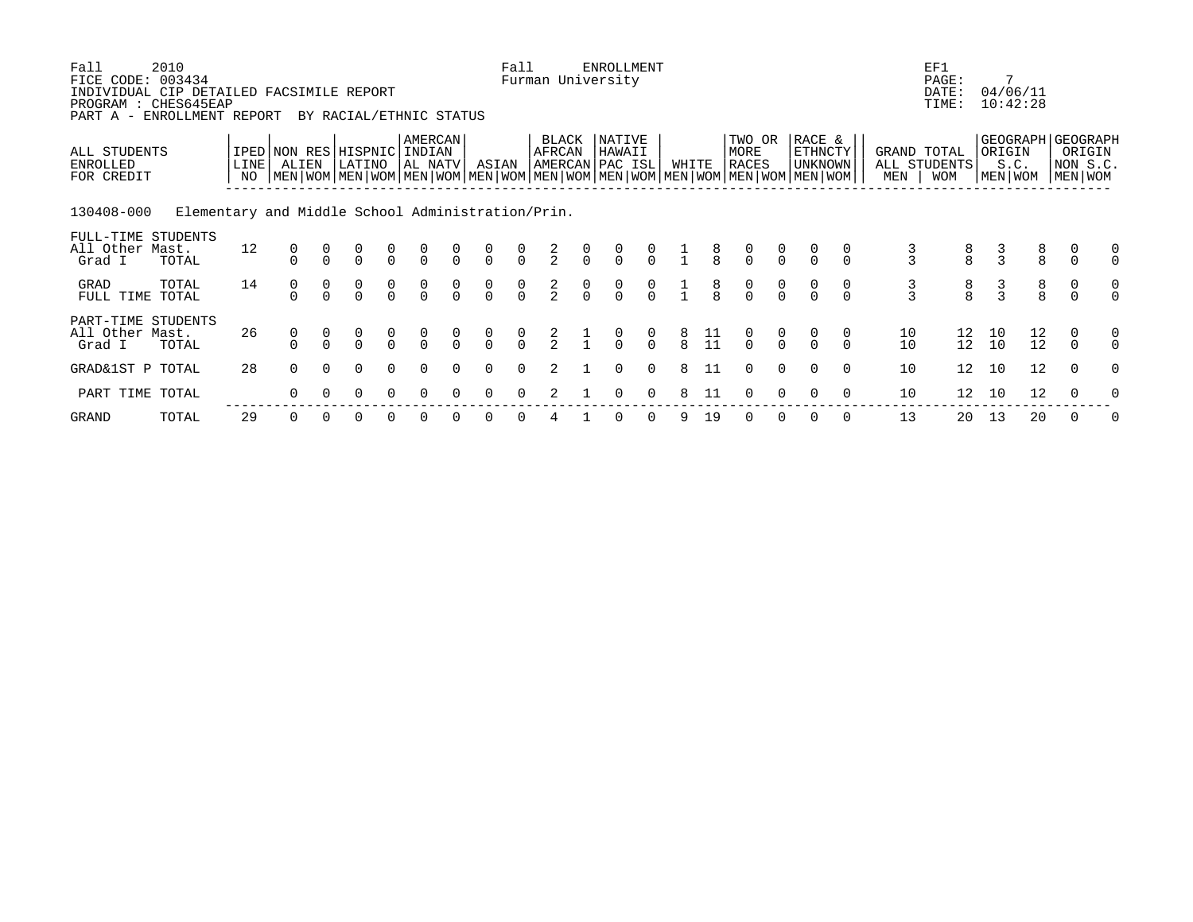Fall 2010 Fall ENROLLMENT EF1
FICE CODE: 003434 Furman University PAGE: 7
INDIVIDUAL CIP DETAILED FACSIMILE REPORT DATE: 04/06/11
PROGRAM : CHES645EAP TIME: 10:42:28
PART A - ENROLLMENT REPORT BY RACIAL/ETHNIC STATUS

| ALL STUDENTS ENROLLED FOR CREDIT | | IPED LINE NO | NON RES ALIEN | | HISPNIC LATINO | | AMERCAN INDIAN AL NATV | | ASIAN | | BLACK AFRCAN AMERCAN | | NATIVE HAWAII PAC ISL | | WHITE | | TWO OR MORE RACES | | RACE & ETHNCTY UNKNOWN | | GRAND TOTAL ALL STUDENTS | | GEOGRAPH ORIGIN S.C. | | GEOGRAPH ORIGIN NON S.C. | |
|---|---|---|---|---|---|---|---|---|---|---|---|---|---|---|---|---|---|---|---|---|---|---|---|---|---|---|
| | | | MEN | WOM | MEN | WOM | MEN | WOM | MEN | WOM | MEN | WOM | MEN | WOM | MEN | WOM | MEN | WOM | MEN | WOM | MEN | WOM | MEN | WOM | MEN | WOM |
| 130408-000 Elementary and Middle School Administration/Prin. | | | | | | | | | | | | | | | | | | | | | | | | | | |
| FULL-TIME STUDENTS | | | | | | | | | | | | | | | | | | | | | | | | | | |
| All Other Mast. | | 12 | 0 | 0 | 0 | 0 | 0 | 0 | 0 | 0 | 2 | 0 | 0 | 0 | 1 | 8 | 0 | 0 | 0 | 0 | 3 | 8 | 3 | 8 | 0 | 0 |
| Grad I | TOTAL | | 0 | 0 | 0 | 0 | 0 | 0 | 0 | 0 | 2 | 0 | 0 | 0 | 1 | 8 | 0 | 0 | 0 | 0 | 3 | 8 | 3 | 8 | 0 | 0 |
| GRAD | TOTAL | 14 | 0 | 0 | 0 | 0 | 0 | 0 | 0 | 0 | 2 | 0 | 0 | 0 | 1 | 8 | 0 | 0 | 0 | 0 | 3 | 8 | 3 | 8 | 0 | 0 |
| FULL TIME | TOTAL | | 0 | 0 | 0 | 0 | 0 | 0 | 0 | 0 | 2 | 0 | 0 | 0 | 1 | 8 | 0 | 0 | 0 | 0 | 3 | 8 | 3 | 8 | 0 | 0 |
| PART-TIME STUDENTS | | | | | | | | | | | | | | | | | | | | | | | | | | |
| All Other Mast. | | 26 | 0 | 0 | 0 | 0 | 0 | 0 | 0 | 0 | 2 | 1 | 0 | 0 | 8 | 11 | 0 | 0 | 0 | 0 | 10 | 12 | 10 | 12 | 0 | 0 |
| Grad I | TOTAL | | 0 | 0 | 0 | 0 | 0 | 0 | 0 | 0 | 2 | 1 | 0 | 0 | 8 | 11 | 0 | 0 | 0 | 0 | 10 | 12 | 10 | 12 | 0 | 0 |
| GRAD&1ST P | TOTAL | 28 | 0 | 0 | 0 | 0 | 0 | 0 | 0 | 0 | 2 | 1 | 0 | 0 | 8 | 11 | 0 | 0 | 0 | 0 | 10 | 12 | 10 | 12 | 0 | 0 |
| PART TIME | TOTAL | | 0 | 0 | 0 | 0 | 0 | 0 | 0 | 0 | 2 | 1 | 0 | 0 | 8 | 11 | 0 | 0 | 0 | 0 | 10 | 12 | 10 | 12 | 0 | 0 |
| GRAND | TOTAL | 29 | 0 | 0 | 0 | 0 | 0 | 0 | 0 | 0 | 4 | 1 | 0 | 0 | 9 | 19 | 0 | 0 | 0 | 0 | 13 | 20 | 13 | 20 | 0 | 0 |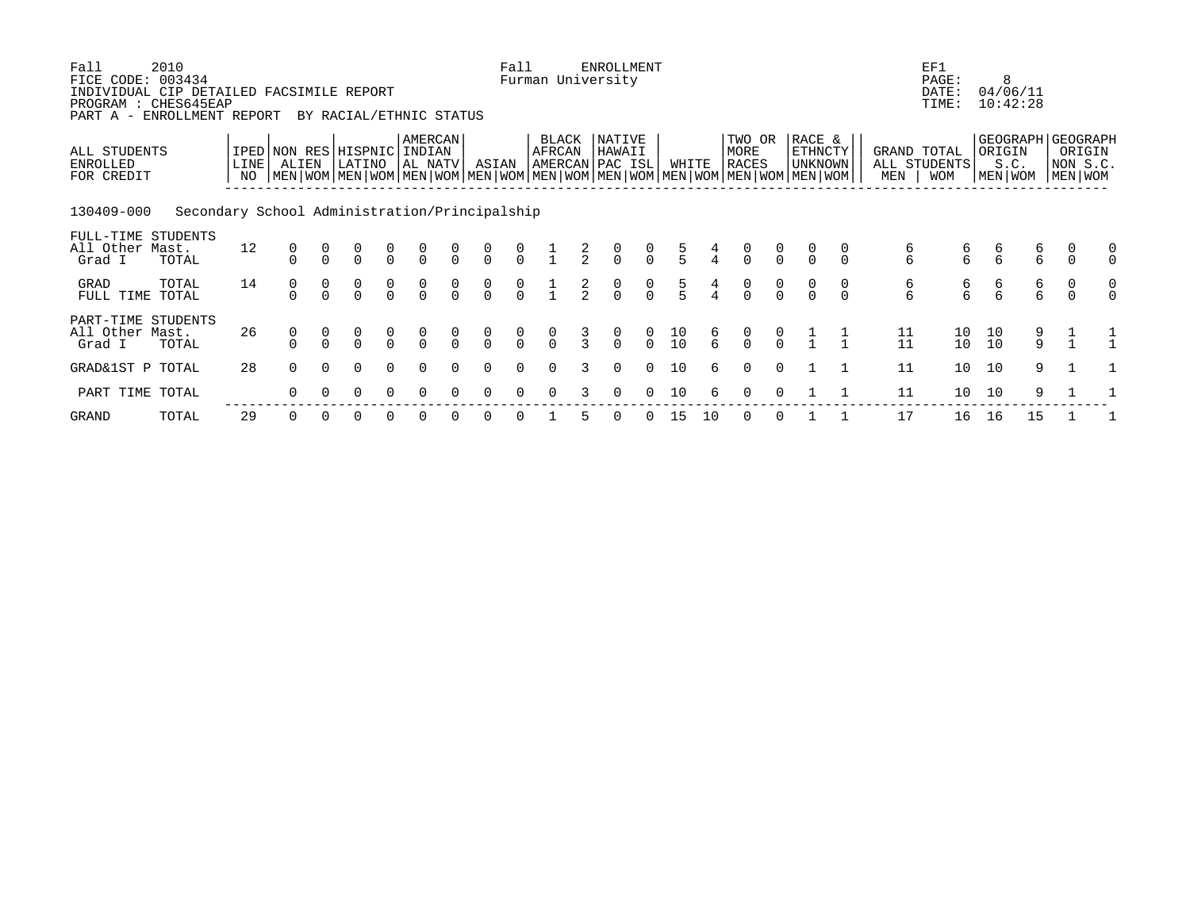Fall 2010 Fall ENROLLMENT EF1
FICE CODE: 003434 Furman University PAGE: 8
INDIVIDUAL CIP DETAILED FACSIMILE REPORT DATE: 04/06/11
PROGRAM : CHES645EAP TIME: 10:42:28
PART A - ENROLLMENT REPORT BY RACIAL/ETHNIC STATUS

| ALL STUDENTS ENROLLED FOR CREDIT | | IPED LINE NO | NON RES ALIEN | | HISPNIC LATINO | | AMERCAN INDIAN AL NATV | | ASIAN | | BLACK AFRCAN AMERCAN | | NATIVE HAWAII PAC ISL | | WHITE | | TWO OR MORE RACES | | RACE & ETHNCTY UNKNOWN | | GRAND TOTAL ALL STUDENTS | | GEOGRAPH ORIGIN S.C. | | GEOGRAPH ORIGIN NON S.C. | |
|---|---|---|---|---|---|---|---|---|---|---|---|---|---|---|---|---|---|---|---|---|---|---|---|---|---|---|
| | | | MEN | WOM | MEN | WOM | MEN | WOM | MEN | WOM | MEN | WOM | MEN | WOM | MEN | WOM | MEN | WOM | MEN | WOM | MEN | WOM | MEN | WOM | MEN | WOM |
| **130409-000 Secondary School Administration/Principalship** | | | | | | | | | | | | | | | | | | | | | | | | | | |
| FULL-TIME STUDENTS | | | | | | | | | | | | | | | | | | | | | | | | | | |
| All Other Mast. | | 12 | 0 | 0 | 0 | 0 | 0 | 0 | 0 | 0 | 1 | 2 | 0 | 0 | 5 | 4 | 0 | 0 | 0 | 0 | 6 | 6 | 6 | 6 | 0 | 0 |
| Grad I | TOTAL | | 0 | 0 | 0 | 0 | 0 | 0 | 0 | 0 | 1 | 2 | 0 | 0 | 5 | 4 | 0 | 0 | 0 | 0 | 6 | 6 | 6 | 6 | 0 | 0 |
| GRAD | TOTAL | 14 | 0 | 0 | 0 | 0 | 0 | 0 | 0 | 0 | 1 | 2 | 0 | 0 | 5 | 4 | 0 | 0 | 0 | 0 | 6 | 6 | 6 | 6 | 0 | 0 |
| FULL TIME | TOTAL | | 0 | 0 | 0 | 0 | 0 | 0 | 0 | 0 | 1 | 2 | 0 | 0 | 5 | 4 | 0 | 0 | 0 | 0 | 6 | 6 | 6 | 6 | 0 | 0 |
| PART-TIME STUDENTS | | | | | | | | | | | | | | | | | | | | | | | | | | |
| All Other Mast. | | 26 | 0 | 0 | 0 | 0 | 0 | 0 | 0 | 0 | 0 | 3 | 0 | 0 | 10 | 6 | 0 | 0 | 1 | 1 | 11 | 10 | 10 | 9 | 1 | 1 |
| Grad I | TOTAL | | 0 | 0 | 0 | 0 | 0 | 0 | 0 | 0 | 0 | 3 | 0 | 0 | 10 | 6 | 0 | 0 | 1 | 1 | 11 | 10 | 10 | 9 | 1 | 1 |
| GRAD&1ST P | TOTAL | 28 | 0 | 0 | 0 | 0 | 0 | 0 | 0 | 0 | 0 | 3 | 0 | 0 | 10 | 6 | 0 | 0 | 1 | 1 | 11 | 10 | 10 | 9 | 1 | 1 |
| PART TIME | TOTAL | | 0 | 0 | 0 | 0 | 0 | 0 | 0 | 0 | 0 | 3 | 0 | 0 | 10 | 6 | 0 | 0 | 1 | 1 | 11 | 10 | 10 | 9 | 1 | 1 |
| GRAND | TOTAL | 29 | 0 | 0 | 0 | 0 | 0 | 0 | 0 | 0 | 1 | 5 | 0 | 0 | 15 | 10 | 0 | 0 | 1 | 1 | 17 | 16 | 16 | 15 | 1 | 1 |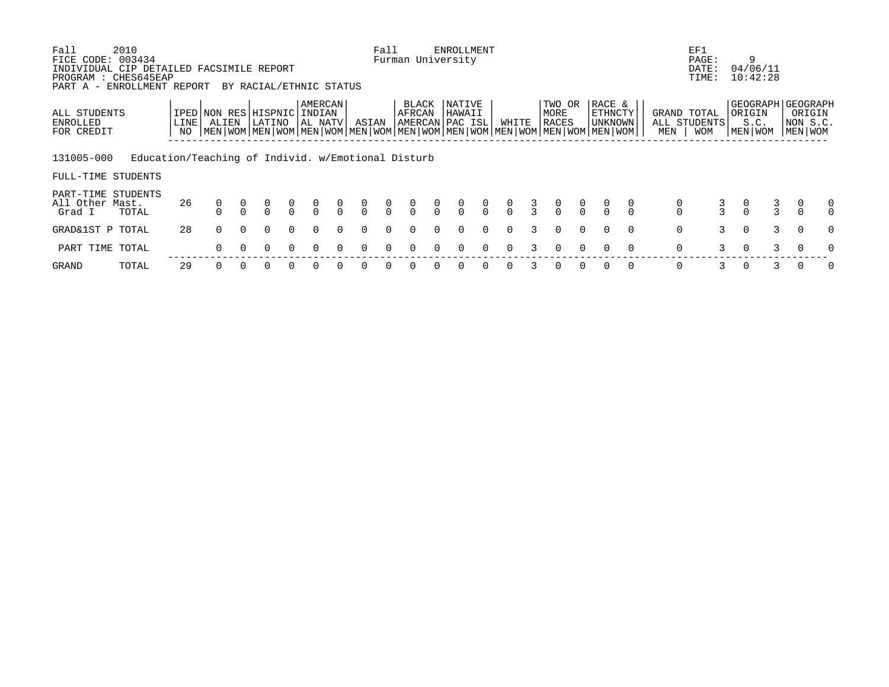Fall 2010 Fall ENROLLMENT EF1
FICE CODE: 003434 Furman University PAGE: 9
INDIVIDUAL CIP DETAILED FACSIMILE REPORT DATE: 04/06/11
PROGRAM : CHES645EAP TIME: 10:42:28
PART A - ENROLLMENT REPORT BY RACIAL/ETHNIC STATUS

| ALL STUDENTS ENROLLED FOR CREDIT | IPED LINE NO | NON RES ALIEN | | HISPNIC LATINO | | AMERCAN INDIAN AL NATV | | ASIAN | | BLACK AFRCAN AMERCAN | | NATIVE HAWAII PAC ISL | | WHITE | | TWO OR MORE RACES | | RACE & ETHNCTY UNKNOWN | | GRAND TOTAL ALL STUDENTS | | GEOGRAPH ORIGIN S.C. | | GEOGRAPH ORIGIN NON S.C. | |
|---|---|---|---|---|---|---|---|---|---|---|---|---|---|---|---|---|---|---|---|---|---|---|---|---|---|
| | | MEN | WOM | MEN | WOM | MEN | WOM | MEN | WOM | MEN | WOM | MEN | WOM | MEN | WOM | MEN | WOM | MEN | WOM | MEN | WOM | MEN | WOM | MEN | WOM |
| 131005-000 Education/Teaching of Individ. w/Emotional Disturb | | | | | | | | | | | | | | | | | | | | | | | | | |
| FULL-TIME STUDENTS | | | | | | | | | | | | | | | | | | | | | | | | | |
| PART-TIME STUDENTS | | | | | | | | | | | | | | | | | | | | | | | | | |
| All Other Mast. | 26 | 0 | 0 | 0 | 0 | 0 | 0 | 0 | 0 | 0 | 0 | 0 | 0 | 0 | 3 | 0 | 0 | 0 | 0 | 0 | 3 | 0 | 3 | 0 | 0 |
| Grad I TOTAL | | 0 | 0 | 0 | 0 | 0 | 0 | 0 | 0 | 0 | 0 | 0 | 0 | 0 | 3 | 0 | 0 | 0 | 0 | 0 | 3 | 0 | 3 | 0 | 0 |
| GRAD&1ST P TOTAL | 28 | 0 | 0 | 0 | 0 | 0 | 0 | 0 | 0 | 0 | 0 | 0 | 0 | 0 | 3 | 0 | 0 | 0 | 0 | 0 | 3 | 0 | 3 | 0 | 0 |
| PART TIME TOTAL | | 0 | 0 | 0 | 0 | 0 | 0 | 0 | 0 | 0 | 0 | 0 | 0 | 0 | 3 | 0 | 0 | 0 | 0 | 0 | 3 | 0 | 3 | 0 | 0 |
| GRAND TOTAL | 29 | 0 | 0 | 0 | 0 | 0 | 0 | 0 | 0 | 0 | 0 | 0 | 0 | 0 | 3 | 0 | 0 | 0 | 0 | 0 | 3 | 0 | 3 | 0 | 0 |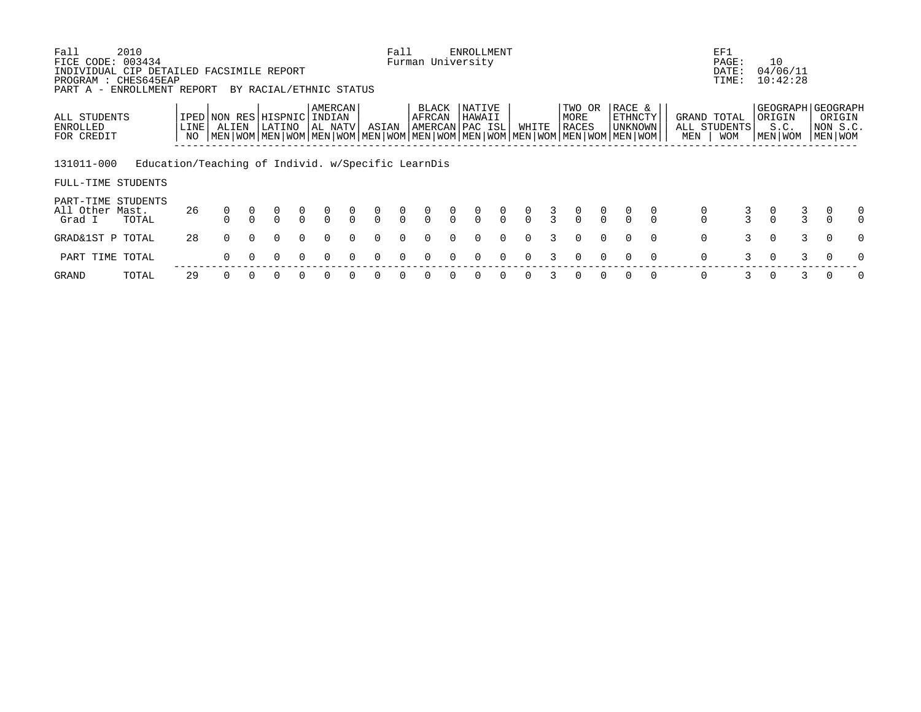Fall 2010 — Fall ENROLLMENT — EF1

FICE CODE: 003434 — Furman University — PAGE: 10

INDIVIDUAL CIP DETAILED FACSIMILE REPORT — DATE: 04/06/11

PROGRAM : CHES645EAP — TIME: 10:42:28

PART A - ENROLLMENT REPORT BY RACIAL/ETHNIC STATUS

| ALL STUDENTS ENROLLED FOR CREDIT | IPED LINE NO | NON RES ALIEN | | HISPNIC LATINO | | AMERCAN INDIAN AL NATV | | ASIAN | | BLACK AFRCAN AMERCAN | | NATIVE HAWAII PAC ISL | | WHITE | | TWO OR MORE RACES | | RACE & ETHNCTY UNKNOWN | | GRAND TOTAL ALL STUDENTS | | GEOGRAPH ORIGIN S.C. | | GEOGRAPH ORIGIN NON S.C. | |
|---|---|---|---|---|---|---|---|---|---|---|---|---|---|---|---|---|---|---|---|---|---|---|---|---|---|
| | | MEN | WOM | MEN | WOM | MEN | WOM | MEN | WOM | MEN | WOM | MEN | WOM | MEN | WOM | MEN | WOM | MEN | WOM | MEN | WOM | MEN | WOM | MEN | WOM |
| **131011-000 Education/Teaching of Individ. w/Specific LearnDis** | | | | | | | | | | | | | | | | | | | | | | | | | |
| FULL-TIME STUDENTS | | | | | | | | | | | | | | | | | | | | | | | | | |
| PART-TIME STUDENTS | | | | | | | | | | | | | | | | | | | | | | | | | |
| All Other Mast. | 26 | 0 | 0 | 0 | 0 | 0 | 0 | 0 | 0 | 0 | 0 | 0 | 0 | 0 | 3 | 0 | 0 | 0 | 0 | 0 | 3 | 0 | 3 | 0 | 0 |
| Grad I TOTAL | | 0 | 0 | 0 | 0 | 0 | 0 | 0 | 0 | 0 | 0 | 0 | 0 | 0 | 3 | 0 | 0 | 0 | 0 | 0 | 3 | 0 | 3 | 0 | 0 |
| GRAD&1ST P TOTAL | 28 | 0 | 0 | 0 | 0 | 0 | 0 | 0 | 0 | 0 | 0 | 0 | 0 | 0 | 3 | 0 | 0 | 0 | 0 | 0 | 3 | 0 | 3 | 0 | 0 |
| PART TIME TOTAL | | 0 | 0 | 0 | 0 | 0 | 0 | 0 | 0 | 0 | 0 | 0 | 0 | 0 | 3 | 0 | 0 | 0 | 0 | 0 | 3 | 0 | 3 | 0 | 0 |
| GRAND TOTAL | 29 | 0 | 0 | 0 | 0 | 0 | 0 | 0 | 0 | 0 | 0 | 0 | 0 | 0 | 3 | 0 | 0 | 0 | 0 | 0 | 3 | 0 | 3 | 0 | 0 |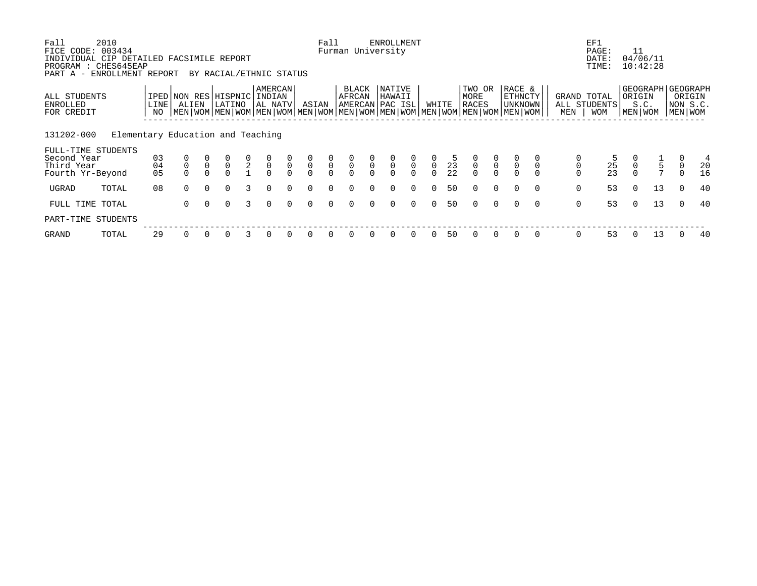Fall 2010 — Fall ENROLLMENT — EF1
FICE CODE: 003434 — Furman University — PAGE: 11
INDIVIDUAL CIP DETAILED FACSIMILE REPORT — DATE: 04/06/11
PROGRAM : CHES645EAP — TIME: 10:42:28
PART A - ENROLLMENT REPORT BY RACIAL/ETHNIC STATUS

| ALL STUDENTS ENROLLED FOR CREDIT | IPED LINE NO | NON RES ALIEN | | HISPNIC LATINO | | AMERCAN INDIAN AL NATV | | ASIAN | | BLACK AFRCAN AMERCAN | | NATIVE HAWAII PAC ISL | | WHITE | | TWO OR MORE RACES | | RACE & ETHNCTY UNKNOWN | | GRAND TOTAL ALL STUDENTS | | GEOGRAPH ORIGIN S.C. | | GEOGRAPH ORIGIN NON S.C. | |
|---|---|---|---|---|---|---|---|---|---|---|---|---|---|---|---|---|---|---|---|---|---|---|---|---|---|
| | | MEN | WOM | MEN | WOM | MEN | WOM | MEN | WOM | MEN | WOM | MEN | WOM | MEN | WOM | MEN | WOM | MEN | WOM | MEN | WOM | MEN | WOM | MEN | WOM |
| **131202-000 Elementary Education and Teaching** | | | | | | | | | | | | | | | | | | | | | | | | | |
| FULL-TIME STUDENTS | | | | | | | | | | | | | | | | | | | | | | | | | |
| Second Year | 03 | 0 | 0 | 0 | 0 | 0 | 0 | 0 | 0 | 0 | 0 | 0 | 0 | 0 | 5 | 0 | 0 | 0 | 0 | 0 | 5 | 0 | 1 | 0 | 4 |
| Third Year | 04 | 0 | 0 | 0 | 2 | 0 | 0 | 0 | 0 | 0 | 0 | 0 | 0 | 0 | 23 | 0 | 0 | 0 | 0 | 0 | 25 | 0 | 5 | 0 | 20 |
| Fourth Yr-Beyond | 05 | 0 | 0 | 0 | 1 | 0 | 0 | 0 | 0 | 0 | 0 | 0 | 0 | 0 | 22 | 0 | 0 | 0 | 0 | 0 | 23 | 0 | 7 | 0 | 16 |
| UGRAD TOTAL | 08 | 0 | 0 | 0 | 3 | 0 | 0 | 0 | 0 | 0 | 0 | 0 | 0 | 0 | 50 | 0 | 0 | 0 | 0 | 0 | 53 | 0 | 13 | 0 | 40 |
| FULL TIME TOTAL | | 0 | 0 | 0 | 3 | 0 | 0 | 0 | 0 | 0 | 0 | 0 | 0 | 0 | 50 | 0 | 0 | 0 | 0 | 0 | 53 | 0 | 13 | 0 | 40 |
| PART-TIME STUDENTS | | | | | | | | | | | | | | | | | | | | | | | | | |
| GRAND TOTAL | 29 | 0 | 0 | 0 | 3 | 0 | 0 | 0 | 0 | 0 | 0 | 0 | 0 | 0 | 50 | 0 | 0 | 0 | 0 | 0 | 53 | 0 | 13 | 0 | 40 |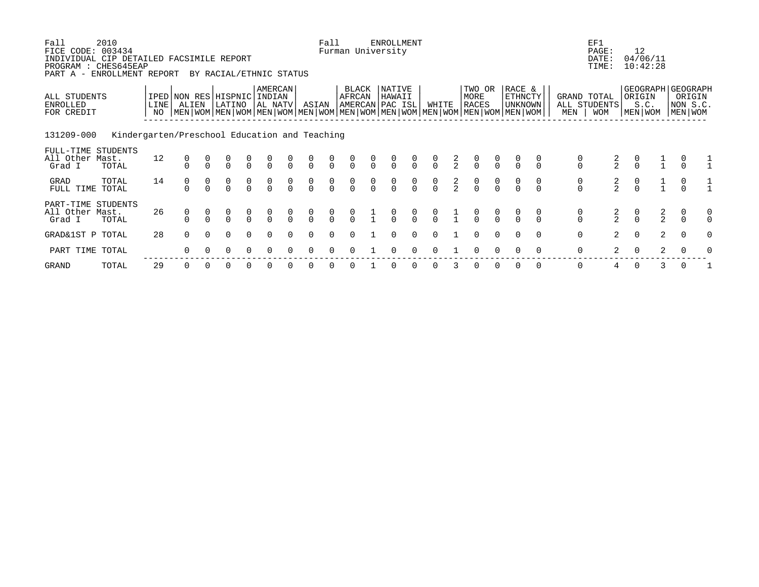Fall 2010 — Fall ENROLLMENT — EF1
FICE CODE: 003434 — Furman University — PAGE: 12
INDIVIDUAL CIP DETAILED FACSIMILE REPORT — DATE: 04/06/11
PROGRAM : CHES645EAP — TIME: 10:42:28
PART A - ENROLLMENT REPORT BY RACIAL/ETHNIC STATUS

| ALL STUDENTS ENROLLED FOR CREDIT | | IPED LINE NO | NON RES ALIEN | | HISPNIC LATINO | | AMERCAN INDIAN AL NATV | | ASIAN | | BLACK AFRCAN AMERCAN | | NATIVE HAWAII PAC ISL | | WHITE | | TWO OR MORE RACES | | RACE & ETHNCTY UNKNOWN | | GRAND TOTAL ALL STUDENTS | | GEOGRAPH ORIGIN S.C. | | GEOGRAPH ORIGIN NON S.C. | |
|---|---|---|---|---|---|---|---|---|---|---|---|---|---|---|---|---|---|---|---|---|---|---|---|---|---|---|---|---|
| | | | MEN | WOM | MEN | WOM | MEN | WOM | MEN | WOM | MEN | WOM | MEN | WOM | MEN | WOM | MEN | WOM | MEN | WOM | MEN | WOM | MEN | WOM | MEN | WOM |
| **131209-000 Kindergarten/Preschool Education and Teaching** | | | | | | | | | | | | | | | | | | | | | | | | | | |
| FULL-TIME STUDENTS All Other Mast. Grad I | | 12 | 0 | 0 | 0 | 0 | 0 | 0 | 0 | 0 | 0 | 0 | 0 | 0 | 0 | 2 | 0 | 0 | 0 | 0 | 0 | 2 | 0 | 1 | 0 | 1 |
| | TOTAL | | 0 | 0 | 0 | 0 | 0 | 0 | 0 | 0 | 0 | 0 | 0 | 0 | 0 | 2 | 0 | 0 | 0 | 0 | 0 | 2 | 0 | 1 | 0 | 1 |
| GRAD | TOTAL | 14 | 0 | 0 | 0 | 0 | 0 | 0 | 0 | 0 | 0 | 0 | 0 | 0 | 0 | 2 | 0 | 0 | 0 | 0 | 0 | 2 | 0 | 1 | 0 | 1 |
| FULL TIME | TOTAL | | 0 | 0 | 0 | 0 | 0 | 0 | 0 | 0 | 0 | 0 | 0 | 0 | 0 | 2 | 0 | 0 | 0 | 0 | 0 | 2 | 0 | 1 | 0 | 1 |
| PART-TIME STUDENTS All Other Mast. Grad I | | 26 | 0 | 0 | 0 | 0 | 0 | 0 | 0 | 0 | 0 | 1 | 0 | 0 | 0 | 1 | 0 | 0 | 0 | 0 | 0 | 2 | 0 | 2 | 0 | 0 |
| | TOTAL | | 0 | 0 | 0 | 0 | 0 | 0 | 0 | 0 | 0 | 1 | 0 | 0 | 0 | 1 | 0 | 0 | 0 | 0 | 0 | 2 | 0 | 2 | 0 | 0 |
| GRAD&1ST P | TOTAL | 28 | 0 | 0 | 0 | 0 | 0 | 0 | 0 | 0 | 0 | 1 | 0 | 0 | 0 | 1 | 0 | 0 | 0 | 0 | 0 | 2 | 0 | 2 | 0 | 0 |
| PART TIME | TOTAL | | 0 | 0 | 0 | 0 | 0 | 0 | 0 | 0 | 0 | 1 | 0 | 0 | 0 | 1 | 0 | 0 | 0 | 0 | 0 | 2 | 0 | 2 | 0 | 0 |
| GRAND | TOTAL | 29 | 0 | 0 | 0 | 0 | 0 | 0 | 0 | 0 | 0 | 1 | 0 | 0 | 0 | 3 | 0 | 0 | 0 | 0 | 0 | 4 | 0 | 3 | 0 | 1 |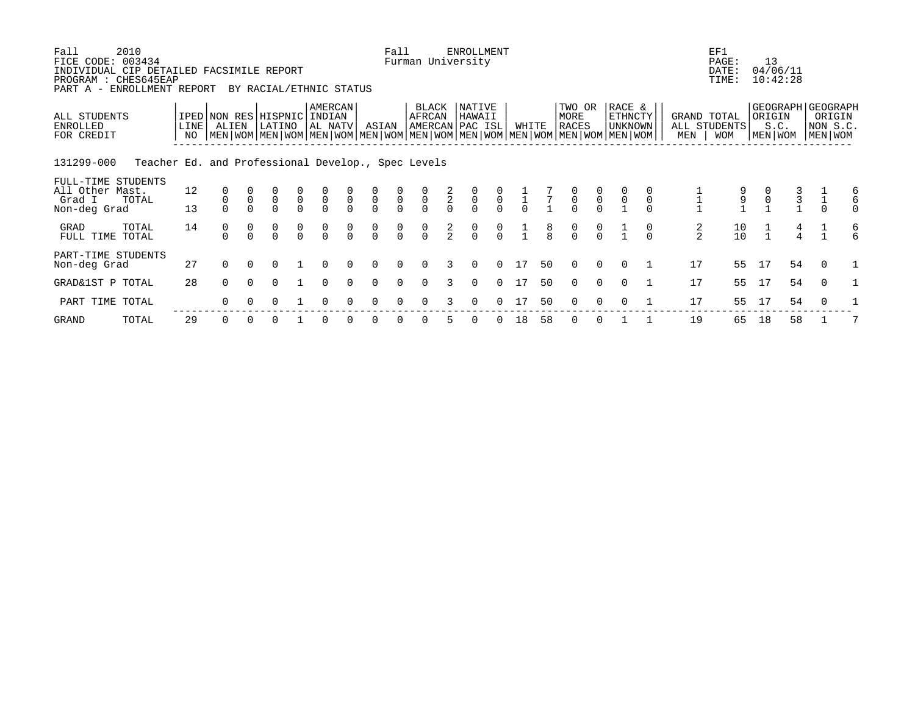Fall 2010 Fall ENROLLMENT EF1
FICE CODE: 003434 Furman University PAGE: 13
INDIVIDUAL CIP DETAILED FACSIMILE REPORT DATE: 04/06/11
PROGRAM : CHES645EAP TIME: 10:42:28
PART A - ENROLLMENT REPORT BY RACIAL/ETHNIC STATUS

| ALL STUDENTS ENROLLED FOR CREDIT | IPED LINE NO | NON RES ALIEN | | HISPNIC LATINO | | AMERCAN INDIAN AL NATV | | ASIAN | | BLACK AFRCAN AMERCAN | | NATIVE HAWAII PAC ISL | | WHITE | | TWO OR MORE RACES | | RACE & ETHNCTY UNKNOWN | | GRAND TOTAL ALL STUDENTS | | GEOGRAPH ORIGIN S.C. | | GEOGRAPH ORIGIN NON S.C. | |
|---|---|---|---|---|---|---|---|---|---|---|---|---|---|---|---|---|---|---|---|---|---|---|---|---|---|
| | | MEN | WOM | MEN | WOM | MEN | WOM | MEN | WOM | MEN | WOM | MEN | WOM | MEN | WOM | MEN | WOM | MEN | WOM | MEN | WOM | MEN | WOM | MEN | WOM |
| **131299-000 Teacher Ed. and Professional Develop., Spec Levels** | | | | | | | | | | | | | | | | | | | | | | | | | |
| FULL-TIME STUDENTS | | | | | | | | | | | | | | | | | | | | | | | | | |
| All Other Mast. | 12 | 0 | 0 | 0 | 0 | 0 | 0 | 0 | 0 | 0 | 2 | 0 | 0 | 1 | 7 | 0 | 0 | 0 | 0 | 1 | 9 | 0 | 3 | 1 | 6 |
| Grad I TOTAL | | 0 | 0 | 0 | 0 | 0 | 0 | 0 | 0 | 0 | 2 | 0 | 0 | 1 | 7 | 0 | 0 | 0 | 0 | 1 | 9 | 0 | 3 | 1 | 6 |
| Non-deg Grad | 13 | 0 | 0 | 0 | 0 | 0 | 0 | 0 | 0 | 0 | 0 | 0 | 0 | 0 | 1 | 0 | 0 | 1 | 0 | 1 | 1 | 1 | 1 | 0 | 0 |
| GRAD TOTAL | 14 | 0 | 0 | 0 | 0 | 0 | 0 | 0 | 0 | 0 | 2 | 0 | 0 | 1 | 8 | 0 | 0 | 1 | 0 | 2 | 10 | 1 | 4 | 1 | 6 |
| FULL TIME TOTAL | | 0 | 0 | 0 | 0 | 0 | 0 | 0 | 0 | 0 | 2 | 0 | 0 | 1 | 8 | 0 | 0 | 1 | 0 | 2 | 10 | 1 | 4 | 1 | 6 |
| PART-TIME STUDENTS | | | | | | | | | | | | | | | | | | | | | | | | | |
| Non-deg Grad | 27 | 0 | 0 | 0 | 1 | 0 | 0 | 0 | 0 | 0 | 3 | 0 | 0 | 17 | 50 | 0 | 0 | 0 | 1 | 17 | 55 | 17 | 54 | 0 | 1 |
| GRAD&1ST P TOTAL | 28 | 0 | 0 | 0 | 1 | 0 | 0 | 0 | 0 | 0 | 3 | 0 | 0 | 17 | 50 | 0 | 0 | 0 | 1 | 17 | 55 | 17 | 54 | 0 | 1 |
| PART TIME TOTAL | | 0 | 0 | 0 | 1 | 0 | 0 | 0 | 0 | 0 | 3 | 0 | 0 | 17 | 50 | 0 | 0 | 0 | 1 | 17 | 55 | 17 | 54 | 0 | 1 |
| GRAND TOTAL | 29 | 0 | 0 | 0 | 1 | 0 | 0 | 0 | 0 | 0 | 5 | 0 | 0 | 18 | 58 | 0 | 0 | 1 | 1 | 19 | 65 | 18 | 58 | 1 | 7 |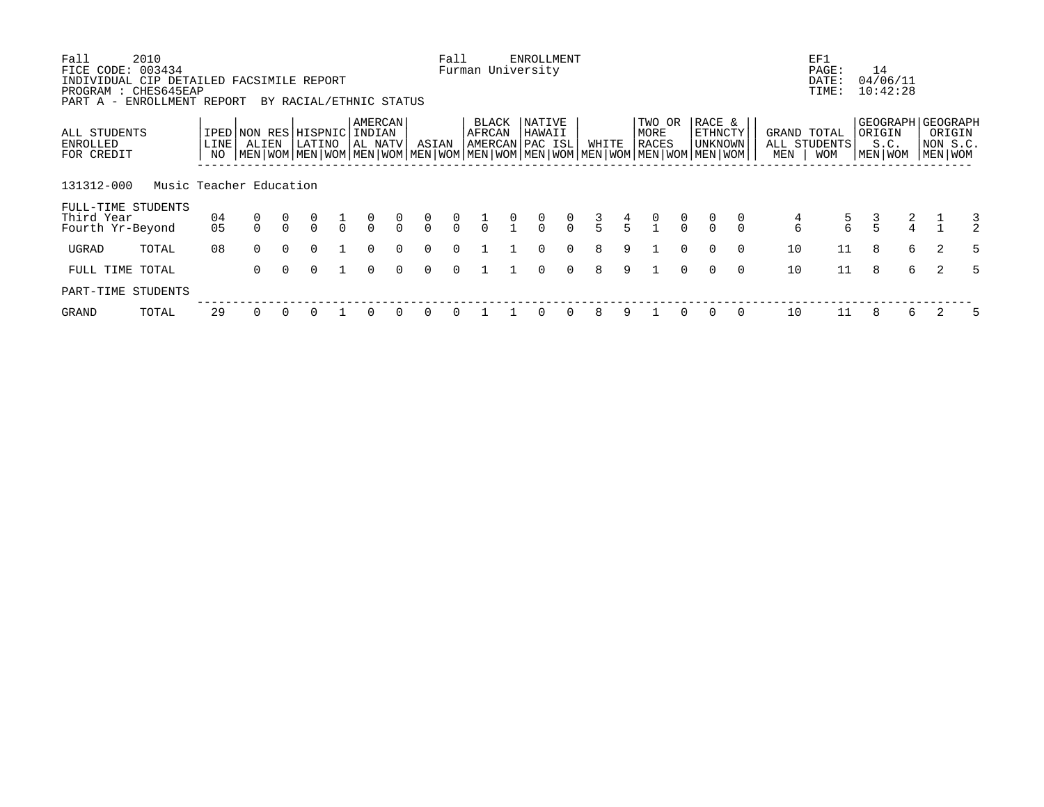Fall 2010 — Fall ENROLLMENT — EF1
FICE CODE: 003434 — Furman University — PAGE: 14
INDIVIDUAL CIP DETAILED FACSIMILE REPORT — DATE: 04/06/11
PROGRAM : CHES645EAP — TIME: 10:42:28
PART A - ENROLLMENT REPORT BY RACIAL/ETHNIC STATUS

| ALL STUDENTS ENROLLED FOR CREDIT | | IPED LINE NO | NON RES ALIEN | | HISPNIC LATINO | | AMERCAN INDIAN AL NATV | | ASIAN | | BLACK AFRCAN AMERCAN | | NATIVE HAWAII PAC ISL | | WHITE | | TWO OR MORE RACES | | RACE & ETHNCTY UNKNOWN | | GRAND TOTAL ALL STUDENTS | | GEOGRAPH ORIGIN S.C. | | GEOGRAPH ORIGIN NON S.C. | |
|---|---|---|---|---|---|---|---|---|---|---|---|---|---|---|---|---|---|---|---|---|---|---|---|---|---|---|---|---|
| | | | MEN | WOM | MEN | WOM | MEN | WOM | MEN | WOM | MEN | WOM | MEN | WOM | MEN | WOM | MEN | WOM | MEN | WOM | MEN | WOM | MEN | WOM | MEN | WOM |
| 131312-000 | Music Teacher Education | | | | | | | | | | | | | | | | | | | | | | | | | |
| FULL-TIME STUDENTS | | | | | | | | | | | | | | | | | | | | | | | | | | |
| Third Year | | 04 | 0 | 0 | 0 | 1 | 0 | 0 | 0 | 0 | 1 | 0 | 0 | 0 | 3 | 4 | 0 | 0 | 0 | 0 | 4 | 5 | 3 | 2 | 1 | 3 |
| Fourth Yr-Beyond | | 05 | 0 | 0 | 0 | 0 | 0 | 0 | 0 | 0 | 0 | 1 | 0 | 0 | 5 | 5 | 1 | 0 | 0 | 0 | 6 | 6 | 5 | 4 | 1 | 2 |
| UGRAD | TOTAL | 08 | 0 | 0 | 0 | 1 | 0 | 0 | 0 | 0 | 1 | 1 | 0 | 0 | 8 | 9 | 1 | 0 | 0 | 0 | 10 | 11 | 8 | 6 | 2 | 5 |
| FULL TIME | TOTAL | | 0 | 0 | 0 | 1 | 0 | 0 | 0 | 0 | 1 | 1 | 0 | 0 | 8 | 9 | 1 | 0 | 0 | 0 | 10 | 11 | 8 | 6 | 2 | 5 |
| PART-TIME STUDENTS | | | | | | | | | | | | | | | | | | | | | | | | | | |
| GRAND | TOTAL | 29 | 0 | 0 | 0 | 1 | 0 | 0 | 0 | 0 | 1 | 1 | 0 | 0 | 8 | 9 | 1 | 0 | 0 | 0 | 10 | 11 | 8 | 6 | 2 | 5 |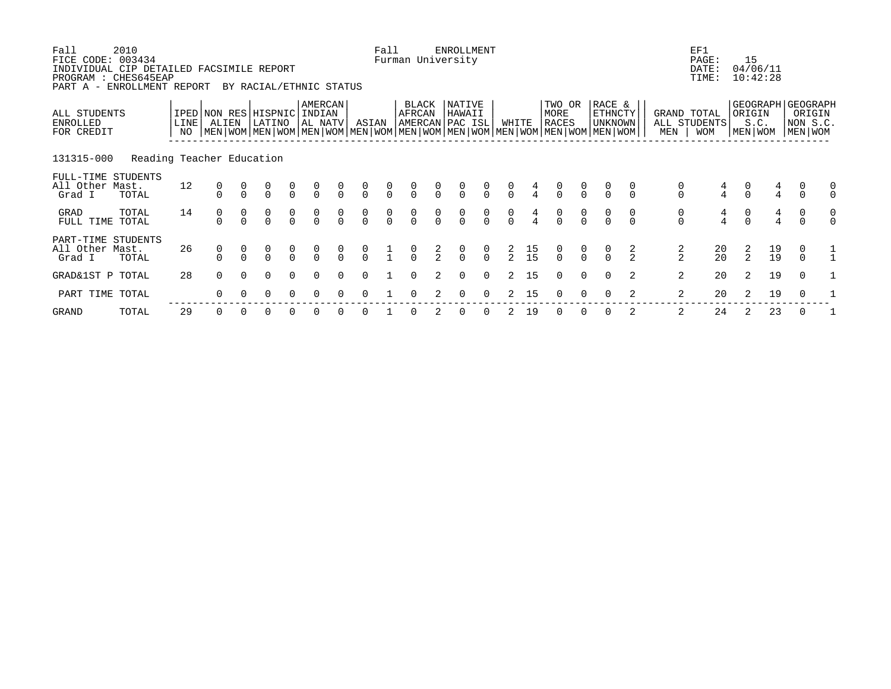Fall 2010 &nbsp;&nbsp;&nbsp;&nbsp;&nbsp; Fall ENROLLMENT &nbsp;&nbsp;&nbsp;&nbsp;&nbsp; EF1
FICE CODE: 003434 &nbsp;&nbsp;&nbsp;&nbsp;&nbsp; Furman University &nbsp;&nbsp;&nbsp;&nbsp;&nbsp; PAGE: 15
INDIVIDUAL CIP DETAILED FACSIMILE REPORT &nbsp;&nbsp;&nbsp;&nbsp;&nbsp; DATE: 04/06/11
PROGRAM : CHES645EAP &nbsp;&nbsp;&nbsp;&nbsp;&nbsp; TIME: 10:42:28
PART A - ENROLLMENT REPORT BY RACIAL/ETHNIC STATUS

| ALL STUDENTS ENROLLED FOR CREDIT | | IPED LINE NO | NON RES ALIEN | | HISPNIC LATINO | | AMERCAN INDIAN AL NATV | | ASIAN | | BLACK AFRCAN AMERCAN | | NATIVE HAWAII PAC ISL | | WHITE | | TWO OR MORE RACES | | RACE & ETHNCTY UNKNOWN | | GRAND TOTAL ALL STUDENTS | | GEOGRAPH ORIGIN S.C. | | GEOGRAPH ORIGIN NON S.C. | |
|---|---|---|---|---|---|---|---|---|---|---|---|---|---|---|---|---|---|---|---|---|---|---|---|---|---|---|
| | | | MEN | WOM | MEN | WOM | MEN | WOM | MEN | WOM | MEN | WOM | MEN | WOM | MEN | WOM | MEN | WOM | MEN | WOM | MEN | WOM | MEN | WOM | MEN | WOM |
| **131315-000** | **Reading Teacher Education** | | | | | | | | | | | | | | | | | | | | | | | | | |
| FULL-TIME STUDENTS | | | | | | | | | | | | | | | | | | | | | | | | | | |
| All Other Mast. | | 12 | 0 | 0 | 0 | 0 | 0 | 0 | 0 | 0 | 0 | 0 | 0 | 0 | 0 | 4 | 0 | 0 | 0 | 0 | 0 | 4 | 0 | 4 | 0 | 0 |
| Grad I | TOTAL | | 0 | 0 | 0 | 0 | 0 | 0 | 0 | 0 | 0 | 0 | 0 | 0 | 0 | 4 | 0 | 0 | 0 | 0 | 0 | 4 | 0 | 4 | 0 | 0 |
| GRAD | TOTAL | 14 | 0 | 0 | 0 | 0 | 0 | 0 | 0 | 0 | 0 | 0 | 0 | 0 | 0 | 4 | 0 | 0 | 0 | 0 | 0 | 4 | 0 | 4 | 0 | 0 |
| FULL TIME | TOTAL | | 0 | 0 | 0 | 0 | 0 | 0 | 0 | 0 | 0 | 0 | 0 | 0 | 0 | 4 | 0 | 0 | 0 | 0 | 0 | 4 | 0 | 4 | 0 | 0 |
| PART-TIME STUDENTS | | | | | | | | | | | | | | | | | | | | | | | | | | |
| All Other Mast. | | 26 | 0 | 0 | 0 | 0 | 0 | 0 | 0 | 1 | 0 | 2 | 0 | 0 | 2 | 15 | 0 | 0 | 0 | 2 | 2 | 20 | 2 | 19 | 0 | 1 |
| Grad I | TOTAL | | 0 | 0 | 0 | 0 | 0 | 0 | 0 | 1 | 0 | 2 | 0 | 0 | 2 | 15 | 0 | 0 | 0 | 2 | 2 | 20 | 2 | 19 | 0 | 1 |
| GRAD&1ST P | TOTAL | 28 | 0 | 0 | 0 | 0 | 0 | 0 | 0 | 1 | 0 | 2 | 0 | 0 | 2 | 15 | 0 | 0 | 0 | 2 | 2 | 20 | 2 | 19 | 0 | 1 |
| PART TIME | TOTAL | | 0 | 0 | 0 | 0 | 0 | 0 | 0 | 1 | 0 | 2 | 0 | 0 | 2 | 15 | 0 | 0 | 0 | 2 | 2 | 20 | 2 | 19 | 0 | 1 |
| GRAND | TOTAL | 29 | 0 | 0 | 0 | 0 | 0 | 0 | 0 | 1 | 0 | 2 | 0 | 0 | 2 | 19 | 0 | 0 | 0 | 2 | 2 | 24 | 2 | 23 | 0 | 1 |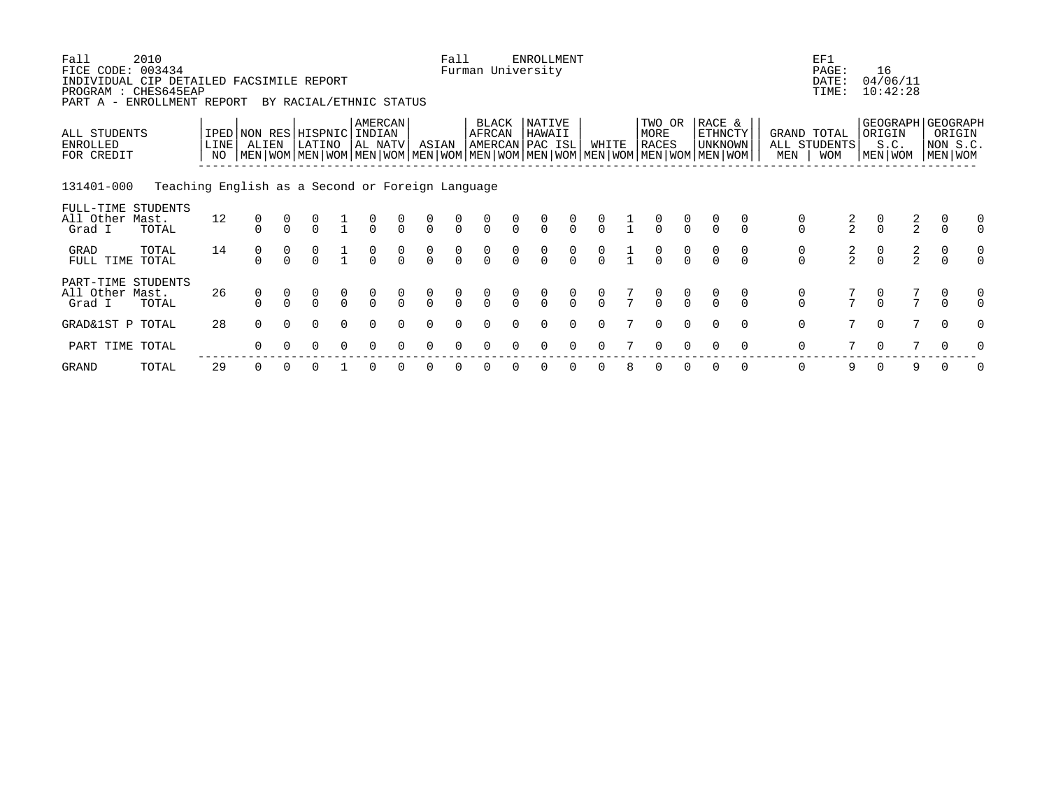Fall 2010 Fall ENROLLMENT EF1
FICE CODE: 003434 Furman University PAGE: 16
INDIVIDUAL CIP DETAILED FACSIMILE REPORT DATE: 04/06/11
PROGRAM : CHES645EAP TIME: 10:42:28
PART A - ENROLLMENT REPORT BY RACIAL/ETHNIC STATUS

131401-000 Teaching English as a Second or Foreign Language

| ALL STUDENTS ENROLLED FOR CREDIT | | IPED LINE NO | NON RES ALIEN MEN | NON RES ALIEN WOM | HISPNIC LATINO MEN | HISPNIC LATINO WOM | AMERCAN INDIAN AL NATV MEN | AMERCAN INDIAN AL NATV WOM | ASIAN MEN | ASIAN WOM | BLACK AFRCAN AMERCAN MEN | BLACK AFRCAN AMERCAN WOM | NATIVE HAWAII PAC ISL MEN | NATIVE HAWAII PAC ISL WOM | WHITE MEN | WHITE WOM | TWO OR MORE RACES MEN | TWO OR MORE RACES WOM | RACE & ETHNCTY UNKNOWN MEN | RACE & ETHNCTY UNKNOWN WOM | GRAND TOTAL ALL STUDENTS MEN | GRAND TOTAL ALL STUDENTS WOM | GEOGRAPH ORIGIN S.C. MEN | GEOGRAPH ORIGIN S.C. WOM | GEOGRAPH ORIGIN NON S.C. MEN | GEOGRAPH ORIGIN NON S.C. WOM |
|---|---|---|---|---|---|---|---|---|---|---|---|---|---|---|---|---|---|---|---|---|---|---|---|---|---|---|
| FULL-TIME STUDENTS All Other Mast. | | 12 | 0 | 0 | 0 | 1 | 0 | 0 | 0 | 0 | 0 | 0 | 0 | 0 | 0 | 1 | 0 | 0 | 0 | 0 | 0 | 2 | 0 | 2 | 0 | 0 |
| Grad I | TOTAL | | 0 | 0 | 0 | 1 | 0 | 0 | 0 | 0 | 0 | 0 | 0 | 0 | 0 | 1 | 0 | 0 | 0 | 0 | 0 | 2 | 0 | 2 | 0 | 0 |
| GRAD | TOTAL | 14 | 0 | 0 | 0 | 1 | 0 | 0 | 0 | 0 | 0 | 0 | 0 | 0 | 0 | 1 | 0 | 0 | 0 | 0 | 0 | 2 | 0 | 2 | 0 | 0 |
| FULL TIME | TOTAL | | 0 | 0 | 0 | 1 | 0 | 0 | 0 | 0 | 0 | 0 | 0 | 0 | 0 | 1 | 0 | 0 | 0 | 0 | 0 | 2 | 0 | 2 | 0 | 0 |
| PART-TIME STUDENTS All Other Mast. | | 26 | 0 | 0 | 0 | 0 | 0 | 0 | 0 | 0 | 0 | 0 | 0 | 0 | 0 | 7 | 0 | 0 | 0 | 0 | 0 | 7 | 0 | 7 | 0 | 0 |
| Grad I | TOTAL | | 0 | 0 | 0 | 0 | 0 | 0 | 0 | 0 | 0 | 0 | 0 | 0 | 0 | 7 | 0 | 0 | 0 | 0 | 0 | 7 | 0 | 7 | 0 | 0 |
| GRAD&1ST P | TOTAL | 28 | 0 | 0 | 0 | 0 | 0 | 0 | 0 | 0 | 0 | 0 | 0 | 0 | 0 | 7 | 0 | 0 | 0 | 0 | 0 | 7 | 0 | 7 | 0 | 0 |
| PART TIME | TOTAL | | 0 | 0 | 0 | 0 | 0 | 0 | 0 | 0 | 0 | 0 | 0 | 0 | 0 | 7 | 0 | 0 | 0 | 0 | 0 | 7 | 0 | 7 | 0 | 0 |
| GRAND | TOTAL | 29 | 0 | 0 | 0 | 1 | 0 | 0 | 0 | 0 | 0 | 0 | 0 | 0 | 0 | 8 | 0 | 0 | 0 | 0 | 0 | 9 | 0 | 9 | 0 | 0 |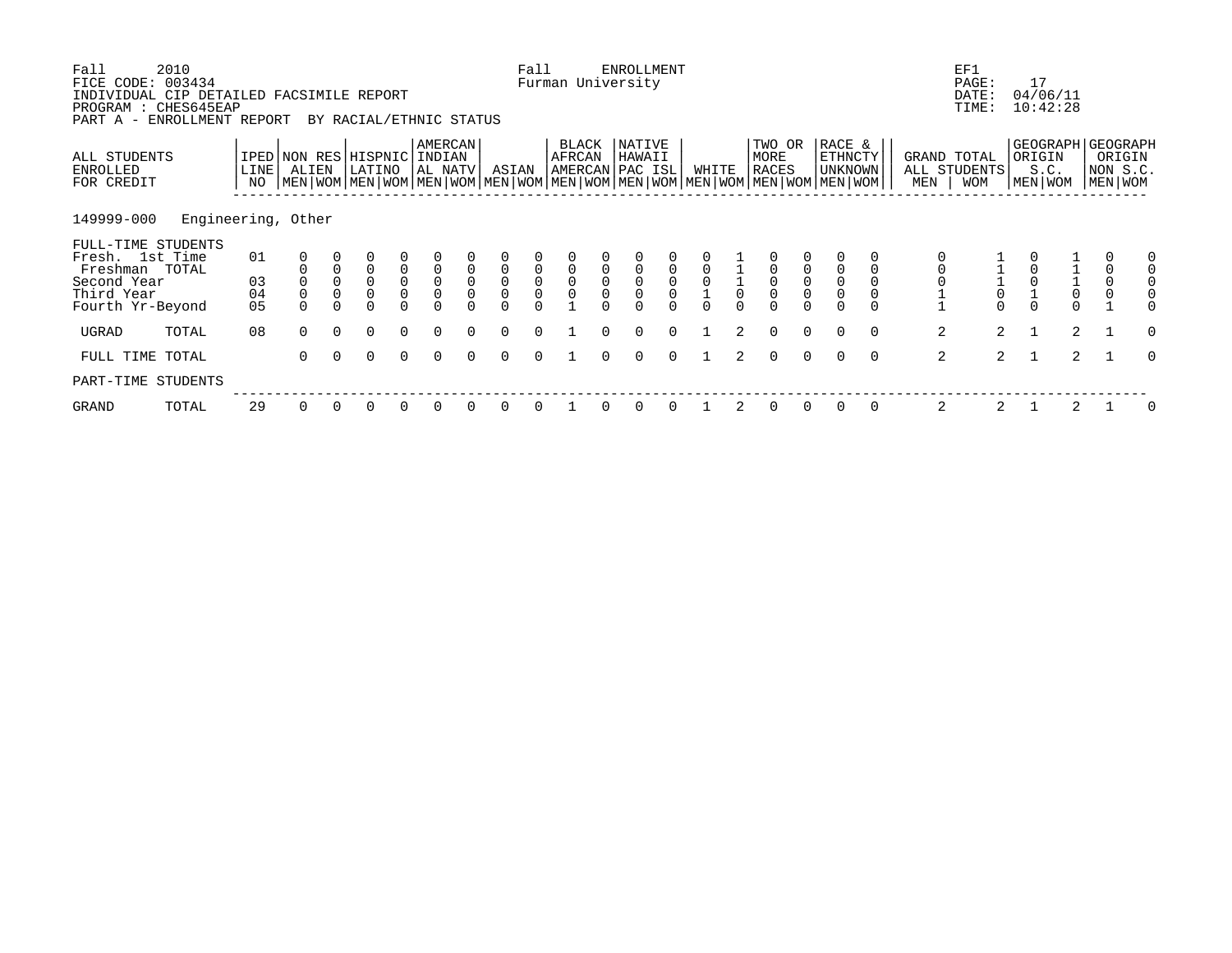Fall 2010 Fall ENROLLMENT EF1
FICE CODE: 003434 Furman University PAGE: 17
INDIVIDUAL CIP DETAILED FACSIMILE REPORT DATE: 04/06/11
PROGRAM : CHES645EAP TIME: 10:42:28
PART A - ENROLLMENT REPORT BY RACIAL/ETHNIC STATUS

| ALL STUDENTS ENROLLED FOR CREDIT | IPED LINE NO | NON RES ALIEN | | HISPNIC LATINO | | AMERCAN INDIAN AL NATV | | ASIAN | | BLACK AFRCAN AMERCAN | | NATIVE HAWAII PAC ISL | | WHITE | | TWO OR MORE RACES | | RACE & ETHNCTY UNKNOWN | | GRAND TOTAL ALL STUDENTS | | GEOGRAPH ORIGIN S.C. | | GEOGRAPH ORIGIN NON S.C. | |
|---|---|---|---|---|---|---|---|---|---|---|---|---|---|---|---|---|---|---|---|---|---|---|---|---|---|
| | | MEN | WOM | MEN | WOM | MEN | WOM | MEN | WOM | MEN | WOM | MEN | WOM | MEN | WOM | MEN | WOM | MEN | WOM | MEN | WOM | MEN | WOM | MEN | WOM |
| **149999-000 Engineering, Other** | | | | | | | | | | | | | | | | | | | | | | | | | |
| FULL-TIME STUDENTS | | | | | | | | | | | | | | | | | | | | | | | | | |
| Fresh. 1st Time | 01 | 0 | 0 | 0 | 0 | 0 | 0 | 0 | 0 | 0 | 0 | 0 | 0 | 0 | 1 | 0 | 0 | 0 | 0 | 0 | 1 | 0 | 1 | 0 | 0 |
| Freshman TOTAL | | 0 | 0 | 0 | 0 | 0 | 0 | 0 | 0 | 0 | 0 | 0 | 0 | 0 | 1 | 0 | 0 | 0 | 0 | 0 | 1 | 0 | 1 | 0 | 0 |
| Second Year | 03 | 0 | 0 | 0 | 0 | 0 | 0 | 0 | 0 | 0 | 0 | 0 | 0 | 0 | 1 | 0 | 0 | 0 | 0 | 0 | 1 | 0 | 1 | 0 | 0 |
| Third Year | 04 | 0 | 0 | 0 | 0 | 0 | 0 | 0 | 0 | 0 | 0 | 0 | 0 | 1 | 0 | 0 | 0 | 0 | 0 | 1 | 0 | 1 | 0 | 0 | 0 |
| Fourth Yr-Beyond | 05 | 0 | 0 | 0 | 0 | 0 | 0 | 0 | 0 | 1 | 0 | 0 | 0 | 0 | 0 | 0 | 0 | 0 | 0 | 1 | 0 | 0 | 0 | 1 | 0 |
| UGRAD TOTAL | 08 | 0 | 0 | 0 | 0 | 0 | 0 | 0 | 0 | 1 | 0 | 0 | 0 | 1 | 2 | 0 | 0 | 0 | 0 | 2 | 2 | 1 | 2 | 1 | 0 |
| FULL TIME TOTAL | | 0 | 0 | 0 | 0 | 0 | 0 | 0 | 0 | 1 | 0 | 0 | 0 | 1 | 2 | 0 | 0 | 0 | 0 | 2 | 2 | 1 | 2 | 1 | 0 |
| PART-TIME STUDENTS | | | | | | | | | | | | | | | | | | | | | | | | | |
| GRAND TOTAL | 29 | 0 | 0 | 0 | 0 | 0 | 0 | 0 | 0 | 1 | 0 | 0 | 0 | 1 | 2 | 0 | 0 | 0 | 0 | 2 | 2 | 1 | 2 | 1 | 0 |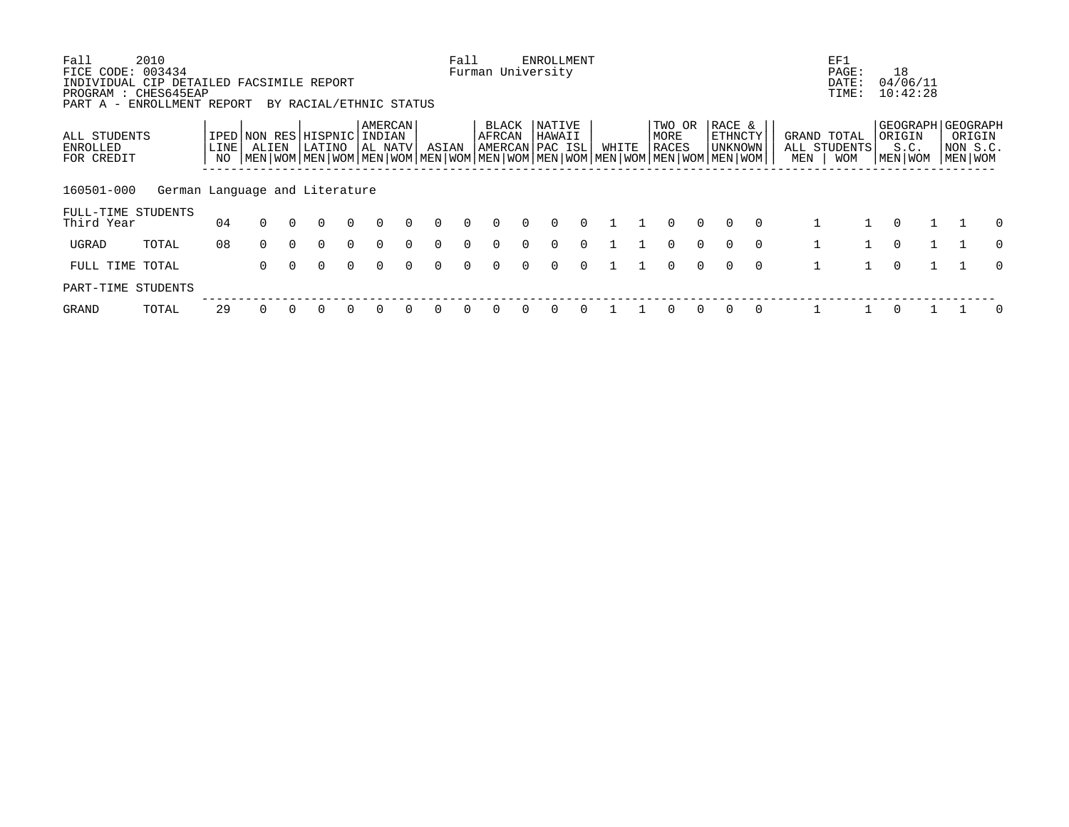Fall 2010 — Fall ENROLLMENT — EF1

FICE CODE: 003434 — Furman University — PAGE: 18

INDIVIDUAL CIP DETAILED FACSIMILE REPORT — DATE: 04/06/11

PROGRAM : CHES645EAP — TIME: 10:42:28

PART A - ENROLLMENT REPORT BY RACIAL/ETHNIC STATUS

| ALL STUDENTS ENROLLED FOR CREDIT | | IPED LINE NO | NON RES ALIEN | | HISPNIC LATINO | | AMERCAN INDIAN AL NATV | | ASIAN | | BLACK AFRCAN AMERCAN | | NATIVE HAWAII PAC ISL | | WHITE | | TWO OR MORE RACES | | RACE & ETHNCTY UNKNOWN | | GRAND TOTAL ALL STUDENTS | | GEOGRAPH ORIGIN S.C. | | GEOGRAPH ORIGIN NON S.C. | |
|---|---|---|---|---|---|---|---|---|---|---|---|---|---|---|---|---|---|---|---|---|---|---|---|---|---|---|
| | | | MEN | WOM | MEN | WOM | MEN | WOM | MEN | WOM | MEN | WOM | MEN | WOM | MEN | WOM | MEN | WOM | MEN | WOM | MEN | WOM | MEN | WOM | MEN | WOM |
| 160501-000 German Language and Literature | | | | | | | | | | | | | | | | | | | | | | | | | | |
| FULL-TIME STUDENTS | | | | | | | | | | | | | | | | | | | | | | | | | | |
| Third Year | | 04 | 0 | 0 | 0 | 0 | 0 | 0 | 0 | 0 | 0 | 0 | 0 | 0 | 1 | 1 | 0 | 0 | 0 | 0 | 1 | 1 | 0 | 1 | 1 | 0 |
| UGRAD | TOTAL | 08 | 0 | 0 | 0 | 0 | 0 | 0 | 0 | 0 | 0 | 0 | 0 | 0 | 1 | 1 | 0 | 0 | 0 | 0 | 1 | 1 | 0 | 1 | 1 | 0 |
| FULL TIME TOTAL | | | 0 | 0 | 0 | 0 | 0 | 0 | 0 | 0 | 0 | 0 | 0 | 0 | 1 | 1 | 0 | 0 | 0 | 0 | 1 | 1 | 0 | 1 | 1 | 0 |
| PART-TIME STUDENTS | | | | | | | | | | | | | | | | | | | | | | | | | | |
| GRAND | TOTAL | 29 | 0 | 0 | 0 | 0 | 0 | 0 | 0 | 0 | 0 | 0 | 0 | 0 | 1 | 1 | 0 | 0 | 0 | 0 | 1 | 1 | 0 | 1 | 1 | 0 |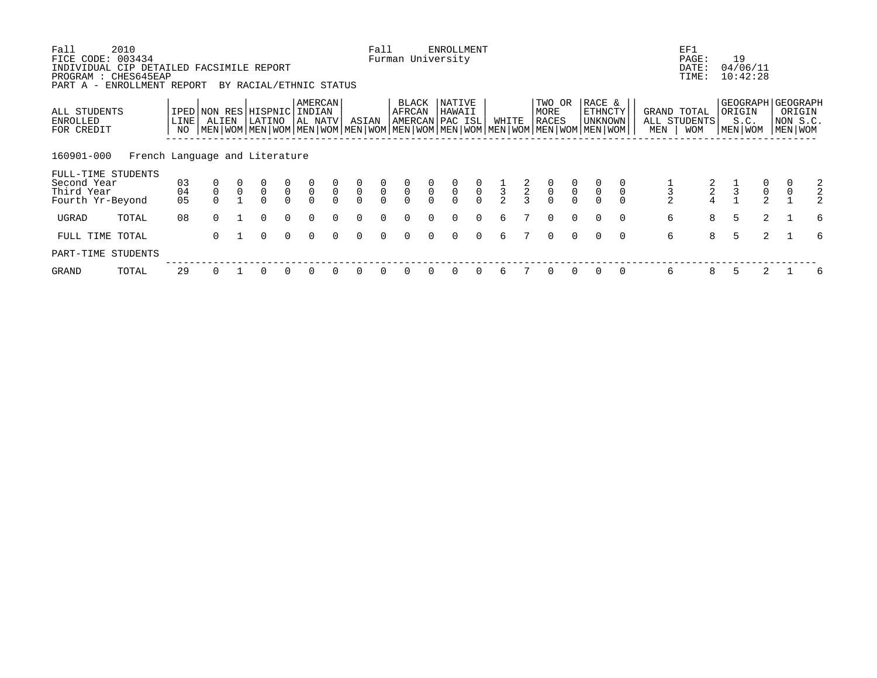Fall 2010 Fall ENROLLMENT EF1
FICE CODE: 003434 Furman University PAGE: 19
INDIVIDUAL CIP DETAILED FACSIMILE REPORT DATE: 04/06/11
PROGRAM : CHES645EAP TIME: 10:42:28
PART A - ENROLLMENT REPORT BY RACIAL/ETHNIC STATUS

| ALL STUDENTS ENROLLED FOR CREDIT | IPED LINE NO | NON RES ALIEN | | HISPNIC LATINO | | AMERCAN INDIAN AL NATV | | ASIAN | | BLACK AFRCAN AMERCAN | | NATIVE HAWAII PAC ISL | | WHITE | | TWO OR MORE RACES | | RACE & ETHNCTY UNKNOWN | | GRAND TOTAL ALL STUDENTS | | GEOGRAPH ORIGIN S.C. | | GEOGRAPH ORIGIN NON S.C. | |
|---|---|---|---|---|---|---|---|---|---|---|---|---|---|---|---|---|---|---|---|---|---|---|---|---|---|
| | | MEN | WOM | MEN | WOM | MEN | WOM | MEN | WOM | MEN | WOM | MEN | WOM | MEN | WOM | MEN | WOM | MEN | WOM | MEN | WOM | MEN | WOM | MEN | WOM |
| **160901-000 French Language and Literature** | | | | | | | | | | | | | | | | | | | | | | | | | |
| FULL-TIME STUDENTS | | | | | | | | | | | | | | | | | | | | | | | | | |
| Second Year | 03 | 0 | 0 | 0 | 0 | 0 | 0 | 0 | 0 | 0 | 0 | 0 | 0 | 1 | 2 | 0 | 0 | 0 | 0 | 1 | 2 | 1 | 0 | 0 | 2 |
| Third Year | 04 | 0 | 0 | 0 | 0 | 0 | 0 | 0 | 0 | 0 | 0 | 0 | 0 | 3 | 2 | 0 | 0 | 0 | 0 | 3 | 2 | 3 | 0 | 0 | 2 |
| Fourth Yr-Beyond | 05 | 0 | 1 | 0 | 0 | 0 | 0 | 0 | 0 | 0 | 0 | 0 | 0 | 2 | 3 | 0 | 0 | 0 | 0 | 2 | 4 | 1 | 2 | 1 | 2 |
| UGRAD TOTAL | 08 | 0 | 1 | 0 | 0 | 0 | 0 | 0 | 0 | 0 | 0 | 0 | 0 | 6 | 7 | 0 | 0 | 0 | 0 | 6 | 8 | 5 | 2 | 1 | 6 |
| FULL TIME TOTAL | | 0 | 1 | 0 | 0 | 0 | 0 | 0 | 0 | 0 | 0 | 0 | 0 | 6 | 7 | 0 | 0 | 0 | 0 | 6 | 8 | 5 | 2 | 1 | 6 |
| PART-TIME STUDENTS | | | | | | | | | | | | | | | | | | | | | | | | | |
| GRAND TOTAL | 29 | 0 | 1 | 0 | 0 | 0 | 0 | 0 | 0 | 0 | 0 | 0 | 0 | 6 | 7 | 0 | 0 | 0 | 0 | 6 | 8 | 5 | 2 | 1 | 6 |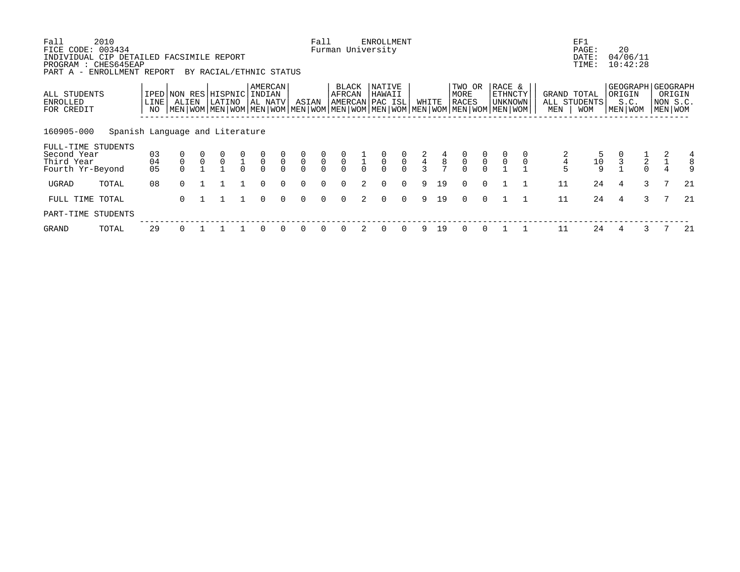Fall 2010 — Fall ENROLLMENT — EF1
FICE CODE: 003434 — Furman University — PAGE: 20
INDIVIDUAL CIP DETAILED FACSIMILE REPORT — DATE: 04/06/11
PROGRAM : CHES645EAP — TIME: 10:42:28
PART A - ENROLLMENT REPORT BY RACIAL/ETHNIC STATUS

| ALL STUDENTS ENROLLED FOR CREDIT | IPED LINE NO | NON RES ALIEN | | HISPNIC LATINO | | AMERCAN INDIAN AL NATV | | ASIAN | | BLACK AFRCAN AMERCAN | | NATIVE HAWAII PAC ISL | | WHITE | | TWO OR MORE RACES | | RACE & ETHNCTY UNKNOWN | | GRAND TOTAL ALL STUDENTS | | GEOGRAPH ORIGIN S.C. | | GEOGRAPH ORIGIN NON S.C. | |
|---|---|---|---|---|---|---|---|---|---|---|---|---|---|---|---|---|---|---|---|---|---|---|---|---|---|
| | | MEN | WOM | MEN | WOM | MEN | WOM | MEN | WOM | MEN | WOM | MEN | WOM | MEN | WOM | MEN | WOM | MEN | WOM | MEN | WOM | MEN | WOM | MEN | WOM |
| **160905-000 Spanish Language and Literature** | | | | | | | | | | | | | | | | | | | | | | | | | |
| FULL-TIME STUDENTS | | | | | | | | | | | | | | | | | | | | | | | | | |
| Second Year | 03 | 0 | 0 | 0 | 0 | 0 | 0 | 0 | 0 | 0 | 1 | 0 | 0 | 2 | 4 | 0 | 0 | 0 | 0 | 2 | 5 | 0 | 1 | 2 | 4 |
| Third Year | 04 | 0 | 0 | 0 | 1 | 0 | 0 | 0 | 0 | 0 | 1 | 0 | 0 | 4 | 8 | 0 | 0 | 0 | 0 | 4 | 10 | 3 | 2 | 1 | 8 |
| Fourth Yr-Beyond | 05 | 0 | 1 | 1 | 0 | 0 | 0 | 0 | 0 | 0 | 0 | 0 | 0 | 3 | 7 | 0 | 0 | 1 | 1 | 5 | 9 | 1 | 0 | 4 | 9 |
| UGRAD TOTAL | 08 | 0 | 1 | 1 | 1 | 0 | 0 | 0 | 0 | 0 | 2 | 0 | 0 | 9 | 19 | 0 | 0 | 1 | 1 | 11 | 24 | 4 | 3 | 7 | 21 |
| FULL TIME TOTAL | | 0 | 1 | 1 | 1 | 0 | 0 | 0 | 0 | 0 | 2 | 0 | 0 | 9 | 19 | 0 | 0 | 1 | 1 | 11 | 24 | 4 | 3 | 7 | 21 |
| PART-TIME STUDENTS | | | | | | | | | | | | | | | | | | | | | | | | | |
| GRAND TOTAL | 29 | 0 | 1 | 1 | 1 | 0 | 0 | 0 | 0 | 0 | 2 | 0 | 0 | 9 | 19 | 0 | 0 | 1 | 1 | 11 | 24 | 4 | 3 | 7 | 21 |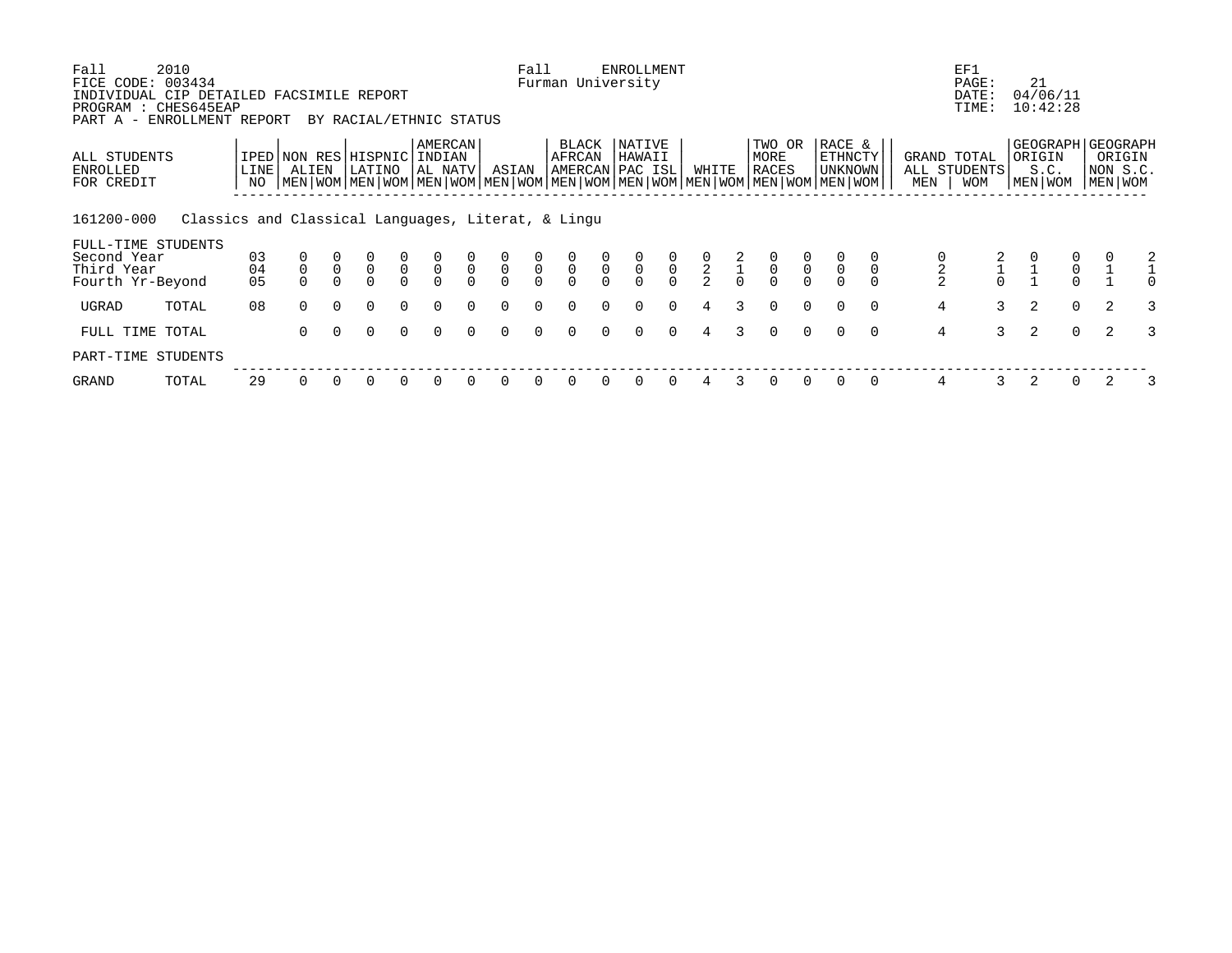Fall 2010 | Fall ENROLLMENT | EF1
FICE CODE: 003434 | Furman University | PAGE: 21
INDIVIDUAL CIP DETAILED FACSIMILE REPORT | | DATE: 04/06/11
PROGRAM : CHES645EAP | | TIME: 10:42:28
PART A - ENROLLMENT REPORT BY RACIAL/ETHNIC STATUS

| ALL STUDENTS ENROLLED FOR CREDIT | IPED LINE NO | NON RES ALIEN | | HISPNIC LATINO | | AMERCAN INDIAN AL NATV | | ASIAN | | BLACK AFRCAN AMERCAN | | NATIVE HAWAII PAC ISL | | WHITE | | TWO OR MORE RACES | | RACE & ETHNCTY UNKNOWN | | GRAND TOTAL ALL STUDENTS | | GEOGRAPH ORIGIN S.C. | | GEOGRAPH ORIGIN NON S.C. | |
|---|---|---|---|---|---|---|---|---|---|---|---|---|---|---|---|---|---|---|---|---|---|---|---|---|---|
| | | MEN | WOM | MEN | WOM | MEN | WOM | MEN | WOM | MEN | WOM | MEN | WOM | MEN | WOM | MEN | WOM | MEN | WOM | MEN | WOM | MEN | WOM | MEN | WOM |
| **161200-000 Classics and Classical Languages, Literat, & Lingu** | | | | | | | | | | | | | | | | | | | | | | | | | |
| FULL-TIME STUDENTS | | | | | | | | | | | | | | | | | | | | | | | | | |
| Second Year | 03 | 0 | 0 | 0 | 0 | 0 | 0 | 0 | 0 | 0 | 0 | 0 | 0 | 0 | 2 | 0 | 0 | 0 | 0 | 0 | 2 | 0 | 0 | 0 | 2 |
| Third Year | 04 | 0 | 0 | 0 | 0 | 0 | 0 | 0 | 0 | 0 | 0 | 0 | 0 | 2 | 1 | 0 | 0 | 0 | 0 | 2 | 1 | 1 | 0 | 1 | 1 |
| Fourth Yr-Beyond | 05 | 0 | 0 | 0 | 0 | 0 | 0 | 0 | 0 | 0 | 0 | 0 | 0 | 2 | 0 | 0 | 0 | 0 | 0 | 2 | 0 | 1 | 0 | 1 | 0 |
| UGRAD TOTAL | 08 | 0 | 0 | 0 | 0 | 0 | 0 | 0 | 0 | 0 | 0 | 0 | 0 | 4 | 3 | 0 | 0 | 0 | 0 | 4 | 3 | 2 | 0 | 2 | 3 |
| FULL TIME TOTAL | | 0 | 0 | 0 | 0 | 0 | 0 | 0 | 0 | 0 | 0 | 0 | 0 | 4 | 3 | 0 | 0 | 0 | 0 | 4 | 3 | 2 | 0 | 2 | 3 |
| PART-TIME STUDENTS | | | | | | | | | | | | | | | | | | | | | | | | | |
| GRAND TOTAL | 29 | 0 | 0 | 0 | 0 | 0 | 0 | 0 | 0 | 0 | 0 | 0 | 0 | 4 | 3 | 0 | 0 | 0 | 0 | 4 | 3 | 2 | 0 | 2 | 3 |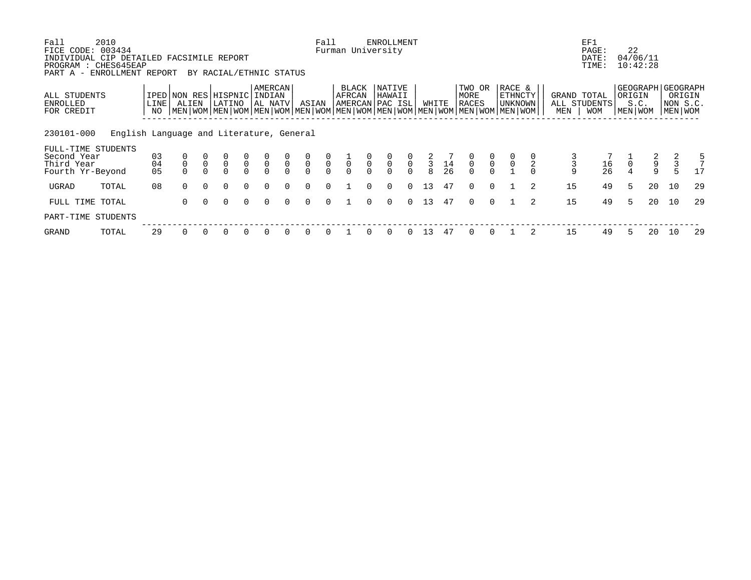Fall 2010 — Fall ENROLLMENT — EF1

FICE CODE: 003434 — Furman University — PAGE: 22

INDIVIDUAL CIP DETAILED FACSIMILE REPORT — DATE: 04/06/11

PROGRAM : CHES645EAP — TIME: 10:42:28

PART A - ENROLLMENT REPORT BY RACIAL/ETHNIC STATUS

| ALL STUDENTS ENROLLED FOR CREDIT | IPED LINE NO | NON RES ALIEN | | HISPNIC LATINO | | AMERCAN INDIAN AL NATV | | ASIAN | | BLACK AFRCAN AMERCAN | | NATIVE HAWAII PAC ISL | | WHITE | | TWO OR MORE RACES | | RACE & ETHNCTY UNKNOWN | | GRAND TOTAL ALL STUDENTS | | GEOGRAPH ORIGIN S.C. | | GEOGRAPH ORIGIN NON S.C. | |
|---|---|---|---|---|---|---|---|---|---|---|---|---|---|---|---|---|---|---|---|---|---|---|---|---|---|
| | | MEN | WOM | MEN | WOM | MEN | WOM | MEN | WOM | MEN | WOM | MEN | WOM | MEN | WOM | MEN | WOM | MEN | WOM | MEN | WOM | MEN | WOM | MEN | WOM |
| **230101-000 English Language and Literature, General** | | | | | | | | | | | | | | | | | | | | | | | | | |
| FULL-TIME STUDENTS | | | | | | | | | | | | | | | | | | | | | | | | | |
| Second Year | 03 | 0 | 0 | 0 | 0 | 0 | 0 | 0 | 0 | 1 | 0 | 0 | 0 | 2 | 7 | 0 | 0 | 0 | 0 | 3 | 7 | 1 | 2 | 2 | 5 |
| Third Year | 04 | 0 | 0 | 0 | 0 | 0 | 0 | 0 | 0 | 0 | 0 | 0 | 0 | 3 | 14 | 0 | 0 | 0 | 2 | 3 | 16 | 0 | 9 | 3 | 7 |
| Fourth Yr-Beyond | 05 | 0 | 0 | 0 | 0 | 0 | 0 | 0 | 0 | 0 | 0 | 0 | 0 | 8 | 26 | 0 | 0 | 1 | 0 | 9 | 26 | 4 | 9 | 5 | 17 |
| UGRAD TOTAL | 08 | 0 | 0 | 0 | 0 | 0 | 0 | 0 | 0 | 1 | 0 | 0 | 0 | 13 | 47 | 0 | 0 | 1 | 2 | 15 | 49 | 5 | 20 | 10 | 29 |
| FULL TIME TOTAL | | 0 | 0 | 0 | 0 | 0 | 0 | 0 | 0 | 1 | 0 | 0 | 0 | 13 | 47 | 0 | 0 | 1 | 2 | 15 | 49 | 5 | 20 | 10 | 29 |
| PART-TIME STUDENTS | | | | | | | | | | | | | | | | | | | | | | | | | |
| GRAND TOTAL | 29 | 0 | 0 | 0 | 0 | 0 | 0 | 0 | 0 | 1 | 0 | 0 | 0 | 13 | 47 | 0 | 0 | 1 | 2 | 15 | 49 | 5 | 20 | 10 | 29 |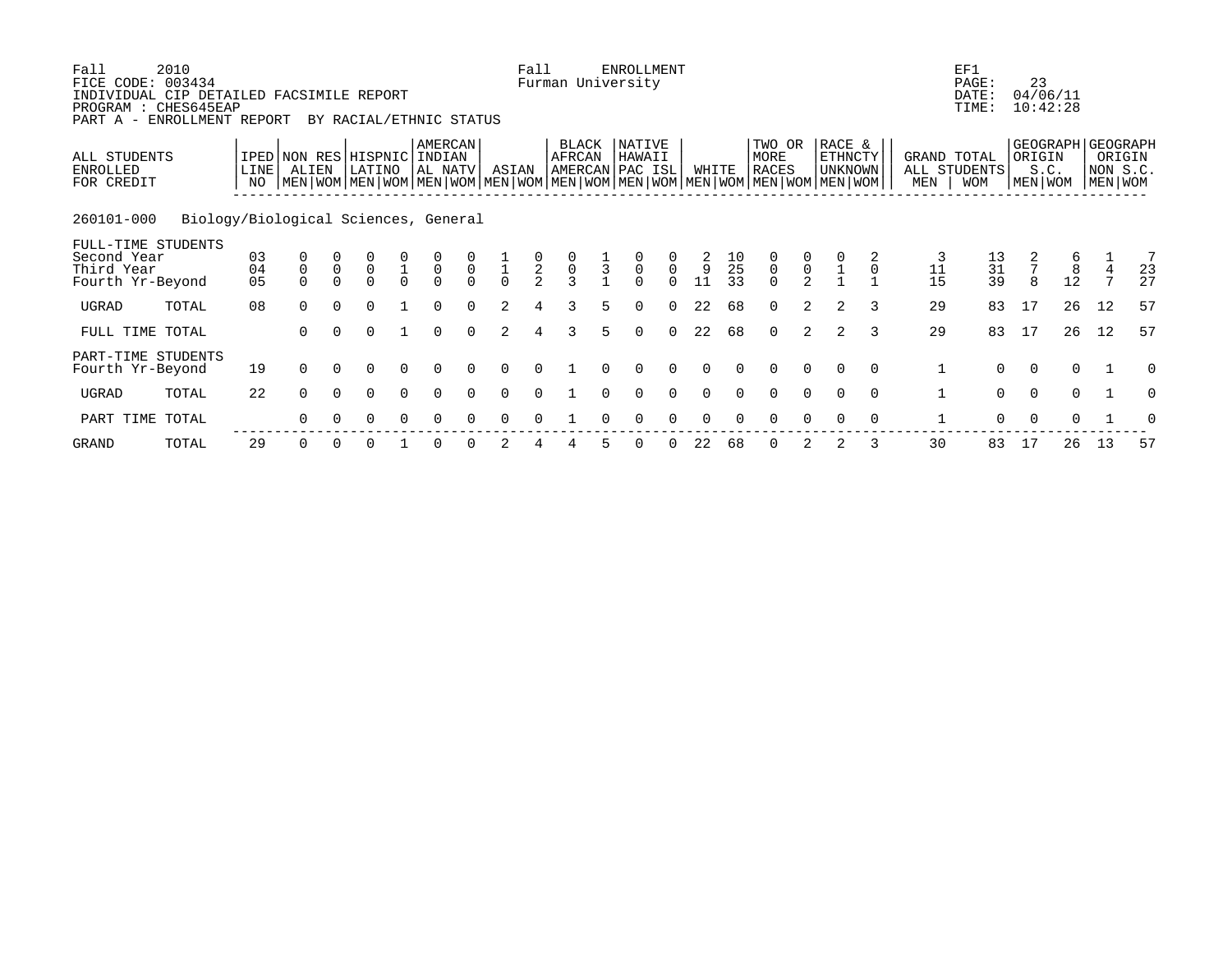Fall 2010 Fall ENROLLMENT EF1
FICE CODE: 003434 Furman University PAGE: 23
INDIVIDUAL CIP DETAILED FACSIMILE REPORT DATE: 04/06/11
PROGRAM : CHES645EAP TIME: 10:42:28
PART A - ENROLLMENT REPORT BY RACIAL/ETHNIC STATUS

| ALL STUDENTS ENROLLED FOR CREDIT | | IPED LINE NO | NON RES ALIEN | | HISPNIC LATINO | | AMERCAN INDIAN AL NATV | | ASIAN | | BLACK AFRCAN AMERCAN | | NATIVE HAWAII PAC ISL | | WHITE | | TWO OR MORE RACES | | RACE & ETHNCTY UNKNOWN | | GRAND TOTAL ALL STUDENTS | | GEOGRAPH ORIGIN S.C. | | GEOGRAPH ORIGIN NON S.C. | |
|---|---|---|---|---|---|---|---|---|---|---|---|---|---|---|---|---|---|---|---|---|---|---|---|---|---|---|
| | | | MEN | WOM | MEN | WOM | MEN | WOM | MEN | WOM | MEN | WOM | MEN | WOM | MEN | WOM | MEN | WOM | MEN | WOM | MEN | WOM | MEN | WOM | MEN | WOM |
| **260101-000 Biology/Biological Sciences, General** | | | | | | | | | | | | | | | | | | | | | | | | | | |
| FULL-TIME STUDENTS | | | | | | | | | | | | | | | | | | | | | | | | | | |
| Second Year | | 03 | 0 | 0 | 0 | 0 | 0 | 0 | 1 | 0 | 0 | 1 | 0 | 0 | 2 | 10 | 0 | 0 | 0 | 2 | 3 | 13 | 2 | 6 | 1 | 7 |
| Third Year | | 04 | 0 | 0 | 0 | 1 | 0 | 0 | 1 | 2 | 0 | 3 | 0 | 0 | 9 | 25 | 0 | 0 | 1 | 0 | 11 | 31 | 7 | 8 | 4 | 23 |
| Fourth Yr-Beyond | | 05 | 0 | 0 | 0 | 0 | 0 | 0 | 0 | 2 | 3 | 1 | 0 | 0 | 11 | 33 | 0 | 2 | 1 | 1 | 15 | 39 | 8 | 12 | 7 | 27 |
| UGRAD | TOTAL | 08 | 0 | 0 | 0 | 1 | 0 | 0 | 2 | 4 | 3 | 5 | 0 | 0 | 22 | 68 | 0 | 2 | 2 | 3 | 29 | 83 | 17 | 26 | 12 | 57 |
| FULL TIME | TOTAL | | 0 | 0 | 0 | 1 | 0 | 0 | 2 | 4 | 3 | 5 | 0 | 0 | 22 | 68 | 0 | 2 | 2 | 3 | 29 | 83 | 17 | 26 | 12 | 57 |
| PART-TIME STUDENTS | | | | | | | | | | | | | | | | | | | | | | | | | | |
| Fourth Yr-Beyond | | 19 | 0 | 0 | 0 | 0 | 0 | 0 | 0 | 0 | 1 | 0 | 0 | 0 | 0 | 0 | 0 | 0 | 0 | 0 | 1 | 0 | 0 | 0 | 1 | 0 |
| UGRAD | TOTAL | 22 | 0 | 0 | 0 | 0 | 0 | 0 | 0 | 0 | 1 | 0 | 0 | 0 | 0 | 0 | 0 | 0 | 0 | 0 | 1 | 0 | 0 | 0 | 1 | 0 |
| PART TIME | TOTAL | | 0 | 0 | 0 | 0 | 0 | 0 | 0 | 0 | 1 | 0 | 0 | 0 | 0 | 0 | 0 | 0 | 0 | 0 | 1 | 0 | 0 | 0 | 1 | 0 |
| GRAND | TOTAL | 29 | 0 | 0 | 0 | 1 | 0 | 0 | 2 | 4 | 4 | 5 | 0 | 0 | 22 | 68 | 0 | 2 | 2 | 3 | 30 | 83 | 17 | 26 | 13 | 57 |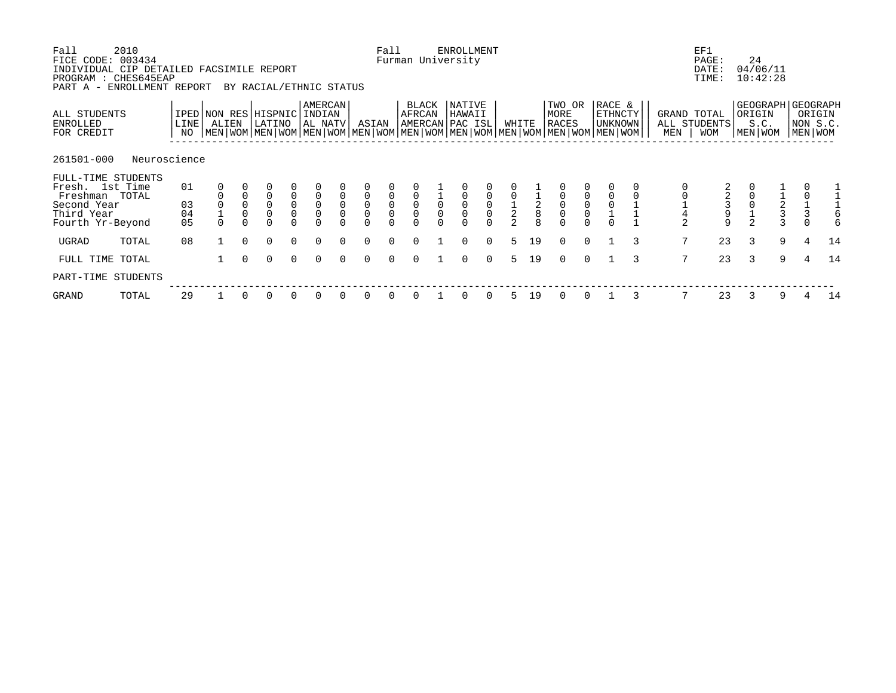Fall 2010 Fall ENROLLMENT EF1
FICE CODE: 003434 Furman University PAGE: 24
INDIVIDUAL CIP DETAILED FACSIMILE REPORT DATE: 04/06/11
PROGRAM : CHES645EAP TIME: 10:42:28
PART A - ENROLLMENT REPORT BY RACIAL/ETHNIC STATUS

| ALL STUDENTS ENROLLED FOR CREDIT | IPED LINE NO | NON RES ALIEN | | HISPNIC LATINO | | AMERCAN INDIAN AL NATV | | ASIAN | | BLACK AFRCAN AMERCAN | | NATIVE HAWAII PAC ISL | | WHITE | | TWO OR MORE RACES | | RACE & ETHNCTY UNKNOWN | | GRAND TOTAL ALL STUDENTS | | GEOGRAPH ORIGIN S.C. | | GEOGRAPH ORIGIN NON S.C. | |
|---|---|---|---|---|---|---|---|---|---|---|---|---|---|---|---|---|---|---|---|---|---|---|---|---|---|
| | | MEN | WOM | MEN | WOM | MEN | WOM | MEN | WOM | MEN | WOM | MEN | WOM | MEN | WOM | MEN | WOM | MEN | WOM | MEN | WOM | MEN | WOM | MEN | WOM |
| **261501-000 Neuroscience** | | | | | | | | | | | | | | | | | | | | | | | | | |
| FULL-TIME STUDENTS | | | | | | | | | | | | | | | | | | | | | | | | | |
| Fresh. 1st Time | 01 | 0 | 0 | 0 | 0 | 0 | 0 | 0 | 0 | 0 | 1 | 0 | 0 | 0 | 1 | 0 | 0 | 0 | 0 | 0 | 2 | 0 | 1 | 0 | 1 |
| Freshman TOTAL | | 0 | 0 | 0 | 0 | 0 | 0 | 0 | 0 | 0 | 1 | 0 | 0 | 0 | 1 | 0 | 0 | 0 | 0 | 0 | 2 | 0 | 1 | 0 | 1 |
| Second Year | 03 | 0 | 0 | 0 | 0 | 0 | 0 | 0 | 0 | 0 | 0 | 0 | 0 | 1 | 2 | 0 | 0 | 0 | 1 | 1 | 3 | 0 | 2 | 1 | 1 |
| Third Year | 04 | 1 | 0 | 0 | 0 | 0 | 0 | 0 | 0 | 0 | 0 | 0 | 0 | 2 | 8 | 0 | 0 | 1 | 1 | 4 | 9 | 1 | 3 | 3 | 6 |
| Fourth Yr-Beyond | 05 | 0 | 0 | 0 | 0 | 0 | 0 | 0 | 0 | 0 | 0 | 0 | 0 | 2 | 8 | 0 | 0 | 0 | 1 | 2 | 9 | 2 | 3 | 0 | 6 |
| UGRAD TOTAL | 08 | 1 | 0 | 0 | 0 | 0 | 0 | 0 | 0 | 0 | 1 | 0 | 0 | 5 | 19 | 0 | 0 | 1 | 3 | 7 | 23 | 3 | 9 | 4 | 14 |
| FULL TIME TOTAL | | 1 | 0 | 0 | 0 | 0 | 0 | 0 | 0 | 0 | 1 | 0 | 0 | 5 | 19 | 0 | 0 | 1 | 3 | 7 | 23 | 3 | 9 | 4 | 14 |
| PART-TIME STUDENTS | | | | | | | | | | | | | | | | | | | | | | | | | |
| GRAND TOTAL | 29 | 1 | 0 | 0 | 0 | 0 | 0 | 0 | 0 | 0 | 1 | 0 | 0 | 5 | 19 | 0 | 0 | 1 | 3 | 7 | 23 | 3 | 9 | 4 | 14 |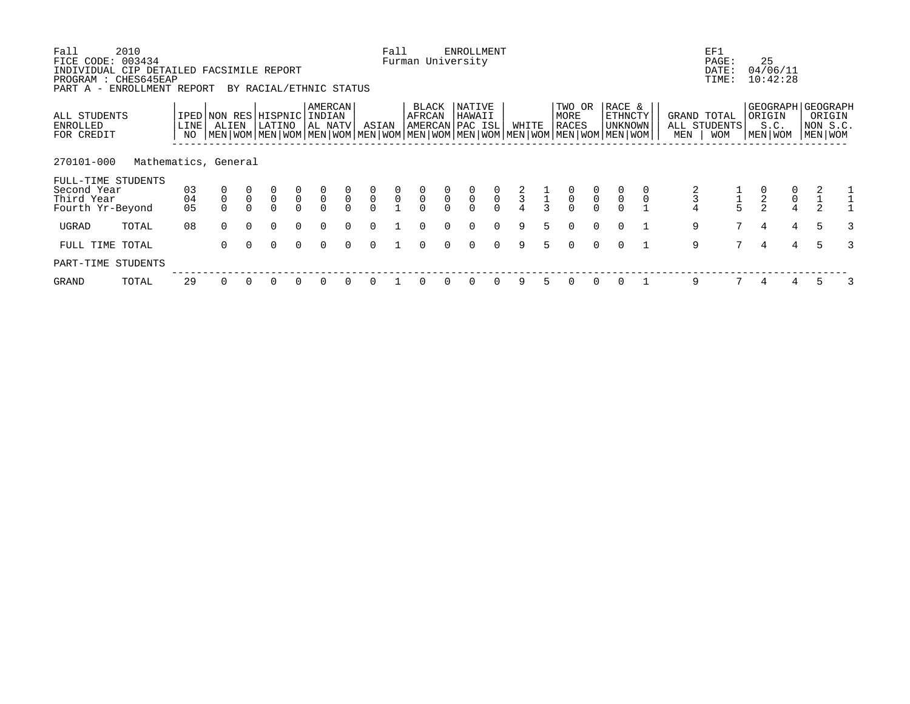Fall 2010 Fall ENROLLMENT EF1
FICE CODE: 003434 Furman University PAGE: 25
INDIVIDUAL CIP DETAILED FACSIMILE REPORT DATE: 04/06/11
PROGRAM : CHES645EAP TIME: 10:42:28
PART A - ENROLLMENT REPORT BY RACIAL/ETHNIC STATUS

| ALL STUDENTS ENROLLED FOR CREDIT | IPED LINE NO | NON RES ALIEN | | HISPNIC LATINO | | AMERCAN INDIAN AL NATV | | ASIAN | | BLACK AFRCAN AMERCAN | | NATIVE HAWAII PAC ISL | | WHITE | | TWO OR MORE RACES | | RACE & ETHNCTY UNKNOWN | | GRAND TOTAL ALL STUDENTS | | GEOGRAPH ORIGIN S.C. | | GEOGRAPH ORIGIN NON S.C. | |
|---|---|---|---|---|---|---|---|---|---|---|---|---|---|---|---|---|---|---|---|---|---|---|---|---|---|
| | | MEN | WOM | MEN | WOM | MEN | WOM | MEN | WOM | MEN | WOM | MEN | WOM | MEN | WOM | MEN | WOM | MEN | WOM | MEN | WOM | MEN | WOM | MEN | WOM |
| **270101-000 Mathematics, General** | | | | | | | | | | | | | | | | | | | | | | | | | |
| FULL-TIME STUDENTS | | | | | | | | | | | | | | | | | | | | | | | | | |
| Second Year | 03 | 0 | 0 | 0 | 0 | 0 | 0 | 0 | 0 | 0 | 0 | 0 | 0 | 2 | 1 | 0 | 0 | 0 | 0 | 2 | 1 | 0 | 0 | 2 | 1 |
| Third Year | 04 | 0 | 0 | 0 | 0 | 0 | 0 | 0 | 0 | 0 | 0 | 0 | 0 | 3 | 1 | 0 | 0 | 0 | 0 | 3 | 1 | 2 | 0 | 1 | 1 |
| Fourth Yr-Beyond | 05 | 0 | 0 | 0 | 0 | 0 | 0 | 0 | 1 | 0 | 0 | 0 | 0 | 4 | 3 | 0 | 0 | 0 | 1 | 4 | 5 | 2 | 4 | 2 | 1 |
| UGRAD TOTAL | 08 | 0 | 0 | 0 | 0 | 0 | 0 | 0 | 1 | 0 | 0 | 0 | 0 | 9 | 5 | 0 | 0 | 0 | 1 | 9 | 7 | 4 | 4 | 5 | 3 |
| FULL TIME TOTAL | | 0 | 0 | 0 | 0 | 0 | 0 | 0 | 1 | 0 | 0 | 0 | 0 | 9 | 5 | 0 | 0 | 0 | 1 | 9 | 7 | 4 | 4 | 5 | 3 |
| PART-TIME STUDENTS | | | | | | | | | | | | | | | | | | | | | | | | | |
| GRAND TOTAL | 29 | 0 | 0 | 0 | 0 | 0 | 0 | 0 | 1 | 0 | 0 | 0 | 0 | 9 | 5 | 0 | 0 | 0 | 1 | 9 | 7 | 4 | 4 | 5 | 3 |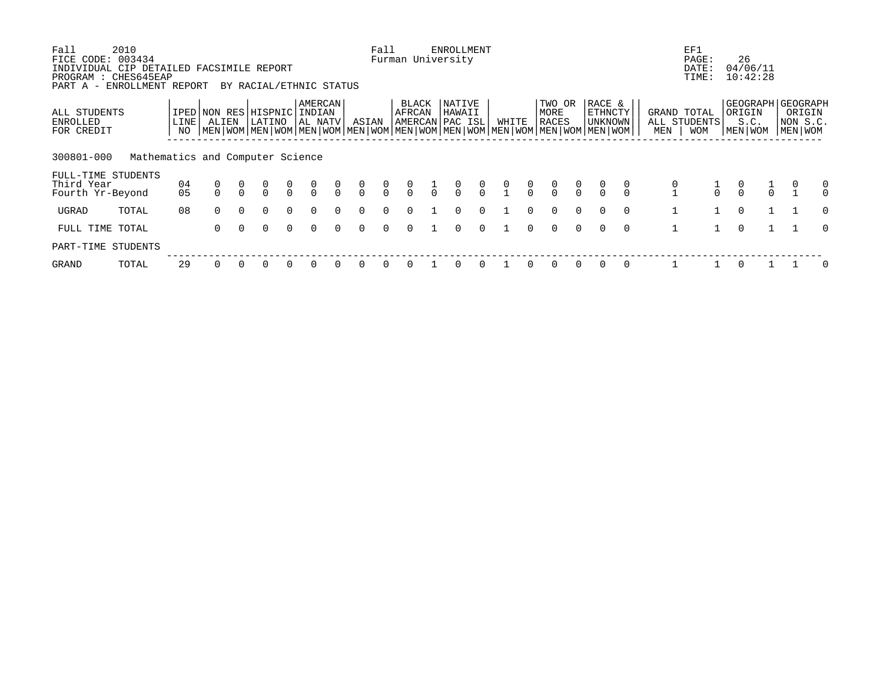Fall 2010 Fall ENROLLMENT EF1
FICE CODE: 003434 Furman University PAGE: 26
INDIVIDUAL CIP DETAILED FACSIMILE REPORT DATE: 04/06/11
PROGRAM : CHES645EAP TIME: 10:42:28
PART A - ENROLLMENT REPORT BY RACIAL/ETHNIC STATUS

| ALL STUDENTS ENROLLED FOR CREDIT | | IPED LINE NO | NON RES ALIEN | | HISPNIC LATINO | | AMERCAN INDIAN AL NATV | | ASIAN | | BLACK AFRCAN AMERCAN | | NATIVE HAWAII PAC ISL | | WHITE | | TWO OR MORE RACES | | RACE & ETHNCTY UNKNOWN | | GRAND TOTAL ALL STUDENTS | | GEOGRAPH ORIGIN S.C. | | GEOGRAPH ORIGIN NON S.C. | |
|---|---|---|---|---|---|---|---|---|---|---|---|---|---|---|---|---|---|---|---|---|---|---|---|---|---|---|
| | | | MEN | WOM | MEN | WOM | MEN | WOM | MEN | WOM | MEN | WOM | MEN | WOM | MEN | WOM | MEN | WOM | MEN | WOM | MEN | WOM | MEN | WOM | MEN | WOM |
| 300801-000 | Mathematics and Computer Science | | | | | | | | | | | | | | | | | | | | | | | | | |
| FULL-TIME STUDENTS | | | | | | | | | | | | | | | | | | | | | | | | | | |
| Third Year | | 04 | 0 | 0 | 0 | 0 | 0 | 0 | 0 | 0 | 0 | 1 | 0 | 0 | 0 | 0 | 0 | 0 | 0 | 0 | 0 | 1 | 0 | 1 | 0 | 0 |
| Fourth Yr-Beyond | | 05 | 0 | 0 | 0 | 0 | 0 | 0 | 0 | 0 | 0 | 0 | 0 | 0 | 1 | 0 | 0 | 0 | 0 | 0 | 1 | 0 | 0 | 0 | 1 | 0 |
| UGRAD | TOTAL | 08 | 0 | 0 | 0 | 0 | 0 | 0 | 0 | 0 | 0 | 1 | 0 | 0 | 1 | 0 | 0 | 0 | 0 | 0 | 1 | 1 | 0 | 1 | 1 | 0 |
| FULL TIME TOTAL | | | 0 | 0 | 0 | 0 | 0 | 0 | 0 | 0 | 0 | 1 | 0 | 0 | 1 | 0 | 0 | 0 | 0 | 0 | 1 | 1 | 0 | 1 | 1 | 0 |
| PART-TIME STUDENTS | | | | | | | | | | | | | | | | | | | | | | | | | | |
| GRAND | TOTAL | 29 | 0 | 0 | 0 | 0 | 0 | 0 | 0 | 0 | 0 | 1 | 0 | 0 | 1 | 0 | 0 | 0 | 0 | 0 | 1 | 1 | 0 | 1 | 1 | 0 |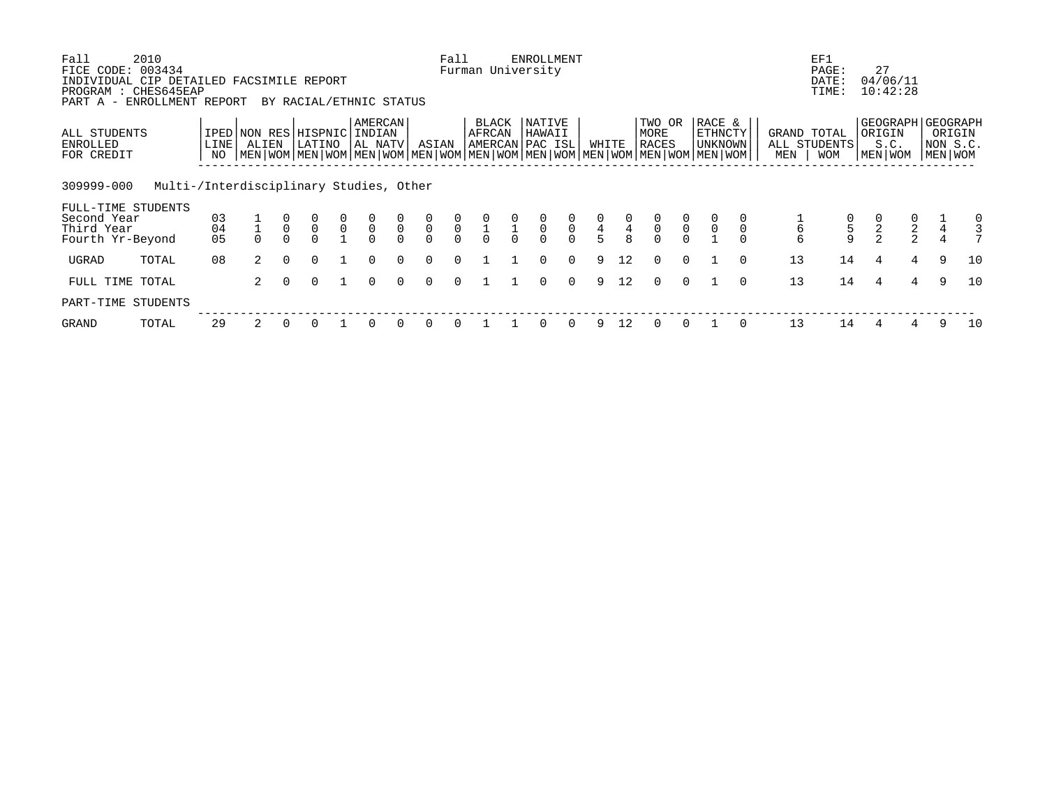Fall 2010 Fall ENROLLMENT EF1
FICE CODE: 003434 Furman University PAGE: 27
INDIVIDUAL CIP DETAILED FACSIMILE REPORT DATE: 04/06/11
PROGRAM : CHES645EAP TIME: 10:42:28
PART A - ENROLLMENT REPORT BY RACIAL/ETHNIC STATUS

| ALL STUDENTS ENROLLED FOR CREDIT | IPED LINE NO | NON RES ALIEN | | HISPNIC LATINO | | AMERCAN INDIAN AL NATV | | ASIAN | | BLACK AFRCAN AMERCAN | | NATIVE HAWAII PAC ISL | | WHITE | | TWO OR MORE RACES | | RACE & ETHNCTY UNKNOWN | | GRAND TOTAL ALL STUDENTS | | GEOGRAPH ORIGIN S.C. | | GEOGRAPH ORIGIN NON S.C. | |
|---|---|---|---|---|---|---|---|---|---|---|---|---|---|---|---|---|---|---|---|---|---|---|---|---|---|
| | | MEN | WOM | MEN | WOM | MEN | WOM | MEN | WOM | MEN | WOM | MEN | WOM | MEN | WOM | MEN | WOM | MEN | WOM | MEN | WOM | MEN | WOM | MEN | WOM |
| **309999-000 Multi-/Interdisciplinary Studies, Other** | | | | | | | | | | | | | | | | | | | | | | | | | |
| FULL-TIME STUDENTS | | | | | | | | | | | | | | | | | | | | | | | | | |
| Second Year | 03 | 1 | 0 | 0 | 0 | 0 | 0 | 0 | 0 | 0 | 0 | 0 | 0 | 0 | 0 | 0 | 0 | 0 | 0 | 1 | 0 | 0 | 0 | 1 | 0 |
| Third Year | 04 | 1 | 0 | 0 | 0 | 0 | 0 | 0 | 0 | 1 | 1 | 0 | 0 | 4 | 4 | 0 | 0 | 0 | 0 | 6 | 5 | 2 | 2 | 4 | 3 |
| Fourth Yr-Beyond | 05 | 0 | 0 | 0 | 1 | 0 | 0 | 0 | 0 | 0 | 0 | 0 | 0 | 5 | 8 | 0 | 0 | 1 | 0 | 6 | 9 | 2 | 2 | 4 | 7 |
| UGRAD TOTAL | 08 | 2 | 0 | 0 | 1 | 0 | 0 | 0 | 0 | 1 | 1 | 0 | 0 | 9 | 12 | 0 | 0 | 1 | 0 | 13 | 14 | 4 | 4 | 9 | 10 |
| FULL TIME TOTAL | | 2 | 0 | 0 | 1 | 0 | 0 | 0 | 0 | 1 | 1 | 0 | 0 | 9 | 12 | 0 | 0 | 1 | 0 | 13 | 14 | 4 | 4 | 9 | 10 |
| PART-TIME STUDENTS | | | | | | | | | | | | | | | | | | | | | | | | | |
| GRAND TOTAL | 29 | 2 | 0 | 0 | 1 | 0 | 0 | 0 | 0 | 1 | 1 | 0 | 0 | 9 | 12 | 0 | 0 | 1 | 0 | 13 | 14 | 4 | 4 | 9 | 10 |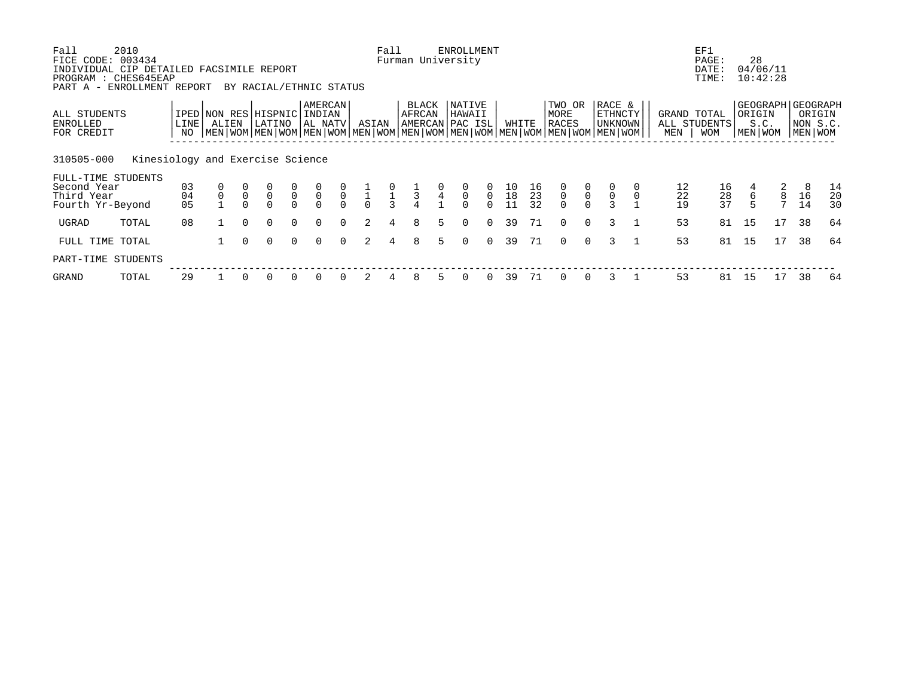Fall 2010 Fall ENROLLMENT EF1
FICE CODE: 003434 Furman University PAGE: 28
INDIVIDUAL CIP DETAILED FACSIMILE REPORT DATE: 04/06/11
PROGRAM : CHES645EAP TIME: 10:42:28
PART A - ENROLLMENT REPORT BY RACIAL/ETHNIC STATUS

| ALL STUDENTS ENROLLED FOR CREDIT | IPED LINE NO | NON RES ALIEN | | HISPNIC LATINO | | AMERCAN INDIAN AL NATV | | ASIAN | | BLACK AFRCAN AMERCAN | | NATIVE HAWAII PAC ISL | | WHITE | | TWO OR MORE RACES | | RACE & ETHNCTY UNKNOWN | | GRAND TOTAL ALL STUDENTS | | GEOGRAPH ORIGIN S.C. | | GEOGRAPH ORIGIN NON S.C. | |
|---|---|---|---|---|---|---|---|---|---|---|---|---|---|---|---|---|---|---|---|---|---|---|---|---|---|
| | | MEN | WOM | MEN | WOM | MEN | WOM | MEN | WOM | MEN | WOM | MEN | WOM | MEN | WOM | MEN | WOM | MEN | WOM | MEN | WOM | MEN | WOM | MEN | WOM |
| **310505-000 Kinesiology and Exercise Science** | | | | | | | | | | | | | | | | | | | | | | | | | |
| FULL-TIME STUDENTS | | | | | | | | | | | | | | | | | | | | | | | | | |
| Second Year | 03 | 0 | 0 | 0 | 0 | 0 | 0 | 1 | 0 | 1 | 0 | 0 | 0 | 10 | 16 | 0 | 0 | 0 | 0 | 12 | 16 | 4 | 2 | 8 | 14 |
| Third Year | 04 | 0 | 0 | 0 | 0 | 0 | 0 | 1 | 1 | 3 | 4 | 0 | 0 | 18 | 23 | 0 | 0 | 0 | 0 | 22 | 28 | 6 | 8 | 16 | 20 |
| Fourth Yr-Beyond | 05 | 1 | 0 | 0 | 0 | 0 | 0 | 0 | 3 | 4 | 1 | 0 | 0 | 11 | 32 | 0 | 0 | 3 | 1 | 19 | 37 | 5 | 7 | 14 | 30 |
| UGRAD TOTAL | 08 | 1 | 0 | 0 | 0 | 0 | 0 | 2 | 4 | 8 | 5 | 0 | 0 | 39 | 71 | 0 | 0 | 3 | 1 | 53 | 81 | 15 | 17 | 38 | 64 |
| FULL TIME TOTAL | | 1 | 0 | 0 | 0 | 0 | 0 | 2 | 4 | 8 | 5 | 0 | 0 | 39 | 71 | 0 | 0 | 3 | 1 | 53 | 81 | 15 | 17 | 38 | 64 |
| PART-TIME STUDENTS | | | | | | | | | | | | | | | | | | | | | | | | | |
| GRAND TOTAL | 29 | 1 | 0 | 0 | 0 | 0 | 0 | 2 | 4 | 8 | 5 | 0 | 0 | 39 | 71 | 0 | 0 | 3 | 1 | 53 | 81 | 15 | 17 | 38 | 64 |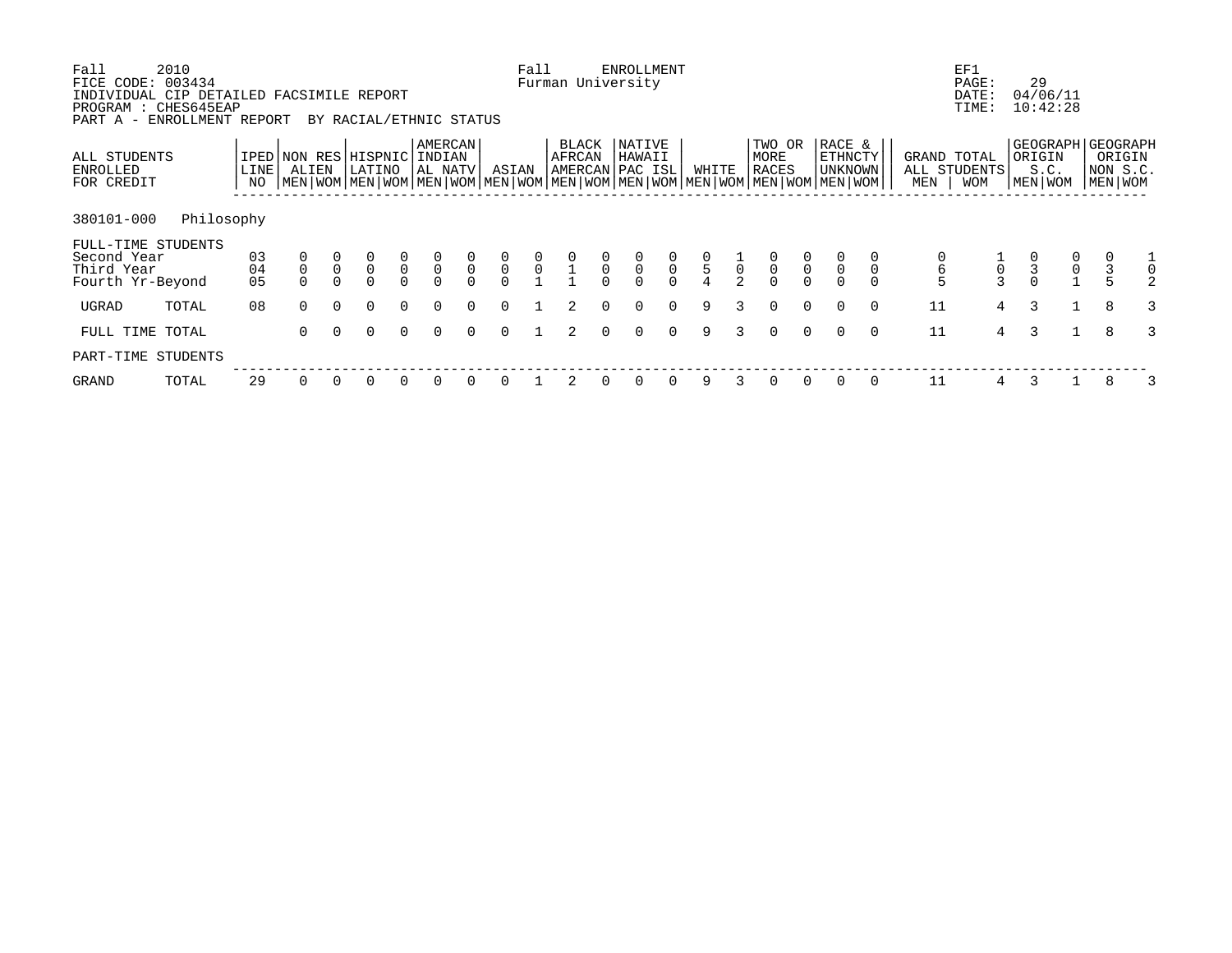Fall 2010 Fall ENROLLMENT EF1
FICE CODE: 003434 Furman University PAGE: 29
INDIVIDUAL CIP DETAILED FACSIMILE REPORT DATE: 04/06/11
PROGRAM : CHES645EAP TIME: 10:42:28
PART A - ENROLLMENT REPORT BY RACIAL/ETHNIC STATUS

| ALL STUDENTS ENROLLED FOR CREDIT | IPED LINE NO | NON RES ALIEN | | HISPNIC LATINO | | AMERCAN INDIAN AL NATV | | ASIAN | | BLACK AFRCAN AMERCAN | | NATIVE HAWAII PAC ISL | | WHITE | | TWO OR MORE RACES | | RACE & ETHNCTY UNKNOWN | | GRAND TOTAL ALL STUDENTS | | GEOGRAPH ORIGIN S.C. | | GEOGRAPH ORIGIN NON S.C. | |
|---|---|---|---|---|---|---|---|---|---|---|---|---|---|---|---|---|---|---|---|---|---|---|---|---|---|
| | | MEN | WOM | MEN | WOM | MEN | WOM | MEN | WOM | MEN | WOM | MEN | WOM | MEN | WOM | MEN | WOM | MEN | WOM | MEN | WOM | MEN | WOM | MEN | WOM |
| **380101-000 Philosophy** | | | | | | | | | | | | | | | | | | | | | | | | | |
| FULL-TIME STUDENTS | | | | | | | | | | | | | | | | | | | | | | | | | |
| Second Year | 03 | 0 | 0 | 0 | 0 | 0 | 0 | 0 | 0 | 0 | 0 | 0 | 0 | 0 | 1 | 0 | 0 | 0 | 0 | 0 | 1 | 0 | 0 | 0 | 1 |
| Third Year | 04 | 0 | 0 | 0 | 0 | 0 | 0 | 0 | 0 | 1 | 0 | 0 | 0 | 5 | 0 | 0 | 0 | 0 | 0 | 6 | 0 | 3 | 0 | 3 | 0 |
| Fourth Yr-Beyond | 05 | 0 | 0 | 0 | 0 | 0 | 0 | 0 | 1 | 1 | 0 | 0 | 0 | 4 | 2 | 0 | 0 | 0 | 0 | 5 | 3 | 0 | 1 | 5 | 2 |
| UGRAD TOTAL | 08 | 0 | 0 | 0 | 0 | 0 | 0 | 0 | 1 | 2 | 0 | 0 | 0 | 9 | 3 | 0 | 0 | 0 | 0 | 11 | 4 | 3 | 1 | 8 | 3 |
| FULL TIME TOTAL | | 0 | 0 | 0 | 0 | 0 | 0 | 0 | 1 | 2 | 0 | 0 | 0 | 9 | 3 | 0 | 0 | 0 | 0 | 11 | 4 | 3 | 1 | 8 | 3 |
| PART-TIME STUDENTS | | | | | | | | | | | | | | | | | | | | | | | | | |
| GRAND TOTAL | 29 | 0 | 0 | 0 | 0 | 0 | 0 | 0 | 1 | 2 | 0 | 0 | 0 | 9 | 3 | 0 | 0 | 0 | 0 | 11 | 4 | 3 | 1 | 8 | 3 |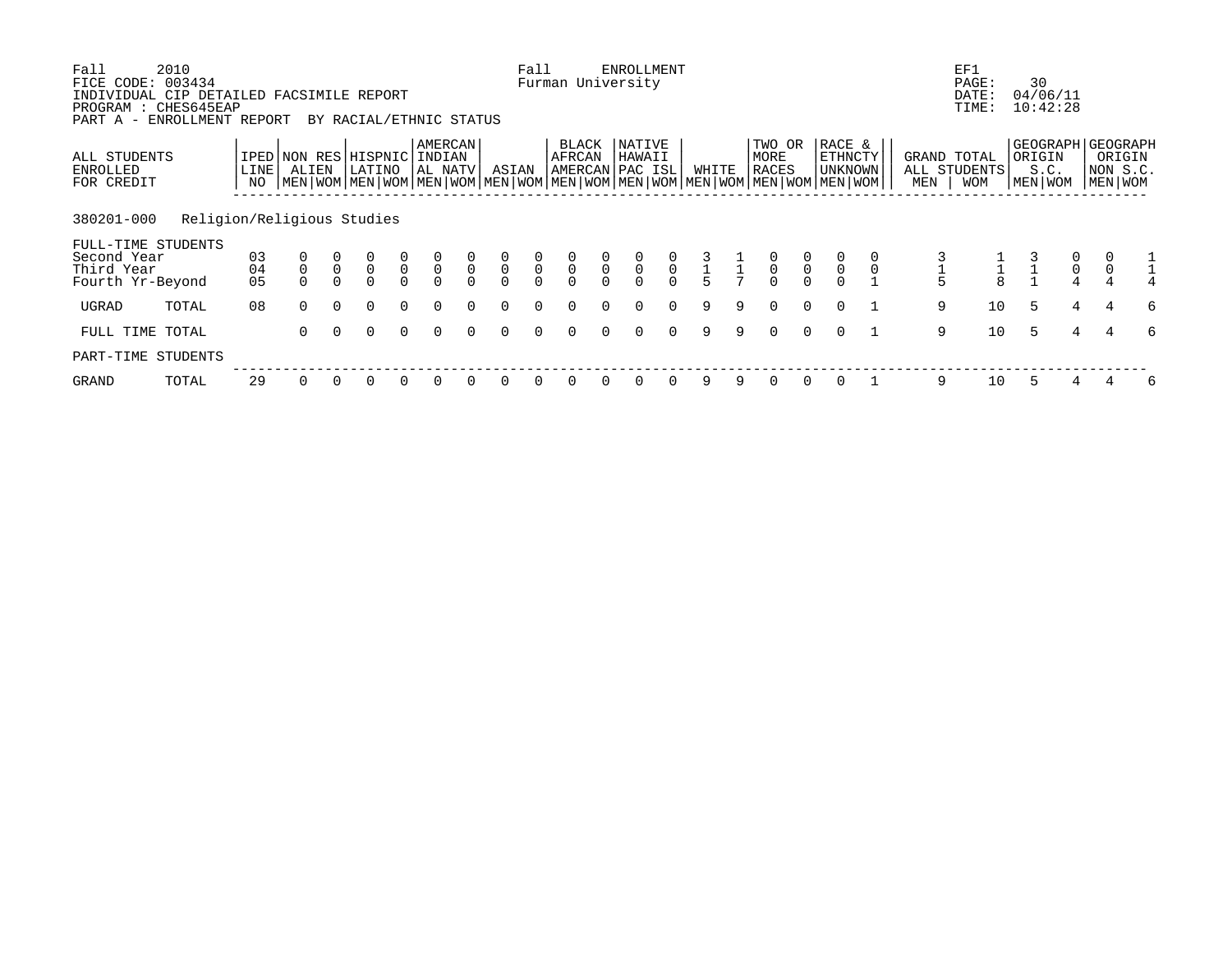Fall 2010 Fall ENROLLMENT EF1
FICE CODE: 003434 Furman University PAGE: 30
INDIVIDUAL CIP DETAILED FACSIMILE REPORT DATE: 04/06/11
PROGRAM : CHES645EAP TIME: 10:42:28
PART A - ENROLLMENT REPORT BY RACIAL/ETHNIC STATUS

| ALL STUDENTS ENROLLED FOR CREDIT | | IPED LINE NO | NON RES ALIEN | | HISPNIC LATINO | | AMERCAN INDIAN AL NATV | | ASIAN | | BLACK AFRCAN AMERCAN | | NATIVE HAWAII PAC ISL | | WHITE | | TWO OR MORE RACES | | RACE & ETHNCTY UNKNOWN | | GRAND TOTAL ALL STUDENTS | | GEOGRAPH ORIGIN S.C. | | GEOGRAPH ORIGIN NON S.C. | |
|---|---|---|---|---|---|---|---|---|---|---|---|---|---|---|---|---|---|---|---|---|---|---|---|---|---|---|
| | | | MEN | WOM | MEN | WOM | MEN | WOM | MEN | WOM | MEN | WOM | MEN | WOM | MEN | WOM | MEN | WOM | MEN | WOM | MEN | WOM | MEN | WOM | MEN | WOM |
| **380201-000** | **Religion/Religious Studies** | | | | | | | | | | | | | | | | | | | | | | | | | |
| FULL-TIME STUDENTS | | | | | | | | | | | | | | | | | | | | | | | | | | |
| Second Year | | 03 | 0 | 0 | 0 | 0 | 0 | 0 | 0 | 0 | 0 | 0 | 0 | 0 | 3 | 1 | 0 | 0 | 0 | 0 | 3 | 1 | 3 | 0 | 0 | 1 |
| Third Year | | 04 | 0 | 0 | 0 | 0 | 0 | 0 | 0 | 0 | 0 | 0 | 0 | 0 | 1 | 1 | 0 | 0 | 0 | 0 | 1 | 1 | 1 | 0 | 0 | 1 |
| Fourth Yr-Beyond | | 05 | 0 | 0 | 0 | 0 | 0 | 0 | 0 | 0 | 0 | 0 | 0 | 0 | 5 | 7 | 0 | 0 | 0 | 1 | 5 | 8 | 1 | 4 | 4 | 4 |
| UGRAD | TOTAL | 08 | 0 | 0 | 0 | 0 | 0 | 0 | 0 | 0 | 0 | 0 | 0 | 0 | 9 | 9 | 0 | 0 | 0 | 1 | 9 | 10 | 5 | 4 | 4 | 6 |
| FULL TIME TOTAL | | | 0 | 0 | 0 | 0 | 0 | 0 | 0 | 0 | 0 | 0 | 0 | 0 | 9 | 9 | 0 | 0 | 0 | 1 | 9 | 10 | 5 | 4 | 4 | 6 |
| PART-TIME STUDENTS | | | | | | | | | | | | | | | | | | | | | | | | | | |
| GRAND | TOTAL | 29 | 0 | 0 | 0 | 0 | 0 | 0 | 0 | 0 | 0 | 0 | 0 | 0 | 9 | 9 | 0 | 0 | 0 | 1 | 9 | 10 | 5 | 4 | 4 | 6 |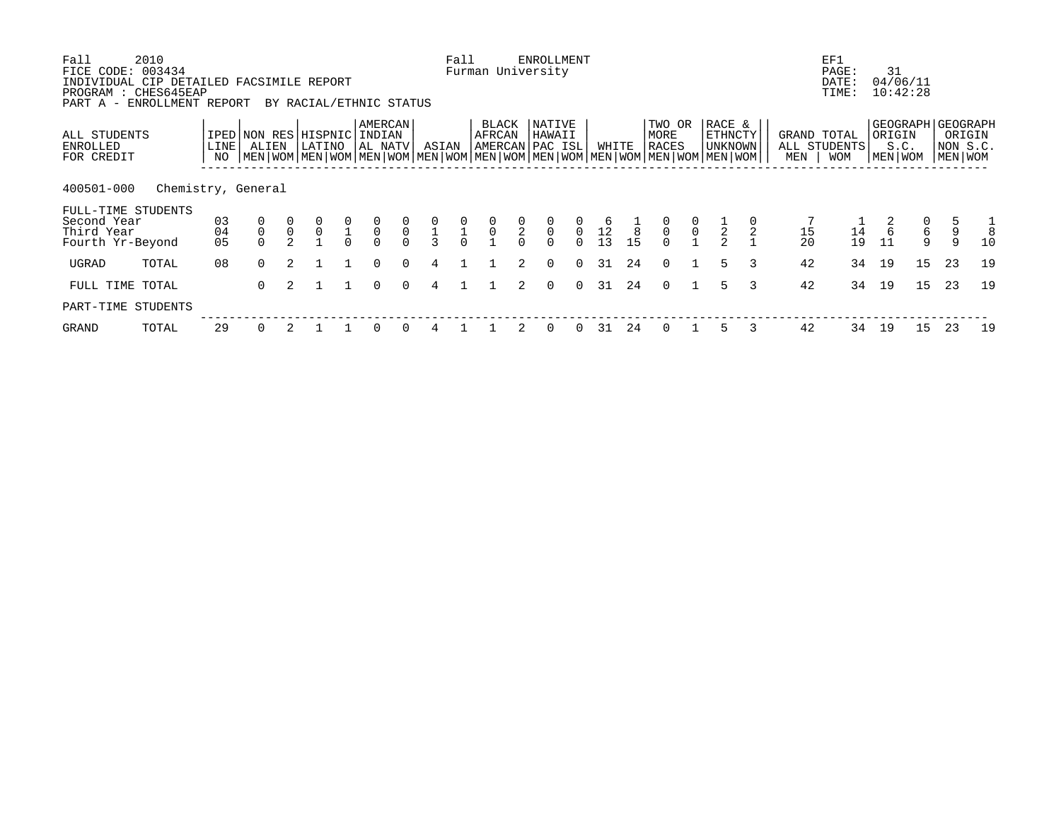Fall 2010 — Fall ENROLLMENT — EF1
FICE CODE: 003434 — Furman University — PAGE: 31
INDIVIDUAL CIP DETAILED FACSIMILE REPORT — DATE: 04/06/11
PROGRAM : CHES645EAP — TIME: 10:42:28
PART A - ENROLLMENT REPORT BY RACIAL/ETHNIC STATUS

| ALL STUDENTS ENROLLED FOR CREDIT | IPED LINE NO | NON RES ALIEN | | HISPNIC LATINO | | AMERCAN INDIAN AL NATV | | ASIAN | | BLACK AFRCAN AMERCAN | | NATIVE HAWAII PAC ISL | | WHITE | | TWO OR MORE RACES | | RACE & ETHNCTY UNKNOWN | | GRAND TOTAL ALL STUDENTS | | GEOGRAPH ORIGIN S.C. | | GEOGRAPH ORIGIN NON S.C. | |
|---|---|---|---|---|---|---|---|---|---|---|---|---|---|---|---|---|---|---|---|---|---|---|---|---|---|
| | | MEN | WOM | MEN | WOM | MEN | WOM | MEN | WOM | MEN | WOM | MEN | WOM | MEN | WOM | MEN | WOM | MEN | WOM | MEN | WOM | MEN | WOM | MEN | WOM |
| **400501-000 Chemistry, General** | | | | | | | | | | | | | | | | | | | | | | | | | |
| FULL-TIME STUDENTS | | | | | | | | | | | | | | | | | | | | | | | | | |
| Second Year | 03 | 0 | 0 | 0 | 0 | 0 | 0 | 0 | 0 | 0 | 0 | 0 | 0 | 6 | 1 | 0 | 0 | 1 | 0 | 7 | 1 | 2 | 0 | 5 | 1 |
| Third Year | 04 | 0 | 0 | 0 | 1 | 0 | 0 | 1 | 1 | 0 | 2 | 0 | 0 | 12 | 8 | 0 | 0 | 2 | 2 | 15 | 14 | 6 | 6 | 9 | 8 |
| Fourth Yr-Beyond | 05 | 0 | 2 | 1 | 0 | 0 | 0 | 3 | 0 | 1 | 0 | 0 | 0 | 13 | 15 | 0 | 1 | 2 | 1 | 20 | 19 | 11 | 9 | 9 | 10 |
| UGRAD TOTAL | 08 | 0 | 2 | 1 | 1 | 0 | 0 | 4 | 1 | 1 | 2 | 0 | 0 | 31 | 24 | 0 | 1 | 5 | 3 | 42 | 34 | 19 | 15 | 23 | 19 |
| FULL TIME TOTAL | | 0 | 2 | 1 | 1 | 0 | 0 | 4 | 1 | 1 | 2 | 0 | 0 | 31 | 24 | 0 | 1 | 5 | 3 | 42 | 34 | 19 | 15 | 23 | 19 |
| PART-TIME STUDENTS | | | | | | | | | | | | | | | | | | | | | | | | | |
| GRAND TOTAL | 29 | 0 | 2 | 1 | 1 | 0 | 0 | 4 | 1 | 1 | 2 | 0 | 0 | 31 | 24 | 0 | 1 | 5 | 3 | 42 | 34 | 19 | 15 | 23 | 19 |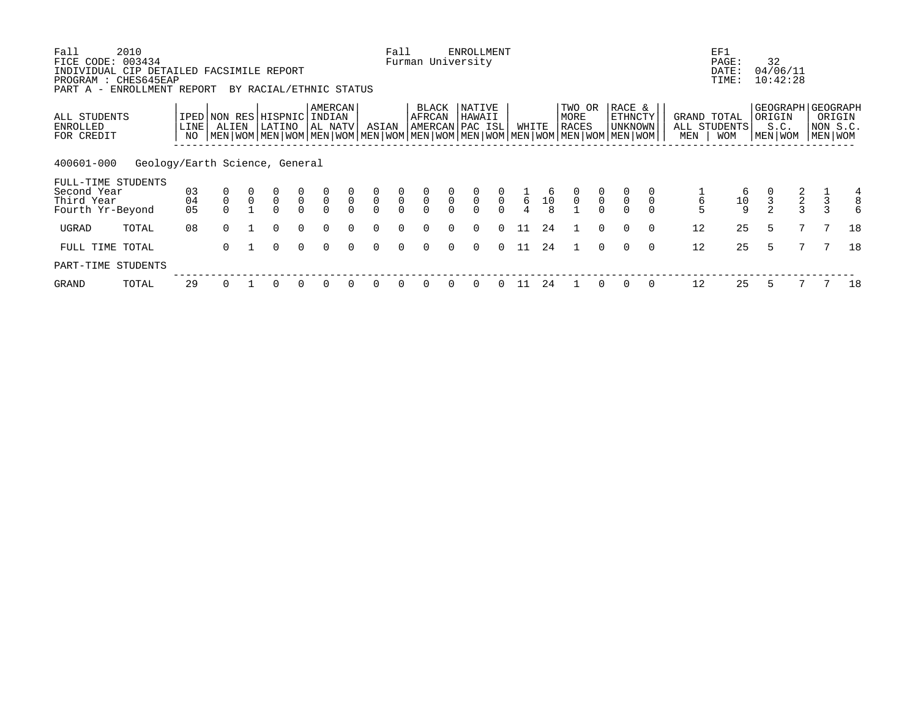Fall 2010 Fall ENROLLMENT EF1
FICE CODE: 003434 Furman University PAGE: 32
INDIVIDUAL CIP DETAILED FACSIMILE REPORT DATE: 04/06/11
PROGRAM : CHES645EAP TIME: 10:42:28
PART A - ENROLLMENT REPORT BY RACIAL/ETHNIC STATUS

| ALL STUDENTS ENROLLED FOR CREDIT | IPED LINE NO | NON RES ALIEN | | HISPNIC LATINO | | AMERCAN INDIAN AL NATV | | ASIAN | | BLACK AFRCAN AMERCAN | | NATIVE HAWAII PAC ISL | | WHITE | | TWO OR MORE RACES | | RACE & ETHNCTY UNKNOWN | | GRAND TOTAL ALL STUDENTS | | GEOGRAPH ORIGIN S.C. | | GEOGRAPH ORIGIN NON S.C. | |
|---|---|---|---|---|---|---|---|---|---|---|---|---|---|---|---|---|---|---|---|---|---|---|---|---|---|
| | | MEN | WOM | MEN | WOM | MEN | WOM | MEN | WOM | MEN | WOM | MEN | WOM | MEN | WOM | MEN | WOM | MEN | WOM | MEN | WOM | MEN | WOM | MEN | WOM |
| **400601-000 Geology/Earth Science, General** | | | | | | | | | | | | | | | | | | | | | | | | | |
| FULL-TIME STUDENTS | | | | | | | | | | | | | | | | | | | | | | | | | |
| Second Year | 03 | 0 | 0 | 0 | 0 | 0 | 0 | 0 | 0 | 0 | 0 | 0 | 0 | 1 | 6 | 0 | 0 | 0 | 0 | 1 | 6 | 0 | 2 | 1 | 4 |
| Third Year | 04 | 0 | 0 | 0 | 0 | 0 | 0 | 0 | 0 | 0 | 0 | 0 | 0 | 6 | 10 | 0 | 0 | 0 | 0 | 6 | 10 | 3 | 2 | 3 | 8 |
| Fourth Yr-Beyond | 05 | 0 | 1 | 0 | 0 | 0 | 0 | 0 | 0 | 0 | 0 | 0 | 0 | 4 | 8 | 1 | 0 | 0 | 0 | 5 | 9 | 2 | 3 | 3 | 6 |
| UGRAD TOTAL | 08 | 0 | 1 | 0 | 0 | 0 | 0 | 0 | 0 | 0 | 0 | 0 | 0 | 11 | 24 | 1 | 0 | 0 | 0 | 12 | 25 | 5 | 7 | 7 | 18 |
| FULL TIME TOTAL | | 0 | 1 | 0 | 0 | 0 | 0 | 0 | 0 | 0 | 0 | 0 | 0 | 11 | 24 | 1 | 0 | 0 | 0 | 12 | 25 | 5 | 7 | 7 | 18 |
| PART-TIME STUDENTS | | | | | | | | | | | | | | | | | | | | | | | | | |
| GRAND TOTAL | 29 | 0 | 1 | 0 | 0 | 0 | 0 | 0 | 0 | 0 | 0 | 0 | 0 | 11 | 24 | 1 | 0 | 0 | 0 | 12 | 25 | 5 | 7 | 7 | 18 |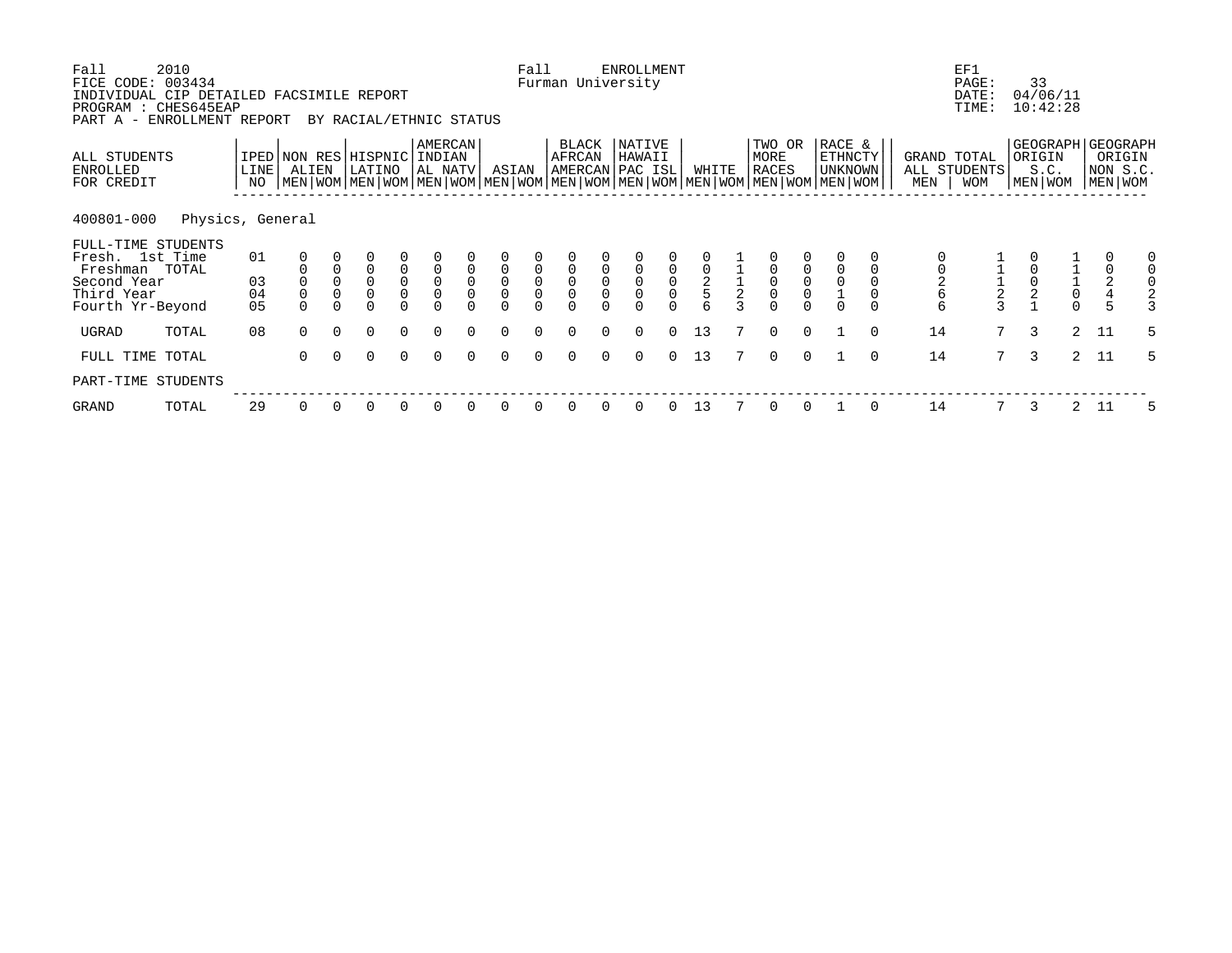Fall 2010 Fall ENROLLMENT EF1
FICE CODE: 003434 Furman University PAGE: 33
INDIVIDUAL CIP DETAILED FACSIMILE REPORT DATE: 04/06/11
PROGRAM : CHES645EAP TIME: 10:42:28
PART A - ENROLLMENT REPORT BY RACIAL/ETHNIC STATUS

| ALL STUDENTS ENROLLED FOR CREDIT | IPED LINE NO | NON RES ALIEN | | HISPNIC LATINO | | AMERCAN INDIAN AL NATV | | ASIAN | | BLACK AFRCAN AMERCAN | | NATIVE HAWAII PAC ISL | | WHITE | | TWO OR MORE RACES | | RACE & ETHNCTY UNKNOWN | | GRAND TOTAL ALL STUDENTS | | GEOGRAPH ORIGIN S.C. | | GEOGRAPH ORIGIN NON S.C. | |
|---|---|---|---|---|---|---|---|---|---|---|---|---|---|---|---|---|---|---|---|---|---|---|---|---|---|
| | | MEN | WOM | MEN | WOM | MEN | WOM | MEN | WOM | MEN | WOM | MEN | WOM | MEN | WOM | MEN | WOM | MEN | WOM | MEN | WOM | MEN | WOM | MEN | WOM |
| **400801-000 Physics, General** | | | | | | | | | | | | | | | | | | | | | | | | | |
| FULL-TIME STUDENTS | | | | | | | | | | | | | | | | | | | | | | | | | |
| Fresh. 1st Time | 01 | 0 | 0 | 0 | 0 | 0 | 0 | 0 | 0 | 0 | 0 | 0 | 0 | 0 | 1 | 0 | 0 | 0 | 0 | 0 | 1 | 0 | 1 | 0 | 0 |
| Freshman TOTAL | | 0 | 0 | 0 | 0 | 0 | 0 | 0 | 0 | 0 | 0 | 0 | 0 | 0 | 1 | 0 | 0 | 0 | 0 | 0 | 1 | 0 | 1 | 0 | 0 |
| Second Year | 03 | 0 | 0 | 0 | 0 | 0 | 0 | 0 | 0 | 0 | 0 | 0 | 0 | 2 | 1 | 0 | 0 | 0 | 0 | 2 | 1 | 0 | 1 | 2 | 0 |
| Third Year | 04 | 0 | 0 | 0 | 0 | 0 | 0 | 0 | 0 | 0 | 0 | 0 | 0 | 5 | 2 | 0 | 0 | 1 | 0 | 6 | 2 | 2 | 0 | 4 | 2 |
| Fourth Yr-Beyond | 05 | 0 | 0 | 0 | 0 | 0 | 0 | 0 | 0 | 0 | 0 | 0 | 0 | 6 | 3 | 0 | 0 | 0 | 0 | 6 | 3 | 1 | 0 | 5 | 3 |
| UGRAD TOTAL | 08 | 0 | 0 | 0 | 0 | 0 | 0 | 0 | 0 | 0 | 0 | 0 | 0 | 13 | 7 | 0 | 0 | 1 | 0 | 14 | 7 | 3 | 2 | 11 | 5 |
| FULL TIME TOTAL | | 0 | 0 | 0 | 0 | 0 | 0 | 0 | 0 | 0 | 0 | 0 | 0 | 13 | 7 | 0 | 0 | 1 | 0 | 14 | 7 | 3 | 2 | 11 | 5 |
| PART-TIME STUDENTS | | | | | | | | | | | | | | | | | | | | | | | | | |
| GRAND TOTAL | 29 | 0 | 0 | 0 | 0 | 0 | 0 | 0 | 0 | 0 | 0 | 0 | 0 | 13 | 7 | 0 | 0 | 1 | 0 | 14 | 7 | 3 | 2 | 11 | 5 |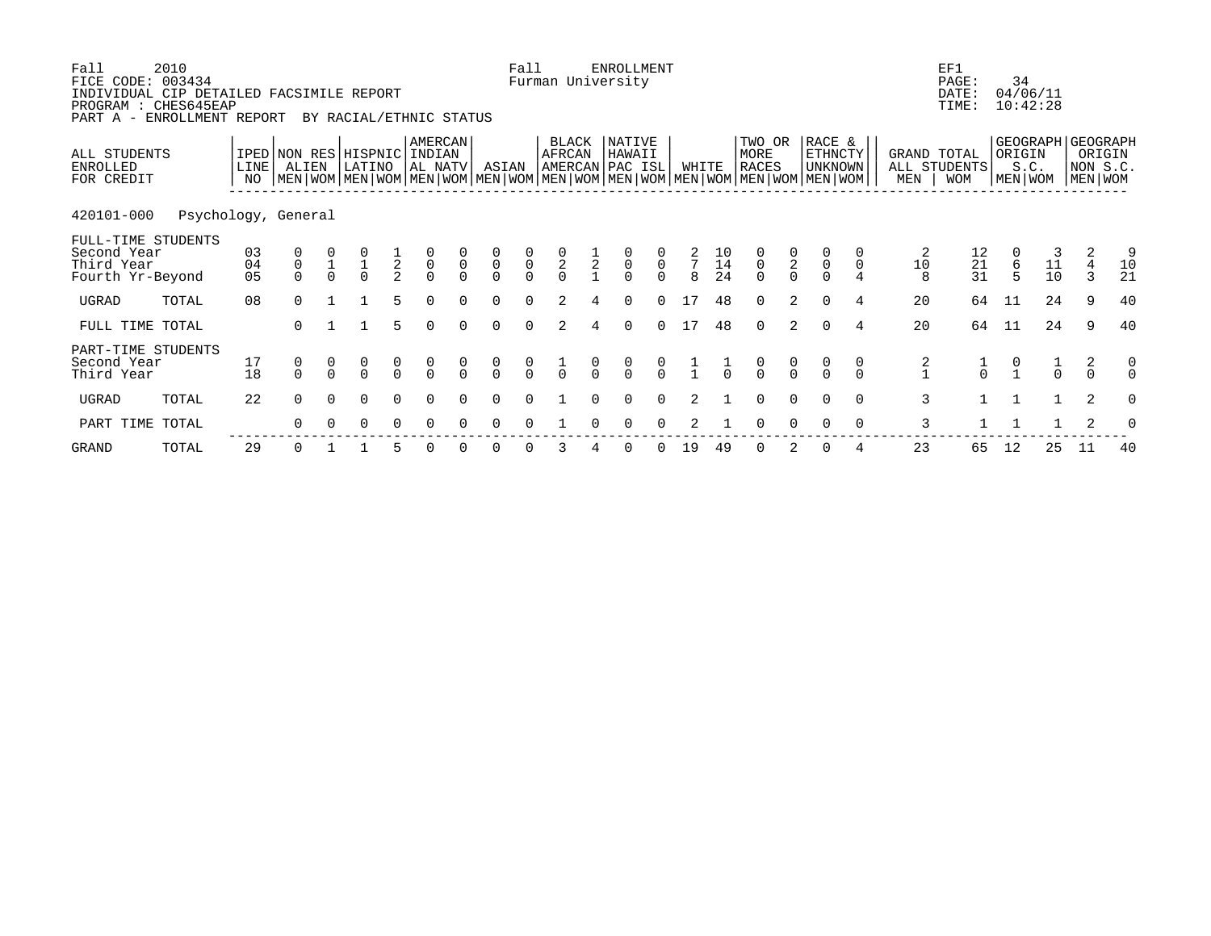Fall 2010 Fall ENROLLMENT EF1
FICE CODE: 003434 Furman University PAGE: 34
INDIVIDUAL CIP DETAILED FACSIMILE REPORT DATE: 04/06/11
PROGRAM : CHES645EAP TIME: 10:42:28
PART A - ENROLLMENT REPORT BY RACIAL/ETHNIC STATUS

| ALL STUDENTS ENROLLED FOR CREDIT | | IPED LINE NO | NON RES ALIEN | | HISPNIC LATINO | | AMERCAN INDIAN AL NATV | | ASIAN | | BLACK AFRCAN AMERCAN | | NATIVE HAWAII PAC ISL | | WHITE | | TWO OR MORE RACES | | RACE & ETHNCTY UNKNOWN | | GRAND TOTAL ALL STUDENTS | | GEOGRAPH ORIGIN S.C. | | GEOGRAPH ORIGIN NON S.C. | |
|---|---|---|---|---|---|---|---|---|---|---|---|---|---|---|---|---|---|---|---|---|---|---|---|---|---|---|---|---|
| | | | MEN | WOM | MEN | WOM | MEN | WOM | MEN | WOM | MEN | WOM | MEN | WOM | MEN | WOM | MEN | WOM | MEN | WOM | MEN | WOM | MEN | WOM | MEN | WOM |
| 420101-000 | Psychology, General | | | | | | | | | | | | | | | | | | | | | | | | | |
| FULL-TIME STUDENTS | | | | | | | | | | | | | | | | | | | | | | | | | | |
| Second Year | | 03 | 0 | 0 | 0 | 1 | 0 | 0 | 0 | 0 | 0 | 1 | 0 | 0 | 2 | 10 | 0 | 0 | 0 | 0 | 2 | 12 | 0 | 3 | 2 | 9 |
| Third Year | | 04 | 0 | 1 | 1 | 2 | 0 | 0 | 0 | 0 | 2 | 2 | 0 | 0 | 7 | 14 | 0 | 2 | 0 | 0 | 10 | 21 | 6 | 11 | 4 | 10 |
| Fourth Yr-Beyond | | 05 | 0 | 0 | 0 | 2 | 0 | 0 | 0 | 0 | 0 | 1 | 0 | 0 | 8 | 24 | 0 | 0 | 0 | 4 | 8 | 31 | 5 | 10 | 3 | 21 |
| UGRAD | TOTAL | 08 | 0 | 1 | 1 | 5 | 0 | 0 | 0 | 0 | 2 | 4 | 0 | 0 | 17 | 48 | 0 | 2 | 0 | 4 | 20 | 64 | 11 | 24 | 9 | 40 |
| FULL TIME | TOTAL | | 0 | 1 | 1 | 5 | 0 | 0 | 0 | 0 | 2 | 4 | 0 | 0 | 17 | 48 | 0 | 2 | 0 | 4 | 20 | 64 | 11 | 24 | 9 | 40 |
| PART-TIME STUDENTS | | | | | | | | | | | | | | | | | | | | | | | | | | |
| Second Year | | 17 | 0 | 0 | 0 | 0 | 0 | 0 | 0 | 0 | 1 | 0 | 0 | 0 | 1 | 1 | 0 | 0 | 0 | 0 | 2 | 1 | 0 | 1 | 2 | 0 |
| Third Year | | 18 | 0 | 0 | 0 | 0 | 0 | 0 | 0 | 0 | 0 | 0 | 0 | 0 | 1 | 0 | 0 | 0 | 0 | 0 | 1 | 0 | 1 | 0 | 0 | 0 |
| UGRAD | TOTAL | 22 | 0 | 0 | 0 | 0 | 0 | 0 | 0 | 0 | 1 | 0 | 0 | 0 | 2 | 1 | 0 | 0 | 0 | 0 | 3 | 1 | 1 | 1 | 2 | 0 |
| PART TIME | TOTAL | | 0 | 0 | 0 | 0 | 0 | 0 | 0 | 0 | 1 | 0 | 0 | 0 | 2 | 1 | 0 | 0 | 0 | 0 | 3 | 1 | 1 | 1 | 2 | 0 |
| GRAND | TOTAL | 29 | 0 | 1 | 1 | 5 | 0 | 0 | 0 | 0 | 3 | 4 | 0 | 0 | 19 | 49 | 0 | 2 | 0 | 4 | 23 | 65 | 12 | 25 | 11 | 40 |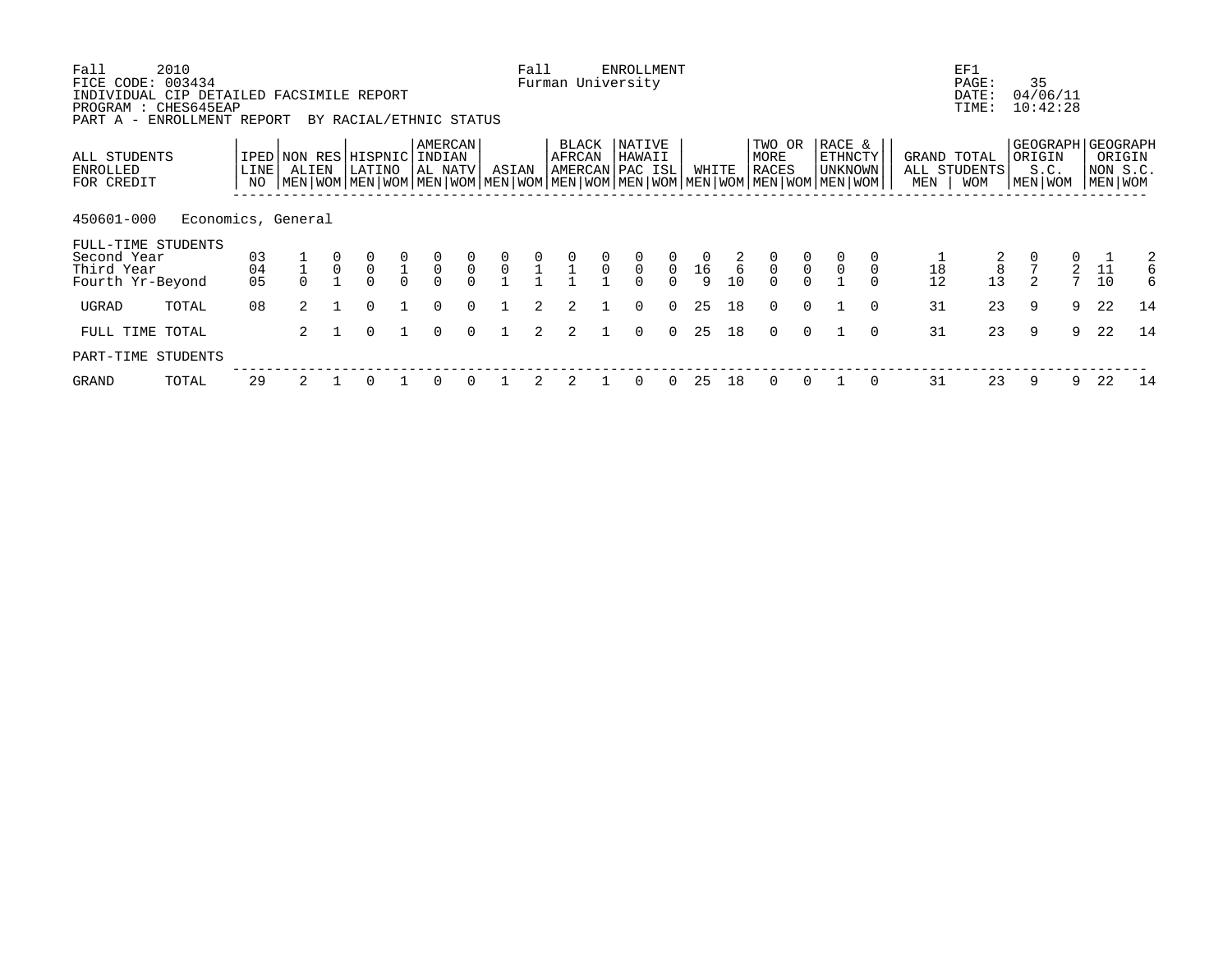Fall 2010 Fall ENROLLMENT EF1
FICE CODE: 003434 Furman University
INDIVIDUAL CIP DETAILED FACSIMILE REPORT DATE: 04/06/11
PROGRAM : CHES645EAP TIME: 10:42:28
PART A - ENROLLMENT REPORT BY RACIAL/ETHNIC STATUS

| ALL STUDENTS ENROLLED FOR CREDIT | IPED LINE NO | NON RES ALIEN | | HISPNIC LATINO | | AMERCAN INDIAN AL NATV | | ASIAN | | BLACK AFRCAN AMERCAN | | NATIVE HAWAII PAC ISL | | WHITE | | TWO OR MORE RACES | | RACE & ETHNCTY UNKNOWN | | GRAND TOTAL ALL STUDENTS | | GEOGRAPH ORIGIN S.C. | | GEOGRAPH ORIGIN NON S.C. | |
|---|---|---|---|---|---|---|---|---|---|---|---|---|---|---|---|---|---|---|---|---|---|---|---|---|---|
| | | MEN | WOM | MEN | WOM | MEN | WOM | MEN | WOM | MEN | WOM | MEN | WOM | MEN | WOM | MEN | WOM | MEN | WOM | MEN | WOM | MEN | WOM | MEN | WOM |
| **450601-000 Economics, General** | | | | | | | | | | | | | | | | | | | | | | | | | |
| FULL-TIME STUDENTS | | | | | | | | | | | | | | | | | | | | | | | | | |
| Second Year | 03 | 1 | 0 | 0 | 0 | 0 | 0 | 0 | 0 | 0 | 0 | 0 | 0 | 0 | 2 | 0 | 0 | 0 | 0 | 1 | 2 | 0 | 0 | 1 | 2 |
| Third Year | 04 | 1 | 0 | 0 | 1 | 0 | 0 | 0 | 1 | 1 | 0 | 0 | 0 | 16 | 6 | 0 | 0 | 0 | 0 | 18 | 8 | 7 | 2 | 11 | 6 |
| Fourth Yr-Beyond | 05 | 0 | 1 | 0 | 0 | 0 | 0 | 1 | 1 | 1 | 1 | 0 | 0 | 9 | 10 | 0 | 0 | 1 | 0 | 12 | 13 | 2 | 7 | 10 | 6 |
| UGRAD TOTAL | 08 | 2 | 1 | 0 | 1 | 0 | 0 | 1 | 2 | 2 | 1 | 0 | 0 | 25 | 18 | 0 | 0 | 1 | 0 | 31 | 23 | 9 | 9 | 22 | 14 |
| FULL TIME TOTAL | | 2 | 1 | 0 | 1 | 0 | 0 | 1 | 2 | 2 | 1 | 0 | 0 | 25 | 18 | 0 | 0 | 1 | 0 | 31 | 23 | 9 | 9 | 22 | 14 |
| PART-TIME STUDENTS | | | | | | | | | | | | | | | | | | | | | | | | | |
| GRAND TOTAL | 29 | 2 | 1 | 0 | 1 | 0 | 0 | 1 | 2 | 2 | 1 | 0 | 0 | 25 | 18 | 0 | 0 | 1 | 0 | 31 | 23 | 9 | 9 | 22 | 14 |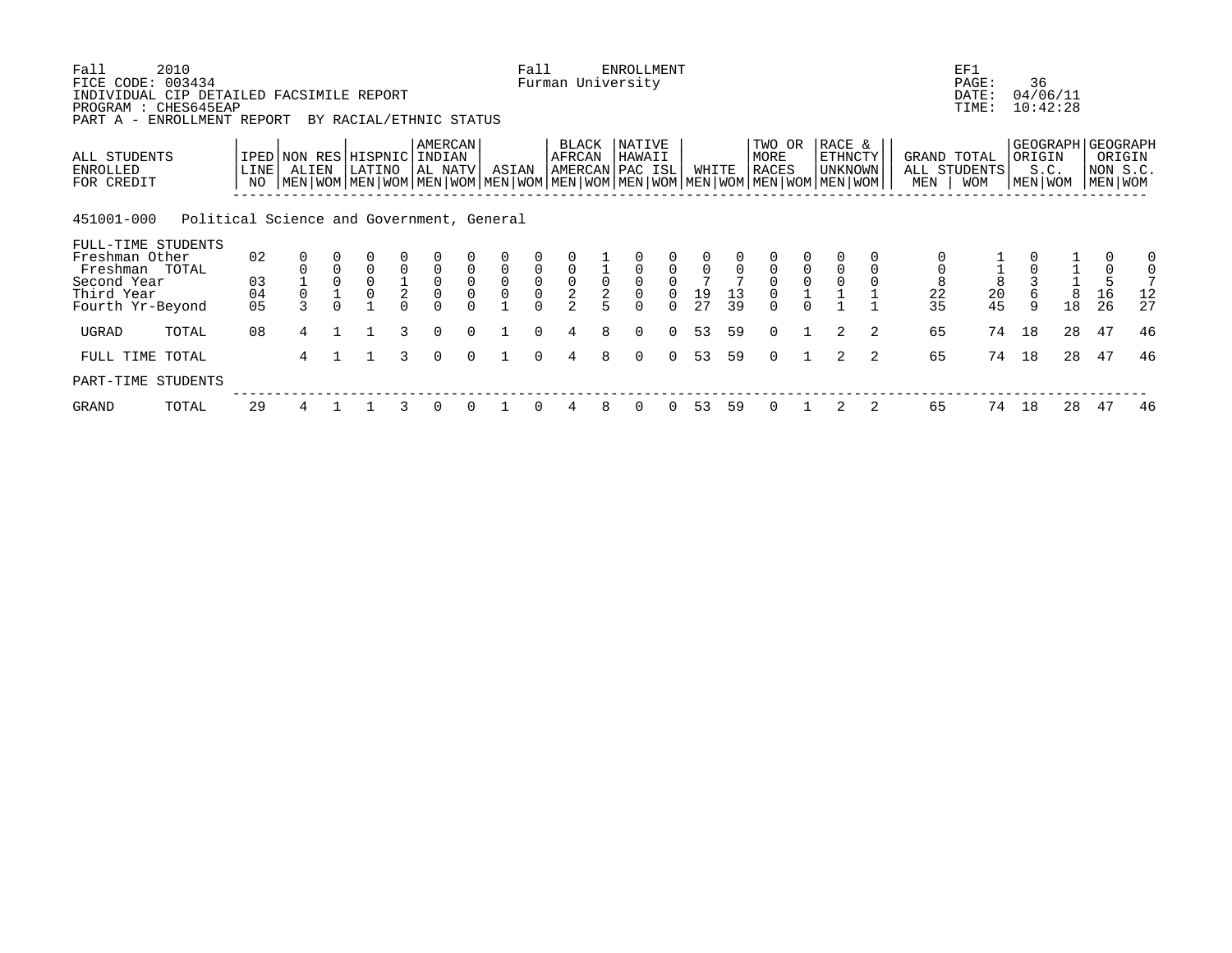Fall 2010 — Fall ENROLLMENT — EF1
FICE CODE: 003434 — Furman University — PAGE: 36
INDIVIDUAL CIP DETAILED FACSIMILE REPORT — DATE: 04/06/11
PROGRAM : CHES645EAP — TIME: 10:42:28
PART A - ENROLLMENT REPORT BY RACIAL/ETHNIC STATUS

451001-000 Political Science and Government, General

| ALL STUDENTS ENROLLED FOR CREDIT | IPED LINE NO | NON RES ALIEN MEN | NON RES ALIEN WOM | HISPNIC LATINO MEN | HISPNIC LATINO WOM | AMERCAN INDIAN AL NATV MEN | AMERCAN INDIAN AL NATV WOM | ASIAN MEN | ASIAN WOM | BLACK AFRCAN AMERCAN MEN | BLACK AFRCAN AMERCAN WOM | NATIVE HAWAII PAC ISL MEN | NATIVE HAWAII PAC ISL WOM | WHITE MEN | WHITE WOM | TWO OR MORE RACES MEN | TWO OR MORE RACES WOM | RACE & ETHNCTY UNKNOWN MEN | RACE & ETHNCTY UNKNOWN WOM | GRAND TOTAL ALL STUDENTS MEN | GRAND TOTAL ALL STUDENTS WOM | GEOGRAPH ORIGIN S.C. MEN | GEOGRAPH ORIGIN S.C. WOM | GEOGRAPH ORIGIN NON S.C. MEN | GEOGRAPH ORIGIN NON S.C. WOM |
|---|---|---|---|---|---|---|---|---|---|---|---|---|---|---|---|---|---|---|---|---|---|---|---|---|---|
| FULL-TIME STUDENTS | | | | | | | | | | | | | | | | | | | | | | | | | |
| Freshman Other | 02 | 0 | 0 | 0 | 0 | 0 | 0 | 0 | 0 | 0 | 1 | 0 | 0 | 0 | 0 | 0 | 0 | 0 | 0 | 0 | 1 | 0 | 1 | 0 | 0 |
| Freshman TOTAL | | 0 | 0 | 0 | 0 | 0 | 0 | 0 | 0 | 0 | 1 | 0 | 0 | 0 | 0 | 0 | 0 | 0 | 0 | 0 | 1 | 0 | 1 | 0 | 0 |
| Second Year | 03 | 1 | 0 | 0 | 1 | 0 | 0 | 0 | 0 | 0 | 0 | 0 | 0 | 7 | 7 | 0 | 0 | 0 | 0 | 8 | 8 | 3 | 1 | 5 | 7 |
| Third Year | 04 | 0 | 1 | 0 | 2 | 0 | 0 | 0 | 0 | 2 | 2 | 0 | 0 | 19 | 13 | 0 | 1 | 1 | 1 | 22 | 20 | 6 | 8 | 16 | 12 |
| Fourth Yr-Beyond | 05 | 3 | 0 | 1 | 0 | 0 | 0 | 1 | 0 | 2 | 5 | 0 | 0 | 27 | 39 | 0 | 0 | 1 | 1 | 35 | 45 | 9 | 18 | 26 | 27 |
| UGRAD TOTAL | 08 | 4 | 1 | 1 | 3 | 0 | 0 | 1 | 0 | 4 | 8 | 0 | 0 | 53 | 59 | 0 | 1 | 2 | 2 | 65 | 74 | 18 | 28 | 47 | 46 |
| FULL TIME TOTAL | | 4 | 1 | 1 | 3 | 0 | 0 | 1 | 0 | 4 | 8 | 0 | 0 | 53 | 59 | 0 | 1 | 2 | 2 | 65 | 74 | 18 | 28 | 47 | 46 |
| PART-TIME STUDENTS | | | | | | | | | | | | | | | | | | | | | | | | | |
| GRAND TOTAL | 29 | 4 | 1 | 1 | 3 | 0 | 0 | 1 | 0 | 4 | 8 | 0 | 0 | 53 | 59 | 0 | 1 | 2 | 2 | 65 | 74 | 18 | 28 | 47 | 46 |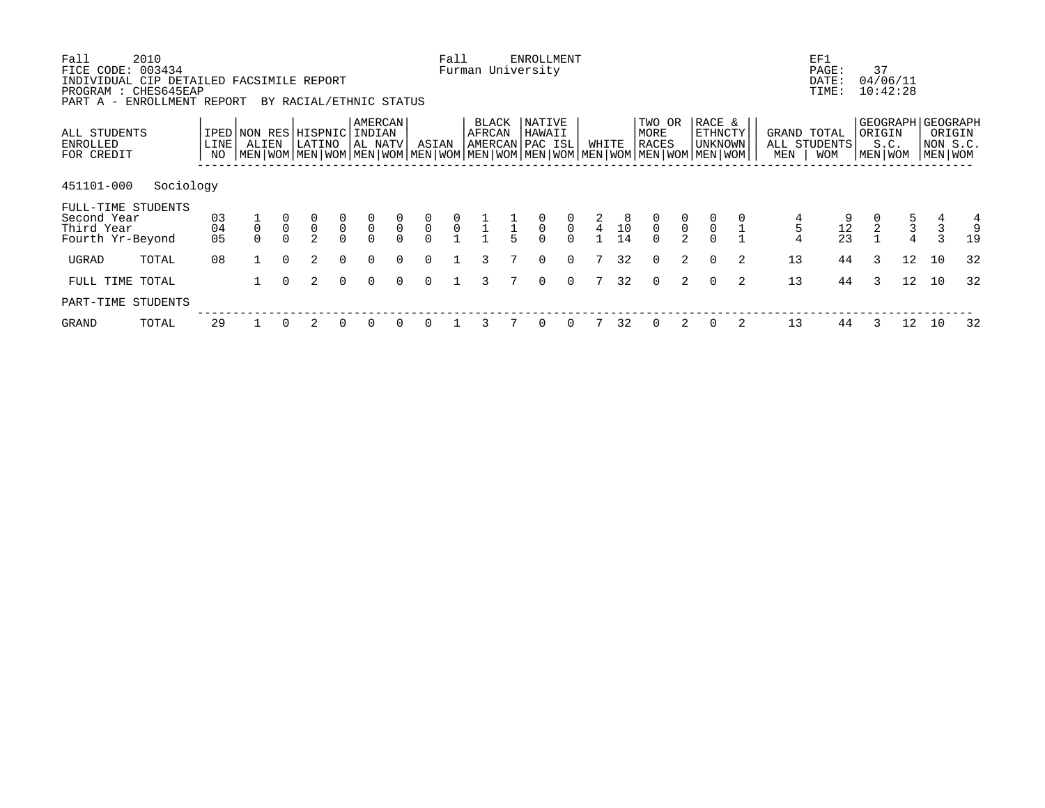Fall 2010 — Fall ENROLLMENT — EF1

FICE CODE: 003434 — Furman University — PAGE: 37

INDIVIDUAL CIP DETAILED FACSIMILE REPORT — DATE: 04/06/11

PROGRAM : CHES645EAP — TIME: 10:42:28

PART A - ENROLLMENT REPORT BY RACIAL/ETHNIC STATUS

| ALL STUDENTS ENROLLED FOR CREDIT | IPED LINE NO | NON RES ALIEN | | HISPNIC LATINO | | AMERCAN INDIAN AL NATV | | ASIAN | | BLACK AFRCAN AMERCAN | | NATIVE HAWAII PAC ISL | | WHITE | | TWO OR MORE RACES | | RACE & ETHNCTY UNKNOWN | | GRAND TOTAL ALL STUDENTS | | GEOGRAPH ORIGIN S.C. | | GEOGRAPH ORIGIN NON S.C. | |
|---|---|---|---|---|---|---|---|---|---|---|---|---|---|---|---|---|---|---|---|---|---|---|---|---|---|
| | | MEN | WOM | MEN | WOM | MEN | WOM | MEN | WOM | MEN | WOM | MEN | WOM | MEN | WOM | MEN | WOM | MEN | WOM | MEN | WOM | MEN | WOM | MEN | WOM |
| **451101-000 Sociology** | | | | | | | | | | | | | | | | | | | | | | | | | |
| FULL-TIME STUDENTS | | | | | | | | | | | | | | | | | | | | | | | | | |
| Second Year | 03 | 1 | 0 | 0 | 0 | 0 | 0 | 0 | 0 | 1 | 1 | 0 | 0 | 2 | 8 | 0 | 0 | 0 | 0 | 4 | 9 | 0 | 5 | 4 | 4 |
| Third Year | 04 | 0 | 0 | 0 | 0 | 0 | 0 | 0 | 0 | 1 | 1 | 0 | 0 | 4 | 10 | 0 | 0 | 0 | 1 | 5 | 12 | 2 | 3 | 3 | 9 |
| Fourth Yr-Beyond | 05 | 0 | 0 | 2 | 0 | 0 | 0 | 0 | 1 | 1 | 5 | 0 | 0 | 1 | 14 | 0 | 2 | 0 | 1 | 4 | 23 | 1 | 4 | 3 | 19 |
| UGRAD TOTAL | 08 | 1 | 0 | 2 | 0 | 0 | 0 | 0 | 1 | 3 | 7 | 0 | 0 | 7 | 32 | 0 | 2 | 0 | 2 | 13 | 44 | 3 | 12 | 10 | 32 |
| FULL TIME TOTAL | | 1 | 0 | 2 | 0 | 0 | 0 | 0 | 1 | 3 | 7 | 0 | 0 | 7 | 32 | 0 | 2 | 0 | 2 | 13 | 44 | 3 | 12 | 10 | 32 |
| PART-TIME STUDENTS | | | | | | | | | | | | | | | | | | | | | | | | | |
| GRAND TOTAL | 29 | 1 | 0 | 2 | 0 | 0 | 0 | 0 | 1 | 3 | 7 | 0 | 0 | 7 | 32 | 0 | 2 | 0 | 2 | 13 | 44 | 3 | 12 | 10 | 32 |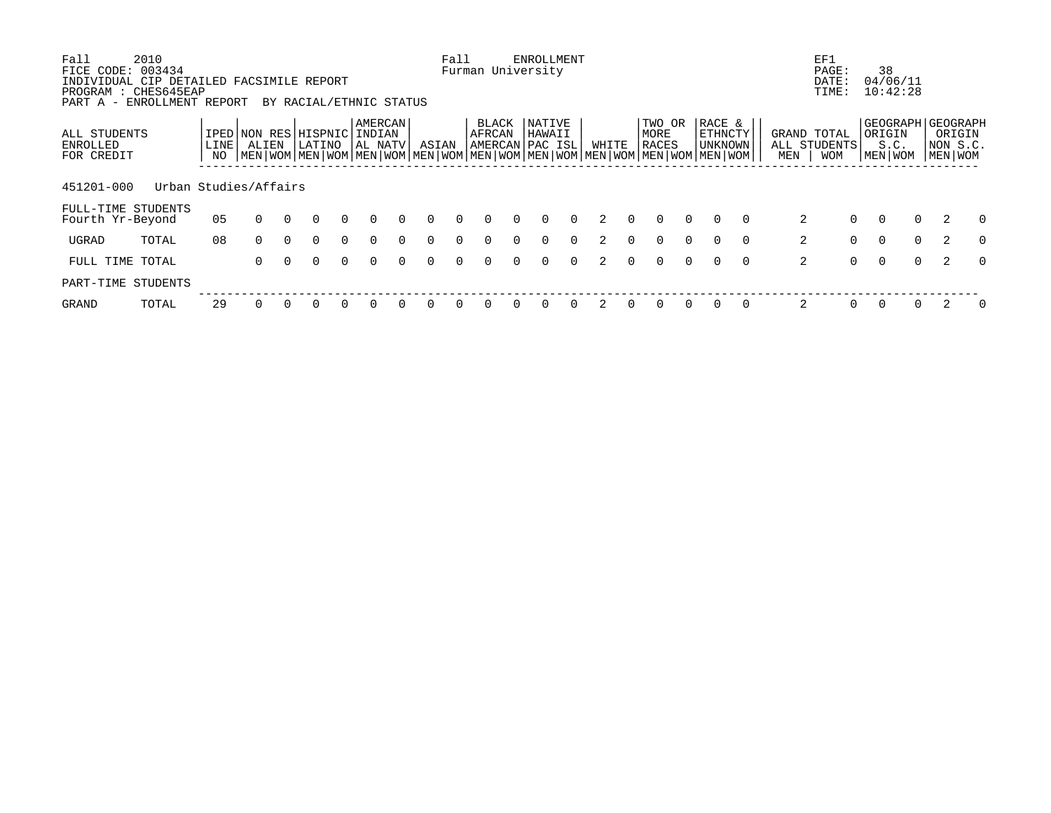Fall 2010 Fall ENROLLMENT EF1
FICE CODE: 003434 Furman University PAGE: 38
INDIVIDUAL CIP DETAILED FACSIMILE REPORT DATE: 04/06/11
PROGRAM : CHES645EAP TIME: 10:42:28
PART A - ENROLLMENT REPORT BY RACIAL/ETHNIC STATUS

| ALL STUDENTS ENROLLED FOR CREDIT | | IPED LINE NO | NON RES ALIEN | | HISPNIC LATINO | | AMERCAN INDIAN AL NATV | | ASIAN | | BLACK AFRCAN AMERCAN | | NATIVE HAWAII PAC ISL | | WHITE | | TWO OR MORE RACES | | RACE & ETHNCTY UNKNOWN | | GRAND TOTAL ALL STUDENTS | | GEOGRAPH ORIGIN S.C. | | GEOGRAPH ORIGIN NON S.C. | |
|---|---|---|---|---|---|---|---|---|---|---|---|---|---|---|---|---|---|---|---|---|---|---|---|---|---|---|
| | | | MEN | WOM | MEN | WOM | MEN | WOM | MEN | WOM | MEN | WOM | MEN | WOM | MEN | WOM | MEN | WOM | MEN | WOM | MEN | WOM | MEN | WOM | MEN | WOM |
| 451201-000 | Urban Studies/Affairs | | | | | | | | | | | | | | | | | | | | | | | | | |
| FULL-TIME STUDENTS | | | | | | | | | | | | | | | | | | | | | | | | | | |
| Fourth Yr-Beyond | | 05 | 0 | 0 | 0 | 0 | 0 | 0 | 0 | 0 | 0 | 0 | 0 | 0 | 2 | 0 | 0 | 0 | 0 | 0 | 2 | 0 | 0 | 0 | 2 | 0 |
| UGRAD | TOTAL | 08 | 0 | 0 | 0 | 0 | 0 | 0 | 0 | 0 | 0 | 0 | 0 | 0 | 2 | 0 | 0 | 0 | 0 | 0 | 2 | 0 | 0 | 0 | 2 | 0 |
| FULL TIME TOTAL | | | 0 | 0 | 0 | 0 | 0 | 0 | 0 | 0 | 0 | 0 | 0 | 0 | 2 | 0 | 0 | 0 | 0 | 0 | 2 | 0 | 0 | 0 | 2 | 0 |
| PART-TIME STUDENTS | | | | | | | | | | | | | | | | | | | | | | | | | | |
| GRAND | TOTAL | 29 | 0 | 0 | 0 | 0 | 0 | 0 | 0 | 0 | 0 | 0 | 0 | 0 | 2 | 0 | 0 | 0 | 0 | 0 | 2 | 0 | 0 | 0 | 2 | 0 |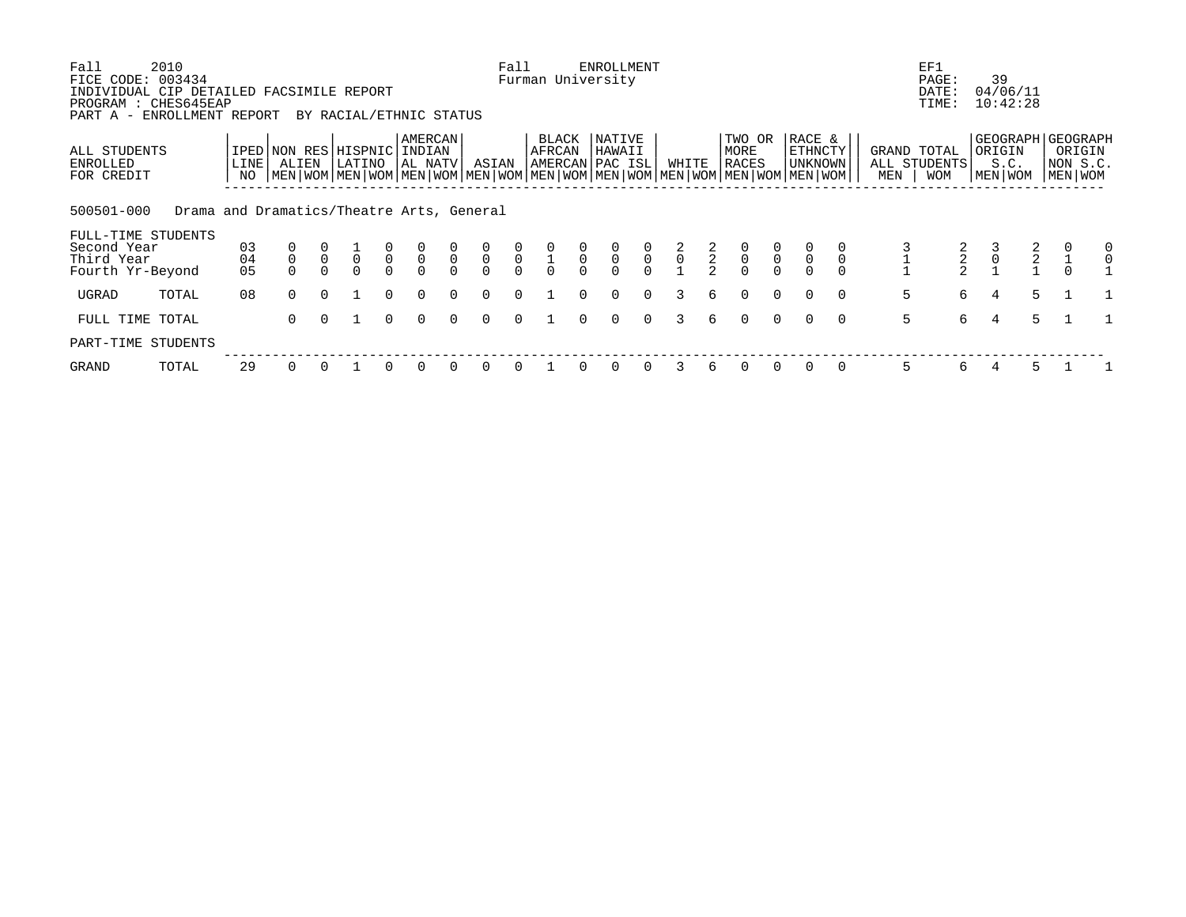Fall 2010
FICE CODE: 003434
INDIVIDUAL CIP DETAILED FACSIMILE REPORT
PROGRAM : CHES645EAP
PART A - ENROLLMENT REPORT BY RACIAL/ETHNIC STATUS

Fall ENROLLMENT
Furman University

EF1
PAGE: 39
DATE: 04/06/11
TIME: 10:42:28

| ALL STUDENTS ENROLLED FOR CREDIT | IPED LINE NO | NON RES ALIEN | | HISPNIC LATINO | | AMERCAN INDIAN AL NATV | | ASIAN | | BLACK AFRCAN AMERCAN | | NATIVE HAWAII PAC ISL | | WHITE | | TWO OR MORE RACES | | RACE & ETHNCTY UNKNOWN | | GRAND TOTAL ALL STUDENTS | | GEOGRAPH ORIGIN S.C. | | GEOGRAPH ORIGIN NON S.C. | |
|---|---|---|---|---|---|---|---|---|---|---|---|---|---|---|---|---|---|---|---|---|---|---|---|---|---|---|---|
| | | MEN | WOM | MEN | WOM | MEN | WOM | MEN | WOM | MEN | WOM | MEN | WOM | MEN | WOM | MEN | WOM | MEN | WOM | MEN | WOM | MEN | WOM | MEN | WOM |
| **500501-000 Drama and Dramatics/Theatre Arts, General** | | | | | | | | | | | | | | | | | | | | | | | | | |
| FULL-TIME STUDENTS | | | | | | | | | | | | | | | | | | | | | | | | | |
| Second Year | 03 | 0 | 0 | 1 | 0 | 0 | 0 | 0 | 0 | 0 | 0 | 0 | 0 | 2 | 2 | 0 | 0 | 0 | 0 | 3 | 2 | 3 | 2 | 0 | 0 |
| Third Year | 04 | 0 | 0 | 0 | 0 | 0 | 0 | 0 | 0 | 1 | 0 | 0 | 0 | 0 | 2 | 0 | 0 | 0 | 0 | 1 | 2 | 0 | 2 | 1 | 0 |
| Fourth Yr-Beyond | 05 | 0 | 0 | 0 | 0 | 0 | 0 | 0 | 0 | 0 | 0 | 0 | 0 | 1 | 2 | 0 | 0 | 0 | 0 | 1 | 2 | 1 | 1 | 0 | 1 |
| UGRAD TOTAL | 08 | 0 | 0 | 1 | 0 | 0 | 0 | 0 | 0 | 1 | 0 | 0 | 0 | 3 | 6 | 0 | 0 | 0 | 0 | 5 | 6 | 4 | 5 | 1 | 1 |
| FULL TIME TOTAL | | 0 | 0 | 1 | 0 | 0 | 0 | 0 | 0 | 1 | 0 | 0 | 0 | 3 | 6 | 0 | 0 | 0 | 0 | 5 | 6 | 4 | 5 | 1 | 1 |
| PART-TIME STUDENTS | | | | | | | | | | | | | | | | | | | | | | | | | |
| GRAND TOTAL | 29 | 0 | 0 | 1 | 0 | 0 | 0 | 0 | 0 | 1 | 0 | 0 | 0 | 3 | 6 | 0 | 0 | 0 | 0 | 5 | 6 | 4 | 5 | 1 | 1 |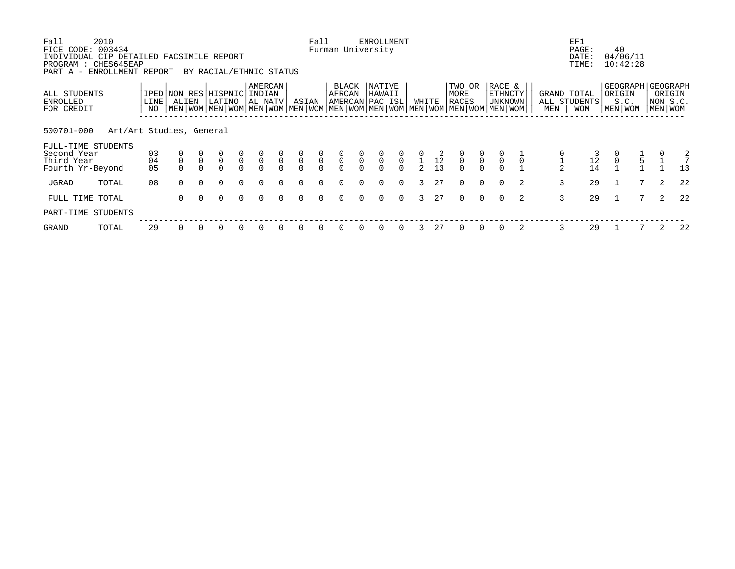Fall 2010 — Fall ENROLLMENT — EF1

FICE CODE: 003434 — Furman University — PAGE: 40

INDIVIDUAL CIP DETAILED FACSIMILE REPORT — DATE: 04/06/11

PROGRAM : CHES645EAP — TIME: 10:42:28

PART A - ENROLLMENT REPORT BY RACIAL/ETHNIC STATUS

| ALL STUDENTS ENROLLED FOR CREDIT | IPED LINE NO | NON RES ALIEN | | HISPNIC LATINO | | AMERCAN INDIAN AL NATV | | ASIAN | | BLACK AFRCAN AMERCAN | | NATIVE HAWAII PAC ISL | | WHITE | | TWO OR MORE RACES | | RACE & ETHNCTY UNKNOWN | | GRAND TOTAL ALL STUDENTS | | GEOGRAPH ORIGIN S.C. | | GEOGRAPH ORIGIN NON S.C. | |
|---|---|---|---|---|---|---|---|---|---|---|---|---|---|---|---|---|---|---|---|---|---|---|---|---|---|
| | | MEN | WOM | MEN | WOM | MEN | WOM | MEN | WOM | MEN | WOM | MEN | WOM | MEN | WOM | MEN | WOM | MEN | WOM | MEN | WOM | MEN | WOM | MEN | WOM |
| **500701-000 Art/Art Studies, General** | | | | | | | | | | | | | | | | | | | | | | | | | |
| FULL-TIME STUDENTS | | | | | | | | | | | | | | | | | | | | | | | | | |
| Second Year | 03 | 0 | 0 | 0 | 0 | 0 | 0 | 0 | 0 | 0 | 0 | 0 | 0 | 0 | 2 | 0 | 0 | 0 | 1 | 0 | 3 | 0 | 1 | 0 | 2 |
| Third Year | 04 | 0 | 0 | 0 | 0 | 0 | 0 | 0 | 0 | 0 | 0 | 0 | 0 | 1 | 12 | 0 | 0 | 0 | 0 | 1 | 12 | 0 | 5 | 1 | 7 |
| Fourth Yr-Beyond | 05 | 0 | 0 | 0 | 0 | 0 | 0 | 0 | 0 | 0 | 0 | 0 | 0 | 2 | 13 | 0 | 0 | 0 | 1 | 2 | 14 | 1 | 1 | 1 | 13 |
| UGRAD TOTAL | 08 | 0 | 0 | 0 | 0 | 0 | 0 | 0 | 0 | 0 | 0 | 0 | 0 | 3 | 27 | 0 | 0 | 0 | 2 | 3 | 29 | 1 | 7 | 2 | 22 |
| FULL TIME TOTAL | | 0 | 0 | 0 | 0 | 0 | 0 | 0 | 0 | 0 | 0 | 0 | 0 | 3 | 27 | 0 | 0 | 0 | 2 | 3 | 29 | 1 | 7 | 2 | 22 |
| PART-TIME STUDENTS | | | | | | | | | | | | | | | | | | | | | | | | | |
| GRAND TOTAL | 29 | 0 | 0 | 0 | 0 | 0 | 0 | 0 | 0 | 0 | 0 | 0 | 0 | 3 | 27 | 0 | 0 | 0 | 2 | 3 | 29 | 1 | 7 | 2 | 22 |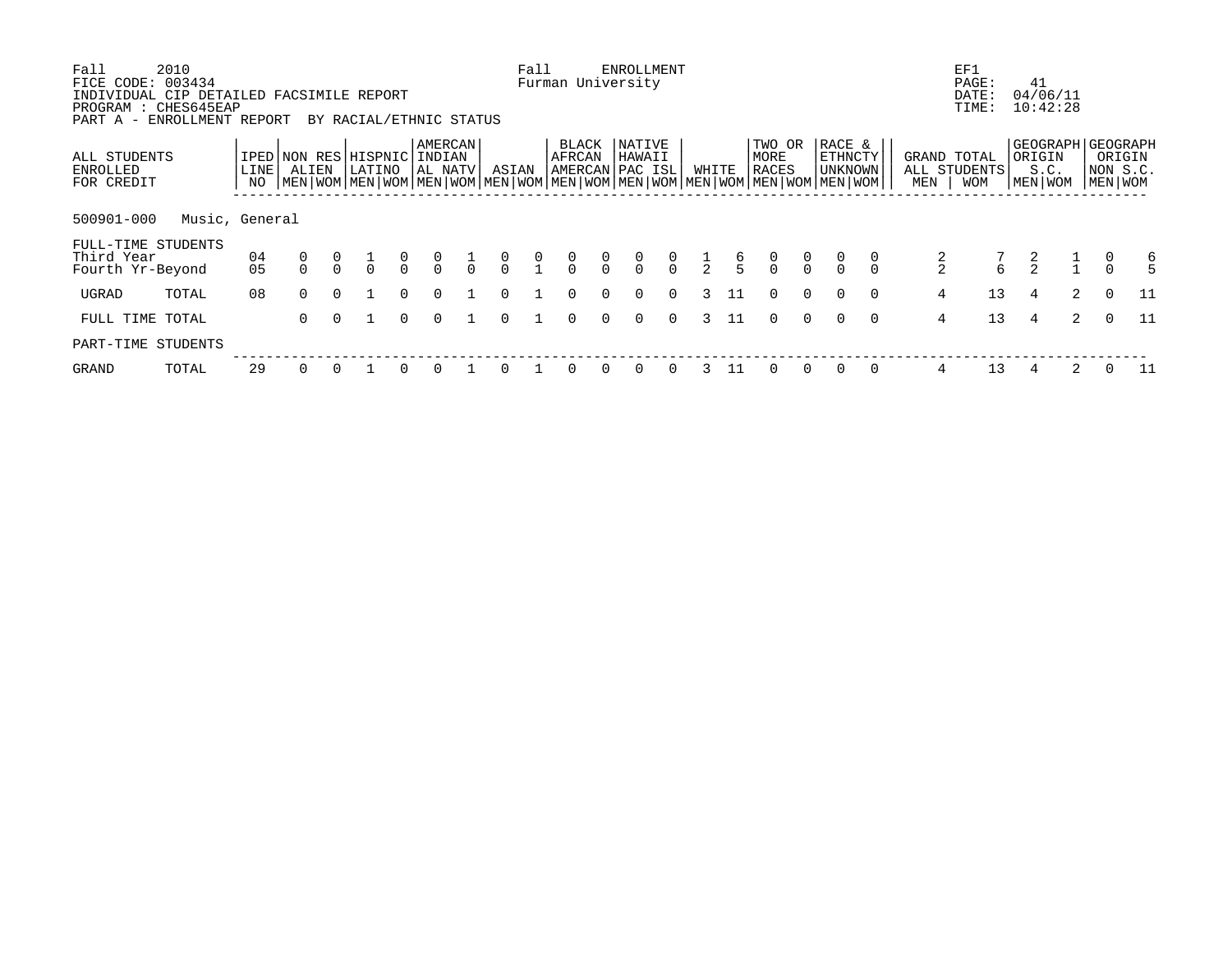Fall 2010 Fall ENROLLMENT EF1
FICE CODE: 003434 Furman University PAGE: 41
INDIVIDUAL CIP DETAILED FACSIMILE REPORT DATE: 04/06/11
PROGRAM : CHES645EAP TIME: 10:42:28
PART A - ENROLLMENT REPORT BY RACIAL/ETHNIC STATUS

| ALL STUDENTS ENROLLED FOR CREDIT | IPED LINE NO | NON RES ALIEN | | HISPNIC LATINO | | AMERCAN INDIAN AL NATV | | ASIAN | | BLACK AFRCAN AMERCAN | | NATIVE HAWAII PAC ISL | | WHITE | | TWO OR MORE RACES | | RACE & ETHNCTY UNKNOWN | | GRAND TOTAL ALL STUDENTS | | GEOGRAPH ORIGIN S.C. | | GEOGRAPH ORIGIN NON S.C. | |
|---|---|---|---|---|---|---|---|---|---|---|---|---|---|---|---|---|---|---|---|---|---|---|---|---|---|
| | | MEN | WOM | MEN | WOM | MEN | WOM | MEN | WOM | MEN | WOM | MEN | WOM | MEN | WOM | MEN | WOM | MEN | WOM | MEN | WOM | MEN | WOM | MEN | WOM |
| **500901-000 Music, General** | | | | | | | | | | | | | | | | | | | | | | | | | |
| FULL-TIME STUDENTS | | | | | | | | | | | | | | | | | | | | | | | | | |
| Third Year | 04 | 0 | 0 | 1 | 0 | 0 | 1 | 0 | 0 | 0 | 0 | 0 | 0 | 1 | 6 | 0 | 0 | 0 | 0 | 2 | 7 | 2 | 1 | 0 | 6 |
| Fourth Yr-Beyond | 05 | 0 | 0 | 0 | 0 | 0 | 0 | 0 | 1 | 0 | 0 | 0 | 0 | 2 | 5 | 0 | 0 | 0 | 0 | 2 | 6 | 2 | 1 | 0 | 5 |
| UGRAD TOTAL | 08 | 0 | 0 | 1 | 0 | 0 | 1 | 0 | 1 | 0 | 0 | 0 | 0 | 3 | 11 | 0 | 0 | 0 | 0 | 4 | 13 | 4 | 2 | 0 | 11 |
| FULL TIME TOTAL | | 0 | 0 | 1 | 0 | 0 | 1 | 0 | 1 | 0 | 0 | 0 | 0 | 3 | 11 | 0 | 0 | 0 | 0 | 4 | 13 | 4 | 2 | 0 | 11 |
| PART-TIME STUDENTS | | | | | | | | | | | | | | | | | | | | | | | | | |
| GRAND TOTAL | 29 | 0 | 0 | 1 | 0 | 0 | 1 | 0 | 1 | 0 | 0 | 0 | 0 | 3 | 11 | 0 | 0 | 0 | 0 | 4 | 13 | 4 | 2 | 0 | 11 |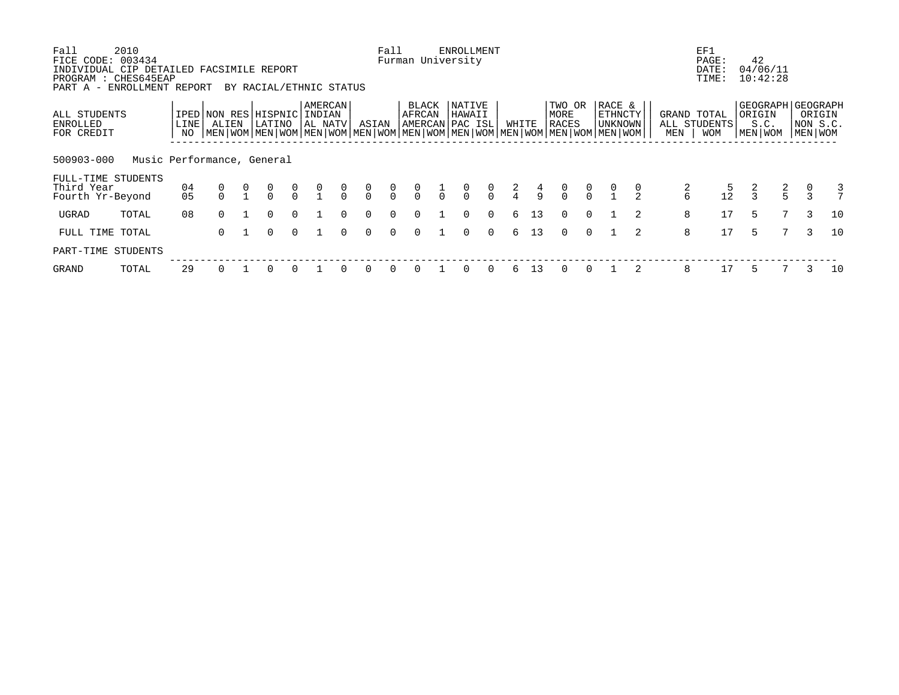Fall 2010 Fall ENROLLMENT EF1
FICE CODE: 003434 Furman University PAGE: 42
INDIVIDUAL CIP DETAILED FACSIMILE REPORT DATE: 04/06/11
PROGRAM : CHES645EAP TIME: 10:42:28
PART A - ENROLLMENT REPORT BY RACIAL/ETHNIC STATUS

| ALL STUDENTS ENROLLED FOR CREDIT | | IPED LINE NO | NON RES ALIEN | | HISPNIC LATINO | | AMERCAN INDIAN AL NATV | | ASIAN | | BLACK AFRCAN AMERCAN | | NATIVE HAWAII PAC ISL | | WHITE | | TWO OR MORE RACES | | RACE & ETHNCTY UNKNOWN | | GRAND TOTAL ALL STUDENTS | | GEOGRAPH ORIGIN S.C. | | GEOGRAPH ORIGIN NON S.C. | |
|---|---|---|---|---|---|---|---|---|---|---|---|---|---|---|---|---|---|---|---|---|---|---|---|---|---|---|
| | | | MEN | WOM | MEN | WOM | MEN | WOM | MEN | WOM | MEN | WOM | MEN | WOM | MEN | WOM | MEN | WOM | MEN | WOM | MEN | WOM | MEN | WOM | MEN | WOM |
| 500903-000 | Music Performance, General | | | | | | | | | | | | | | | | | | | | | | | | | |
| FULL-TIME STUDENTS | | | | | | | | | | | | | | | | | | | | | | | | | | |
| Third Year | | 04 | 0 | 0 | 0 | 0 | 0 | 0 | 0 | 0 | 0 | 1 | 0 | 0 | 2 | 4 | 0 | 0 | 0 | 0 | 2 | 5 | 2 | 2 | 0 | 3 |
| Fourth Yr-Beyond | | 05 | 0 | 1 | 0 | 0 | 1 | 0 | 0 | 0 | 0 | 0 | 0 | 0 | 4 | 9 | 0 | 0 | 1 | 2 | 6 | 12 | 3 | 5 | 3 | 7 |
| UGRAD | TOTAL | 08 | 0 | 1 | 0 | 0 | 1 | 0 | 0 | 0 | 0 | 1 | 0 | 0 | 6 | 13 | 0 | 0 | 1 | 2 | 8 | 17 | 5 | 7 | 3 | 10 |
| FULL TIME TOTAL | | | 0 | 1 | 0 | 0 | 1 | 0 | 0 | 0 | 0 | 1 | 0 | 0 | 6 | 13 | 0 | 0 | 1 | 2 | 8 | 17 | 5 | 7 | 3 | 10 |
| PART-TIME STUDENTS | | | | | | | | | | | | | | | | | | | | | | | | | | |
| GRAND | TOTAL | 29 | 0 | 1 | 0 | 0 | 1 | 0 | 0 | 0 | 0 | 1 | 0 | 0 | 6 | 13 | 0 | 0 | 1 | 2 | 8 | 17 | 5 | 7 | 3 | 10 |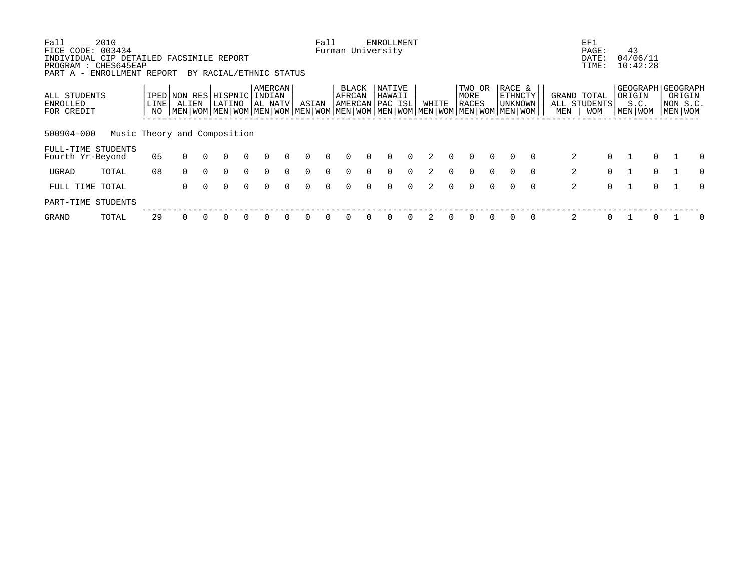Fall 2010 Fall ENROLLMENT EF1
FICE CODE: 003434 Furman University PAGE: 43
INDIVIDUAL CIP DETAILED FACSIMILE REPORT DATE: 04/06/11
PROGRAM : CHES645EAP TIME: 10:42:28
PART A - ENROLLMENT REPORT BY RACIAL/ETHNIC STATUS

| ALL STUDENTS ENROLLED FOR CREDIT | | IPED LINE NO | NON RES ALIEN | | HISPNIC LATINO | | AMERCAN INDIAN AL NATV | | ASIAN | | BLACK AFRCAN AMERCAN | | NATIVE HAWAII PAC ISL | | WHITE | | TWO OR MORE RACES | | RACE & ETHNCTY UNKNOWN | | GRAND TOTAL ALL STUDENTS | | GEOGRAPH ORIGIN S.C. | | GEOGRAPH ORIGIN NON S.C. | |
|---|---|---|---|---|---|---|---|---|---|---|---|---|---|---|---|---|---|---|---|---|---|---|---|---|---|---|
| | | | MEN | WOM | MEN | WOM | MEN | WOM | MEN | WOM | MEN | WOM | MEN | WOM | MEN | WOM | MEN | WOM | MEN | WOM | MEN | WOM | MEN | WOM | MEN | WOM |
| **500904-000 Music Theory and Composition** | | | | | | | | | | | | | | | | | | | | | | | | | | |
| FULL-TIME STUDENTS | | | | | | | | | | | | | | | | | | | | | | | | | | |
| Fourth Yr-Beyond | | 05 | 0 | 0 | 0 | 0 | 0 | 0 | 0 | 0 | 0 | 0 | 0 | 0 | 2 | 0 | 0 | 0 | 0 | 0 | 2 | 0 | 1 | 0 | 1 | 0 |
| UGRAD | TOTAL | 08 | 0 | 0 | 0 | 0 | 0 | 0 | 0 | 0 | 0 | 0 | 0 | 0 | 2 | 0 | 0 | 0 | 0 | 0 | 2 | 0 | 1 | 0 | 1 | 0 |
| FULL TIME TOTAL | | | 0 | 0 | 0 | 0 | 0 | 0 | 0 | 0 | 0 | 0 | 0 | 0 | 2 | 0 | 0 | 0 | 0 | 0 | 2 | 0 | 1 | 0 | 1 | 0 |
| PART-TIME STUDENTS | | | | | | | | | | | | | | | | | | | | | | | | | | |
| GRAND | TOTAL | 29 | 0 | 0 | 0 | 0 | 0 | 0 | 0 | 0 | 0 | 0 | 0 | 0 | 2 | 0 | 0 | 0 | 0 | 0 | 2 | 0 | 1 | 0 | 1 | 0 |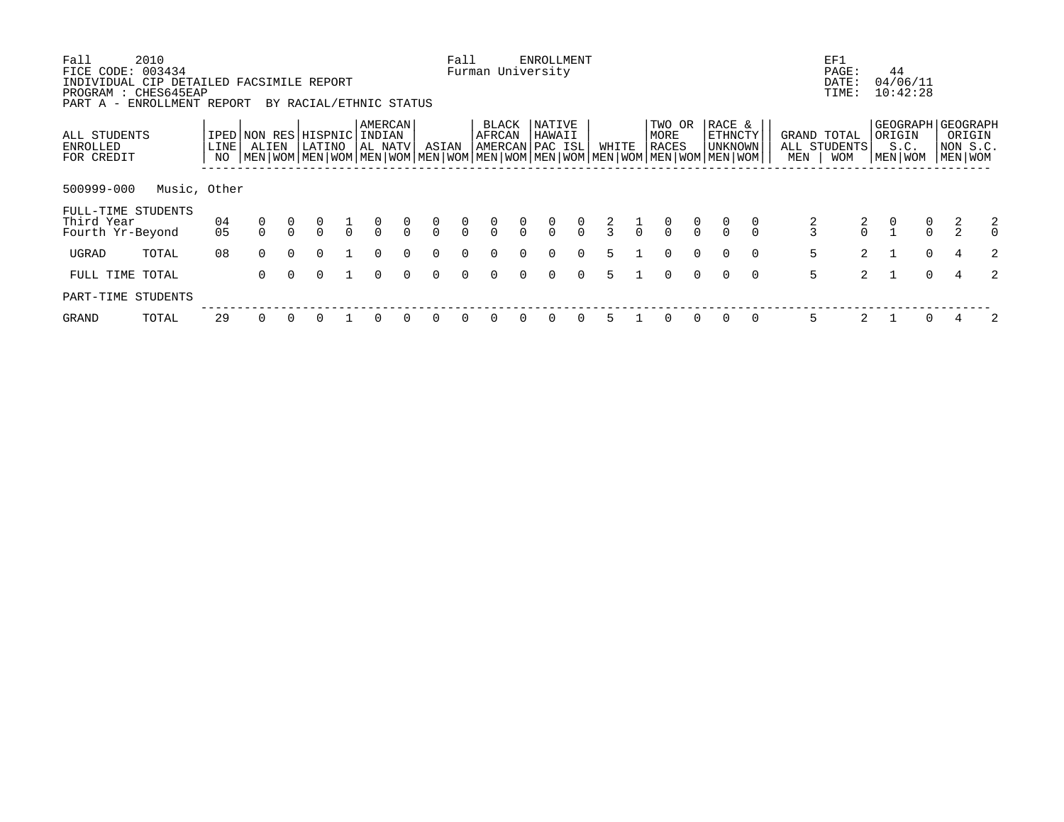Fall 2010 — Fall ENROLLMENT — EF1

FICE CODE: 003434 — Furman University — PAGE: 44

INDIVIDUAL CIP DETAILED FACSIMILE REPORT — DATE: 04/06/11

PROGRAM : CHES645EAP — TIME: 10:42:28

PART A - ENROLLMENT REPORT BY RACIAL/ETHNIC STATUS

| ALL STUDENTS ENROLLED FOR CREDIT | IPED LINE NO | NON RES ALIEN | | HISPNIC LATINO | | AMERCAN INDIAN AL NATV | | ASIAN | | BLACK AFRCAN AMERCAN | | NATIVE HAWAII PAC ISL | | WHITE | | TWO OR MORE RACES | | RACE & ETHNCTY UNKNOWN | | GRAND TOTAL ALL STUDENTS | | GEOGRAPH ORIGIN S.C. | | GEOGRAPH ORIGIN NON S.C. | |
|---|---|---|---|---|---|---|---|---|---|---|---|---|---|---|---|---|---|---|---|---|---|---|---|---|---|
| | | MEN | WOM | MEN | WOM | MEN | WOM | MEN | WOM | MEN | WOM | MEN | WOM | MEN | WOM | MEN | WOM | MEN | WOM | MEN | WOM | MEN | WOM | MEN | WOM |
| **500999-000 Music, Other** | | | | | | | | | | | | | | | | | | | | | | | | | |
| FULL-TIME STUDENTS | | | | | | | | | | | | | | | | | | | | | | | | | |
| Third Year | 04 | 0 | 0 | 0 | 1 | 0 | 0 | 0 | 0 | 0 | 0 | 0 | 0 | 2 | 1 | 0 | 0 | 0 | 0 | 2 | 2 | 0 | 0 | 2 | 2 |
| Fourth Yr-Beyond | 05 | 0 | 0 | 0 | 0 | 0 | 0 | 0 | 0 | 0 | 0 | 0 | 0 | 3 | 0 | 0 | 0 | 0 | 0 | 3 | 0 | 1 | 0 | 2 | 0 |
| UGRAD TOTAL | 08 | 0 | 0 | 0 | 1 | 0 | 0 | 0 | 0 | 0 | 0 | 0 | 0 | 5 | 1 | 0 | 0 | 0 | 0 | 5 | 2 | 1 | 0 | 4 | 2 |
| FULL TIME TOTAL | | 0 | 0 | 0 | 1 | 0 | 0 | 0 | 0 | 0 | 0 | 0 | 0 | 5 | 1 | 0 | 0 | 0 | 0 | 5 | 2 | 1 | 0 | 4 | 2 |
| PART-TIME STUDENTS | | | | | | | | | | | | | | | | | | | | | | | | | |
| GRAND TOTAL | 29 | 0 | 0 | 0 | 1 | 0 | 0 | 0 | 0 | 0 | 0 | 0 | 0 | 5 | 1 | 0 | 0 | 0 | 0 | 5 | 2 | 1 | 0 | 4 | 2 |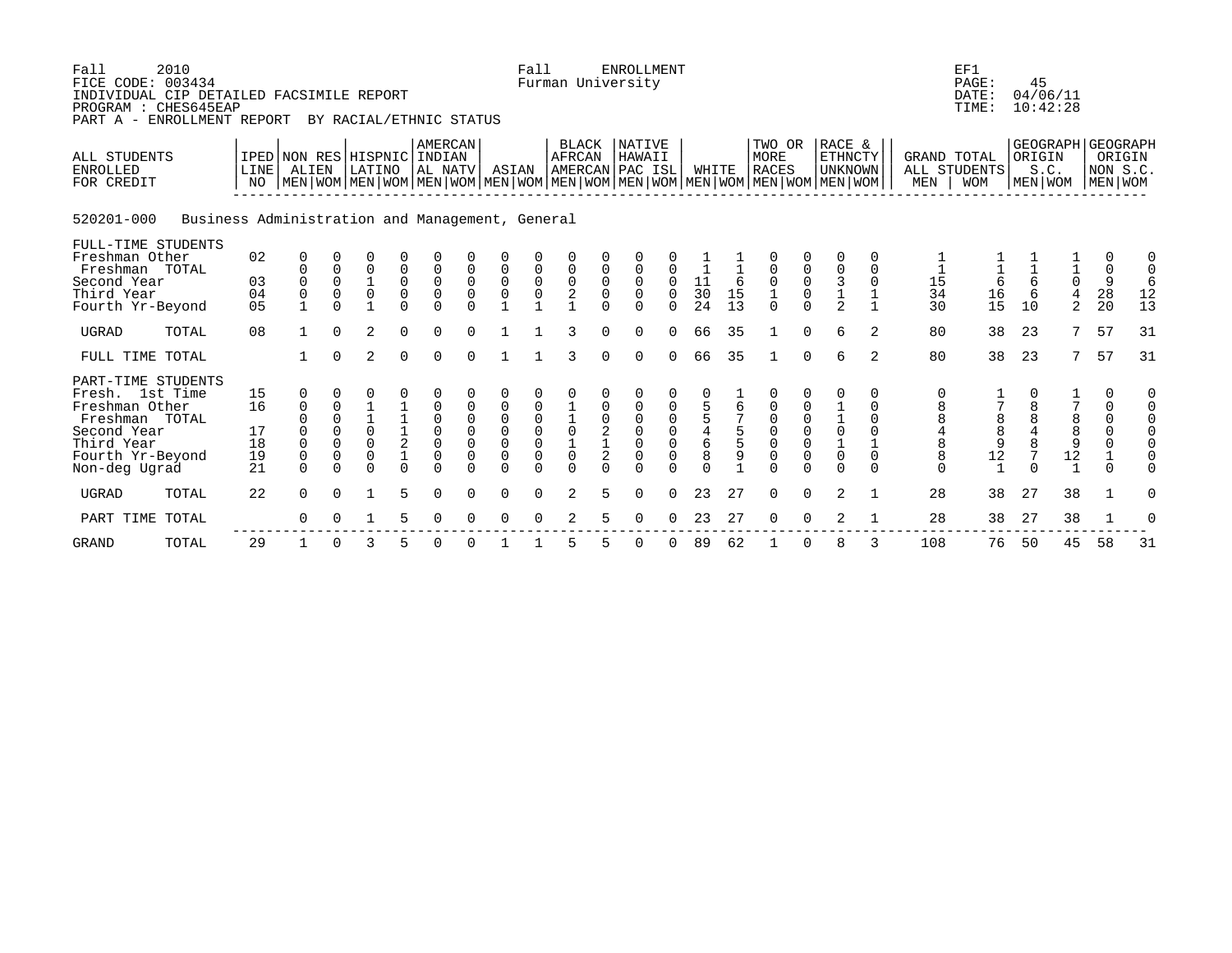Fall 2010 Fall ENROLLMENT EF1
FICE CODE: 003434 Furman University PAGE: 45
INDIVIDUAL CIP DETAILED FACSIMILE REPORT DATE: 04/06/11
PROGRAM : CHES645EAP TIME: 10:42:28
PART A - ENROLLMENT REPORT BY RACIAL/ETHNIC STATUS

**520201-000 Business Administration and Management, General**

| ALL STUDENTS ENROLLED FOR CREDIT | IPED LINE NO | NON RES ALIEN | | HISPNIC LATINO | | AMERCAN INDIAN AL NATV | | ASIAN | | BLACK AFRCAN AMERCAN | | NATIVE HAWAII PAC ISL | | WHITE | | TWO OR MORE RACES | | RACE & ETHNCTY UNKNOWN | | GRAND TOTAL ALL STUDENTS | | GEOGRAPH ORIGIN S.C. | | GEOGRAPH ORIGIN NON S.C. | |
|---|---|---|---|---|---|---|---|---|---|---|---|---|---|---|---|---|---|---|---|---|---|---|---|---|---|
| | | MEN | WOM | MEN | WOM | MEN | WOM | MEN | WOM | MEN | WOM | MEN | WOM | MEN | WOM | MEN | WOM | MEN | WOM | MEN | WOM | MEN | WOM | MEN | WOM |
| **FULL-TIME STUDENTS** | | | | | | | | | | | | | | | | | | | | | | | | | |
| Freshman Other | 02 | 0 | 0 | 0 | 0 | 0 | 0 | 0 | 0 | 0 | 0 | 0 | 0 | 1 | 1 | 0 | 0 | 0 | 0 | 1 | 1 | 1 | 1 | 0 | 0 |
| Freshman TOTAL | | 0 | 0 | 0 | 0 | 0 | 0 | 0 | 0 | 0 | 0 | 0 | 0 | 1 | 1 | 0 | 0 | 0 | 0 | 1 | 1 | 1 | 1 | 0 | 0 |
| Second Year | 03 | 0 | 0 | 1 | 0 | 0 | 0 | 0 | 0 | 0 | 0 | 0 | 0 | 11 | 6 | 0 | 0 | 3 | 0 | 15 | 6 | 6 | 0 | 9 | 6 |
| Third Year | 04 | 0 | 0 | 0 | 0 | 0 | 0 | 0 | 0 | 2 | 0 | 0 | 0 | 30 | 15 | 1 | 0 | 1 | 1 | 34 | 16 | 6 | 4 | 28 | 12 |
| Fourth Yr-Beyond | 05 | 1 | 0 | 1 | 0 | 0 | 0 | 1 | 1 | 1 | 0 | 0 | 0 | 24 | 13 | 0 | 0 | 2 | 1 | 30 | 15 | 10 | 2 | 20 | 13 |
| UGRAD TOTAL | 08 | 1 | 0 | 2 | 0 | 0 | 0 | 1 | 1 | 3 | 0 | 0 | 0 | 66 | 35 | 1 | 0 | 6 | 2 | 80 | 38 | 23 | 7 | 57 | 31 |
| FULL TIME TOTAL | | 1 | 0 | 2 | 0 | 0 | 0 | 1 | 1 | 3 | 0 | 0 | 0 | 66 | 35 | 1 | 0 | 6 | 2 | 80 | 38 | 23 | 7 | 57 | 31 |
| **PART-TIME STUDENTS** | | | | | | | | | | | | | | | | | | | | | | | | | |
| Fresh. 1st Time | 15 | 0 | 0 | 0 | 0 | 0 | 0 | 0 | 0 | 0 | 0 | 0 | 0 | 0 | 1 | 0 | 0 | 0 | 0 | 0 | 1 | 0 | 1 | 0 | 0 |
| Freshman Other | 16 | 0 | 0 | 1 | 1 | 0 | 0 | 0 | 0 | 1 | 0 | 0 | 0 | 5 | 6 | 0 | 0 | 1 | 0 | 8 | 7 | 8 | 7 | 0 | 0 |
| Freshman TOTAL | | 0 | 0 | 1 | 1 | 0 | 0 | 0 | 0 | 1 | 0 | 0 | 0 | 5 | 7 | 0 | 0 | 1 | 0 | 8 | 8 | 8 | 8 | 0 | 0 |
| Second Year | 17 | 0 | 0 | 0 | 1 | 0 | 0 | 0 | 0 | 0 | 2 | 0 | 0 | 4 | 5 | 0 | 0 | 0 | 0 | 4 | 8 | 4 | 8 | 0 | 0 |
| Third Year | 18 | 0 | 0 | 0 | 2 | 0 | 0 | 0 | 0 | 1 | 1 | 0 | 0 | 6 | 5 | 0 | 0 | 1 | 1 | 8 | 9 | 8 | 9 | 0 | 0 |
| Fourth Yr-Beyond | 19 | 0 | 0 | 0 | 1 | 0 | 0 | 0 | 0 | 0 | 2 | 0 | 0 | 8 | 9 | 0 | 0 | 0 | 0 | 8 | 12 | 7 | 12 | 1 | 0 |
| Non-deg Ugrad | 21 | 0 | 0 | 0 | 0 | 0 | 0 | 0 | 0 | 0 | 0 | 0 | 0 | 0 | 1 | 0 | 0 | 0 | 0 | 0 | 1 | 0 | 1 | 0 | 0 |
| UGRAD TOTAL | 22 | 0 | 0 | 1 | 5 | 0 | 0 | 0 | 0 | 2 | 5 | 0 | 0 | 23 | 27 | 0 | 0 | 2 | 1 | 28 | 38 | 27 | 38 | 1 | 0 |
| PART TIME TOTAL | | 0 | 0 | 1 | 5 | 0 | 0 | 0 | 0 | 2 | 5 | 0 | 0 | 23 | 27 | 0 | 0 | 2 | 1 | 28 | 38 | 27 | 38 | 1 | 0 |
| GRAND TOTAL | 29 | 1 | 0 | 3 | 5 | 0 | 0 | 1 | 1 | 5 | 5 | 0 | 0 | 89 | 62 | 1 | 0 | 8 | 3 | 108 | 76 | 50 | 45 | 58 | 31 |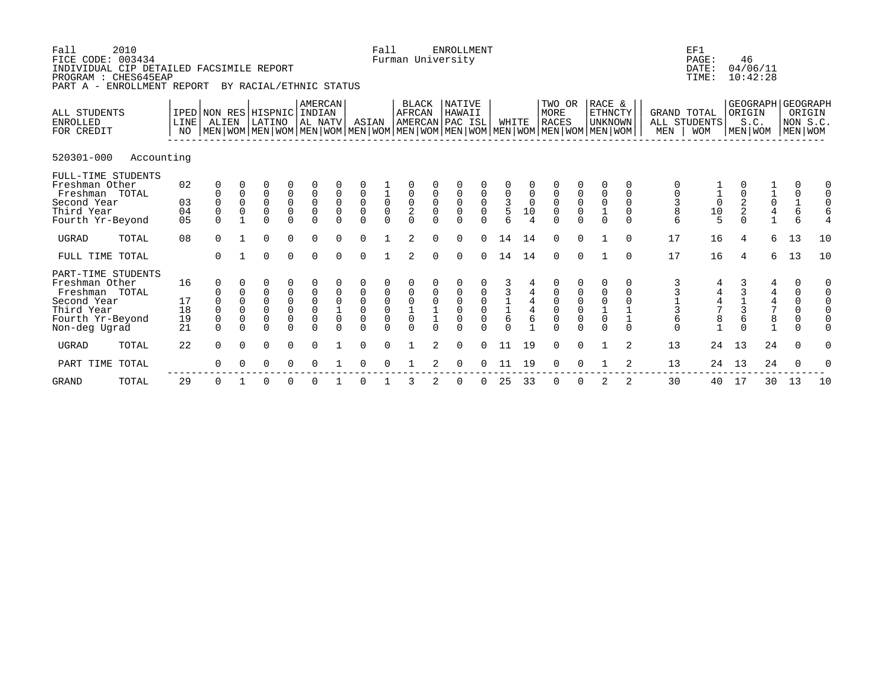Fall 2010 — FICE CODE: 003434 — INDIVIDUAL CIP DETAILED FACSIMILE REPORT — PROGRAM : CHES645EAP — PART A - ENROLLMENT REPORT BY RACIAL/ETHNIC STATUS

Fall ENROLLMENT — Furman University

EF1 — PAGE: 46 — DATE: 04/06/11 — TIME: 10:42:28

**520301-000 Accounting**

| ALL STUDENTS ENROLLED FOR CREDIT | IPED LINE NO | NON RES ALIEN MEN | NON RES ALIEN WOM | HISPNIC LATINO MEN | HISPNIC LATINO WOM | AMERCAN INDIAN AL NATV MEN | AMERCAN INDIAN AL NATV WOM | ASIAN MEN | ASIAN WOM | BLACK AFRCAN AMERCAN MEN | BLACK AFRCAN AMERCAN WOM | NATIVE HAWAII PAC ISL MEN | NATIVE HAWAII PAC ISL WOM | WHITE MEN | WHITE WOM | TWO OR MORE RACES MEN | TWO OR MORE RACES WOM | RACE & ETHNCTY UNKNOWN MEN | RACE & ETHNCTY UNKNOWN WOM | GRAND TOTAL ALL STUDENTS MEN | GRAND TOTAL ALL STUDENTS WOM | GEOGRAPH ORIGIN S.C. MEN | GEOGRAPH ORIGIN S.C. WOM | GEOGRAPH ORIGIN NON S.C. MEN | GEOGRAPH ORIGIN NON S.C. WOM |
|---|---|---|---|---|---|---|---|---|---|---|---|---|---|---|---|---|---|---|---|---|---|---|---|---|---|
| **FULL-TIME STUDENTS** | | | | | | | | | | | | | | | | | | | | | | | | | |
| Freshman Other | 02 | 0 | 0 | 0 | 0 | 0 | 0 | 0 | 1 | 0 | 0 | 0 | 0 | 0 | 0 | 0 | 0 | 0 | 0 | 0 | 1 | 0 | 1 | 0 | 0 |
| Freshman TOTAL | | 0 | 0 | 0 | 0 | 0 | 0 | 0 | 1 | 0 | 0 | 0 | 0 | 0 | 0 | 0 | 0 | 0 | 0 | 0 | 1 | 0 | 1 | 0 | 0 |
| Second Year | 03 | 0 | 0 | 0 | 0 | 0 | 0 | 0 | 0 | 0 | 0 | 0 | 0 | 3 | 0 | 0 | 0 | 0 | 0 | 3 | 0 | 2 | 0 | 1 | 0 |
| Third Year | 04 | 0 | 0 | 0 | 0 | 0 | 0 | 0 | 0 | 2 | 0 | 0 | 0 | 5 | 10 | 0 | 0 | 1 | 0 | 8 | 10 | 2 | 4 | 6 | 6 |
| Fourth Yr-Beyond | 05 | 0 | 1 | 0 | 0 | 0 | 0 | 0 | 0 | 0 | 0 | 0 | 0 | 6 | 4 | 0 | 0 | 0 | 0 | 6 | 5 | 0 | 1 | 6 | 4 |
| UGRAD TOTAL | 08 | 0 | 1 | 0 | 0 | 0 | 0 | 0 | 1 | 2 | 0 | 0 | 0 | 14 | 14 | 0 | 0 | 1 | 0 | 17 | 16 | 4 | 6 | 13 | 10 |
| FULL TIME TOTAL | | 0 | 1 | 0 | 0 | 0 | 0 | 0 | 1 | 2 | 0 | 0 | 0 | 14 | 14 | 0 | 0 | 1 | 0 | 17 | 16 | 4 | 6 | 13 | 10 |
| **PART-TIME STUDENTS** | | | | | | | | | | | | | | | | | | | | | | | | | |
| Freshman Other | 16 | 0 | 0 | 0 | 0 | 0 | 0 | 0 | 0 | 0 | 0 | 0 | 0 | 3 | 4 | 0 | 0 | 0 | 0 | 3 | 4 | 3 | 4 | 0 | 0 |
| Freshman TOTAL | | 0 | 0 | 0 | 0 | 0 | 0 | 0 | 0 | 0 | 0 | 0 | 0 | 3 | 4 | 0 | 0 | 0 | 0 | 3 | 4 | 3 | 4 | 0 | 0 |
| Second Year | 17 | 0 | 0 | 0 | 0 | 0 | 0 | 0 | 0 | 0 | 0 | 0 | 0 | 1 | 4 | 0 | 0 | 0 | 0 | 1 | 4 | 1 | 4 | 0 | 0 |
| Third Year | 18 | 0 | 0 | 0 | 0 | 0 | 1 | 0 | 0 | 1 | 1 | 0 | 0 | 1 | 4 | 0 | 0 | 1 | 1 | 3 | 7 | 3 | 7 | 0 | 0 |
| Fourth Yr-Beyond | 19 | 0 | 0 | 0 | 0 | 0 | 0 | 0 | 0 | 0 | 1 | 0 | 0 | 6 | 6 | 0 | 0 | 0 | 1 | 6 | 8 | 6 | 8 | 0 | 0 |
| Non-deg Ugrad | 21 | 0 | 0 | 0 | 0 | 0 | 0 | 0 | 0 | 0 | 0 | 0 | 0 | 0 | 1 | 0 | 0 | 0 | 0 | 0 | 1 | 0 | 1 | 0 | 0 |
| UGRAD TOTAL | 22 | 0 | 0 | 0 | 0 | 0 | 1 | 0 | 0 | 1 | 2 | 0 | 0 | 11 | 19 | 0 | 0 | 1 | 2 | 13 | 24 | 13 | 24 | 0 | 0 |
| PART TIME TOTAL | | 0 | 0 | 0 | 0 | 0 | 1 | 0 | 0 | 1 | 2 | 0 | 0 | 11 | 19 | 0 | 0 | 1 | 2 | 13 | 24 | 13 | 24 | 0 | 0 |
| GRAND TOTAL | 29 | 0 | 1 | 0 | 0 | 0 | 1 | 0 | 1 | 3 | 2 | 0 | 0 | 25 | 33 | 0 | 0 | 2 | 2 | 30 | 40 | 17 | 30 | 13 | 10 |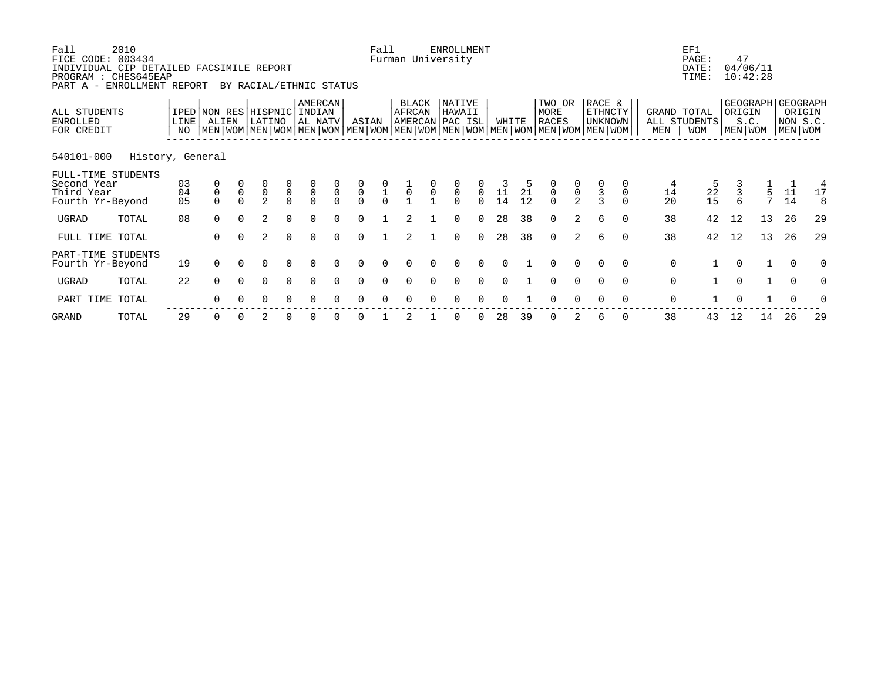Fall 2010 — Fall ENROLLMENT — EF1

FICE CODE: 003434 — Furman University

INDIVIDUAL CIP DETAILED FACSIMILE REPORT

PROGRAM : CHES645EAP

PART A - ENROLLMENT REPORT BY RACIAL/ETHNIC STATUS

PAGE: 47
DATE: 04/06/11
TIME: 10:42:28

| ALL STUDENTS ENROLLED FOR CREDIT | IPED LINE NO | NON RES ALIEN | | HISPNIC LATINO | | AMERCAN INDIAN AL NATV | | ASIAN | | BLACK AFRCAN AMERCAN | | NATIVE HAWAII PAC ISL | | WHITE | | TWO OR MORE RACES | | RACE & ETHNCTY UNKNOWN | | GRAND TOTAL ALL STUDENTS | | GEOGRAPH ORIGIN S.C. | | GEOGRAPH ORIGIN NON S.C. | |
|---|---|---|---|---|---|---|---|---|---|---|---|---|---|---|---|---|---|---|---|---|---|---|---|---|---|
| | | MEN | WOM | MEN | WOM | MEN | WOM | MEN | WOM | MEN | WOM | MEN | WOM | MEN | WOM | MEN | WOM | MEN | WOM | MEN | WOM | MEN | WOM | MEN | WOM |
| **540101-000 History, General** | | | | | | | | | | | | | | | | | | | | | | | | | |
| FULL-TIME STUDENTS | | | | | | | | | | | | | | | | | | | | | | | | | |
| Second Year | 03 | 0 | 0 | 0 | 0 | 0 | 0 | 0 | 0 | 1 | 0 | 0 | 0 | 3 | 5 | 0 | 0 | 0 | 0 | 4 | 5 | 3 | 1 | 1 | 4 |
| Third Year | 04 | 0 | 0 | 0 | 0 | 0 | 0 | 0 | 1 | 0 | 0 | 0 | 0 | 11 | 21 | 0 | 0 | 3 | 0 | 14 | 22 | 3 | 5 | 11 | 17 |
| Fourth Yr-Beyond | 05 | 0 | 0 | 2 | 0 | 0 | 0 | 0 | 0 | 1 | 1 | 0 | 0 | 14 | 12 | 0 | 2 | 3 | 0 | 20 | 15 | 6 | 7 | 14 | 8 |
| UGRAD TOTAL | 08 | 0 | 0 | 2 | 0 | 0 | 0 | 0 | 1 | 2 | 1 | 0 | 0 | 28 | 38 | 0 | 2 | 6 | 0 | 38 | 42 | 12 | 13 | 26 | 29 |
| FULL TIME TOTAL | | 0 | 0 | 2 | 0 | 0 | 0 | 0 | 1 | 2 | 1 | 0 | 0 | 28 | 38 | 0 | 2 | 6 | 0 | 38 | 42 | 12 | 13 | 26 | 29 |
| PART-TIME STUDENTS | | | | | | | | | | | | | | | | | | | | | | | | | |
| Fourth Yr-Beyond | 19 | 0 | 0 | 0 | 0 | 0 | 0 | 0 | 0 | 0 | 0 | 0 | 0 | 0 | 1 | 0 | 0 | 0 | 0 | 0 | 1 | 0 | 1 | 0 | 0 |
| UGRAD TOTAL | 22 | 0 | 0 | 0 | 0 | 0 | 0 | 0 | 0 | 0 | 0 | 0 | 0 | 0 | 1 | 0 | 0 | 0 | 0 | 0 | 1 | 0 | 1 | 0 | 0 |
| PART TIME TOTAL | | 0 | 0 | 0 | 0 | 0 | 0 | 0 | 0 | 0 | 0 | 0 | 0 | 0 | 1 | 0 | 0 | 0 | 0 | 0 | 1 | 0 | 1 | 0 | 0 |
| GRAND TOTAL | 29 | 0 | 0 | 2 | 0 | 0 | 0 | 0 | 1 | 2 | 1 | 0 | 0 | 28 | 39 | 0 | 2 | 6 | 0 | 38 | 43 | 12 | 14 | 26 | 29 |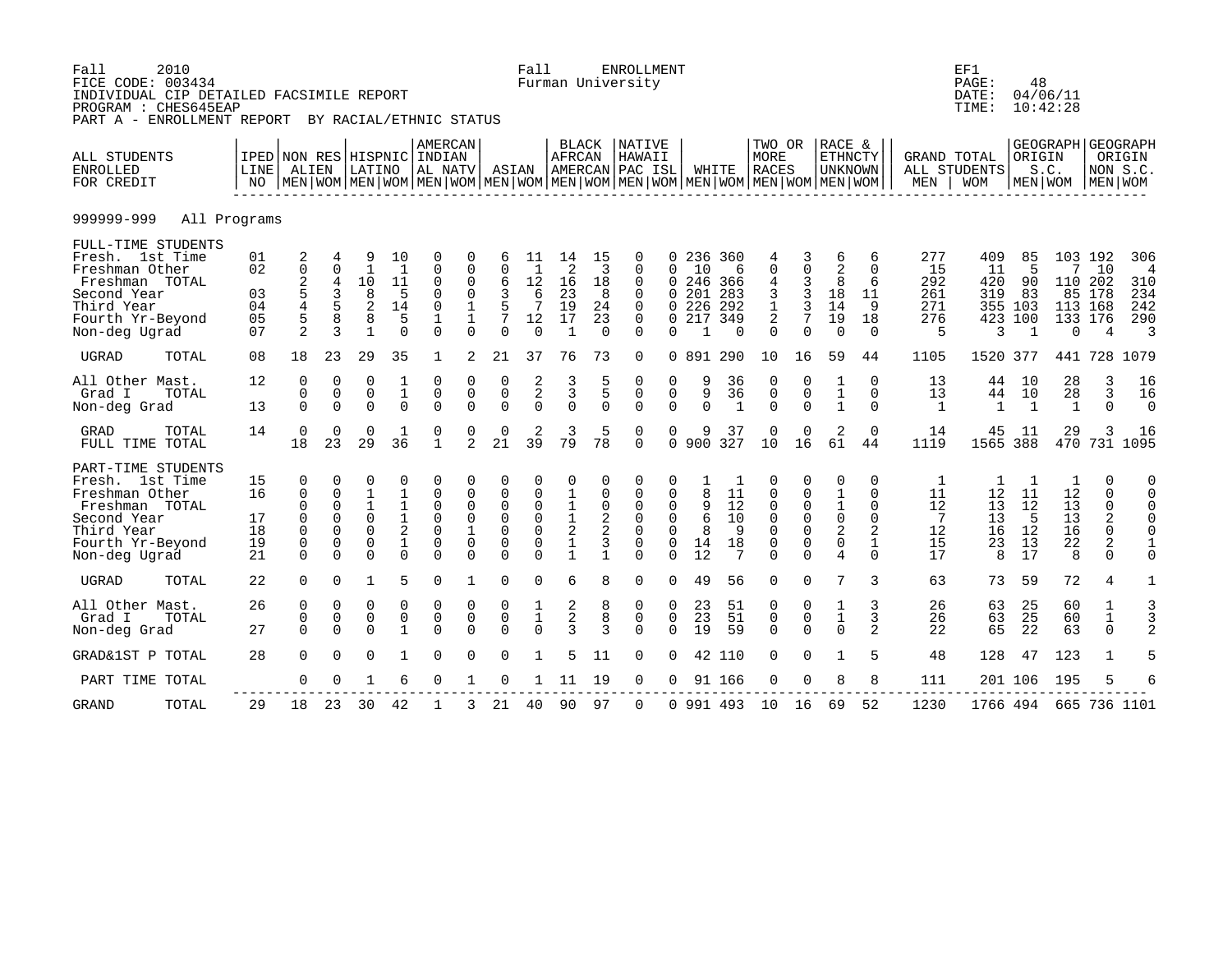Fall 2010
FICE CODE: 003434
INDIVIDUAL CIP DETAILED FACSIMILE REPORT
PROGRAM : CHES645EAP
PART A - ENROLLMENT REPORT BY RACIAL/ETHNIC STATUS

Fall ENROLLMENT
Furman University

EF1
PAGE: 48
DATE: 04/06/11
TIME: 10:42:28

999999-999 All Programs

| ALL STUDENTS ENROLLED FOR CREDIT | IPED LINE NO | NON RES ALIEN MEN | NON RES ALIEN WOM | HISPNIC LATINO MEN | HISPNIC LATINO WOM | AMERCAN INDIAN AL NATV MEN | AMERCAN INDIAN AL NATV WOM | ASIAN MEN | ASIAN WOM | BLACK AFRCAN AMERCAN MEN | BLACK AFRCAN AMERCAN WOM | NATIVE HAWAII PAC ISL MEN | NATIVE HAWAII PAC ISL WOM | WHITE MEN | WHITE WOM | TWO OR MORE RACES MEN | TWO OR MORE RACES WOM | RACE & ETHNCTY UNKNOWN MEN | RACE & ETHNCTY UNKNOWN WOM | GRAND TOTAL ALL STUDENTS MEN | GRAND TOTAL ALL STUDENTS WOM | GEOGRAPH ORIGIN S.C. MEN | GEOGRAPH ORIGIN S.C. WOM | GEOGRAPH ORIGIN NON S.C. MEN | GEOGRAPH ORIGIN NON S.C. WOM |
|---|---|---|---|---|---|---|---|---|---|---|---|---|---|---|---|---|---|---|---|---|---|---|---|---|---|
| FULL-TIME STUDENTS | | | | | | | | | | | | | | | | | | | | | | | | | |
| Fresh. 1st Time | 01 | 2 | 4 | 9 | 10 | 0 | 0 | 6 | 11 | 14 | 15 | 0 | 0 | 236 | 360 | 4 | 3 | 6 | 6 | 277 | 409 | 85 | 103 | 192 | 306 |
| Freshman Other | 02 | 0 | 0 | 1 | 1 | 0 | 0 | 0 | 1 | 2 | 3 | 0 | 0 | 10 | 6 | 0 | 0 | 2 | 0 | 15 | 11 | 5 | 7 | 10 | 4 |
| Freshman TOTAL | | 2 | 4 | 10 | 11 | 0 | 0 | 6 | 12 | 16 | 18 | 0 | 0 | 246 | 366 | 4 | 3 | 8 | 6 | 292 | 420 | 90 | 110 | 202 | 310 |
| Second Year | 03 | 5 | 3 | 8 | 5 | 0 | 0 | 3 | 6 | 23 | 8 | 0 | 0 | 201 | 283 | 3 | 3 | 18 | 11 | 261 | 319 | 83 | 85 | 178 | 234 |
| Third Year | 04 | 4 | 5 | 2 | 14 | 0 | 1 | 5 | 7 | 19 | 24 | 0 | 0 | 226 | 292 | 1 | 3 | 14 | 9 | 271 | 355 | 103 | 113 | 168 | 242 |
| Fourth Yr-Beyond | 05 | 5 | 8 | 8 | 5 | 1 | 1 | 7 | 12 | 17 | 23 | 0 | 0 | 217 | 349 | 2 | 7 | 19 | 18 | 276 | 423 | 100 | 133 | 176 | 290 |
| Non-deg Ugrad | 07 | 2 | 3 | 1 | 0 | 0 | 0 | 0 | 0 | 1 | 0 | 0 | 0 | 1 | 0 | 0 | 0 | 0 | 0 | 5 | 3 | 1 | 0 | 4 | 3 |
| UGRAD TOTAL | 08 | 18 | 23 | 29 | 35 | 1 | 2 | 21 | 37 | 76 | 73 | 0 | 0 | 891 | 290 | 10 | 16 | 59 | 44 | 1105 | 1520 | 377 | 441 | 728 | 1079 |
| All Other Mast. | 12 | 0 | 0 | 0 | 1 | 0 | 0 | 0 | 2 | 3 | 5 | 0 | 0 | 9 | 36 | 0 | 0 | 1 | 0 | 13 | 44 | 10 | 28 | 3 | 16 |
| Grad I TOTAL | | 0 | 0 | 0 | 1 | 0 | 0 | 0 | 2 | 3 | 5 | 0 | 0 | 9 | 36 | 0 | 0 | 1 | 0 | 13 | 44 | 10 | 28 | 3 | 16 |
| Non-deg Grad | 13 | 0 | 0 | 0 | 0 | 0 | 0 | 0 | 0 | 0 | 0 | 0 | 0 | 0 | 1 | 0 | 0 | 1 | 0 | 1 | 1 | 1 | 1 | 0 | 0 |
| GRAD TOTAL | 14 | 0 | 0 | 0 | 1 | 0 | 0 | 0 | 2 | 3 | 5 | 0 | 0 | 9 | 37 | 0 | 0 | 2 | 0 | 14 | 45 | 11 | 29 | 3 | 16 |
| FULL TIME TOTAL | | 18 | 23 | 29 | 36 | 1 | 2 | 21 | 39 | 79 | 78 | 0 | 0 | 900 | 327 | 10 | 16 | 61 | 44 | 1119 | 1565 | 388 | 470 | 731 | 1095 |
| PART-TIME STUDENTS | | | | | | | | | | | | | | | | | | | | | | | | | |
| Fresh. 1st Time | 15 | 0 | 0 | 0 | 0 | 0 | 0 | 0 | 0 | 0 | 0 | 0 | 0 | 1 | 1 | 0 | 0 | 0 | 0 | 1 | 1 | 1 | 1 | 0 | 0 |
| Freshman Other | 16 | 0 | 0 | 1 | 1 | 0 | 0 | 0 | 0 | 1 | 0 | 0 | 0 | 8 | 11 | 0 | 0 | 1 | 0 | 11 | 12 | 11 | 12 | 0 | 0 |
| Freshman TOTAL | | 0 | 0 | 1 | 1 | 0 | 0 | 0 | 0 | 1 | 0 | 0 | 0 | 9 | 12 | 0 | 0 | 1 | 0 | 12 | 13 | 12 | 13 | 0 | 0 |
| Second Year | 17 | 0 | 0 | 0 | 1 | 0 | 0 | 0 | 0 | 1 | 2 | 0 | 0 | 6 | 10 | 0 | 0 | 0 | 0 | 7 | 13 | 5 | 13 | 2 | 0 |
| Third Year | 18 | 0 | 0 | 0 | 2 | 0 | 1 | 0 | 0 | 2 | 2 | 0 | 0 | 8 | 9 | 0 | 0 | 2 | 2 | 12 | 16 | 12 | 16 | 0 | 0 |
| Fourth Yr-Beyond | 19 | 0 | 0 | 0 | 1 | 0 | 0 | 0 | 0 | 1 | 3 | 0 | 0 | 14 | 18 | 0 | 0 | 0 | 1 | 15 | 23 | 13 | 22 | 2 | 1 |
| Non-deg Ugrad | 21 | 0 | 0 | 0 | 0 | 0 | 0 | 0 | 0 | 1 | 1 | 0 | 0 | 12 | 7 | 0 | 0 | 4 | 0 | 17 | 8 | 17 | 8 | 0 | 0 |
| UGRAD TOTAL | 22 | 0 | 0 | 1 | 5 | 0 | 1 | 0 | 0 | 6 | 8 | 0 | 0 | 49 | 56 | 0 | 0 | 7 | 3 | 63 | 73 | 59 | 72 | 4 | 1 |
| All Other Mast. | 26 | 0 | 0 | 0 | 0 | 0 | 0 | 0 | 1 | 2 | 8 | 0 | 0 | 23 | 51 | 0 | 0 | 1 | 3 | 26 | 63 | 25 | 60 | 1 | 3 |
| Grad I TOTAL | | 0 | 0 | 0 | 0 | 0 | 0 | 0 | 1 | 2 | 8 | 0 | 0 | 23 | 51 | 0 | 0 | 1 | 3 | 26 | 63 | 25 | 60 | 1 | 3 |
| Non-deg Grad | 27 | 0 | 0 | 0 | 1 | 0 | 0 | 0 | 0 | 3 | 3 | 0 | 0 | 19 | 59 | 0 | 0 | 0 | 2 | 22 | 65 | 22 | 63 | 0 | 2 |
| GRAD&1ST P TOTAL | 28 | 0 | 0 | 0 | 1 | 0 | 0 | 0 | 1 | 5 | 11 | 0 | 0 | 42 | 110 | 0 | 0 | 1 | 5 | 48 | 128 | 47 | 123 | 1 | 5 |
| PART TIME TOTAL | | 0 | 0 | 1 | 6 | 0 | 1 | 0 | 1 | 11 | 19 | 0 | 0 | 91 | 166 | 0 | 0 | 8 | 8 | 111 | 201 | 106 | 195 | 5 | 6 |
| GRAND TOTAL | 29 | 18 | 23 | 30 | 42 | 1 | 3 | 21 | 40 | 90 | 97 | 0 | 0 | 991 | 493 | 10 | 16 | 69 | 52 | 1230 | 1766 | 494 | 665 | 736 | 1101 |